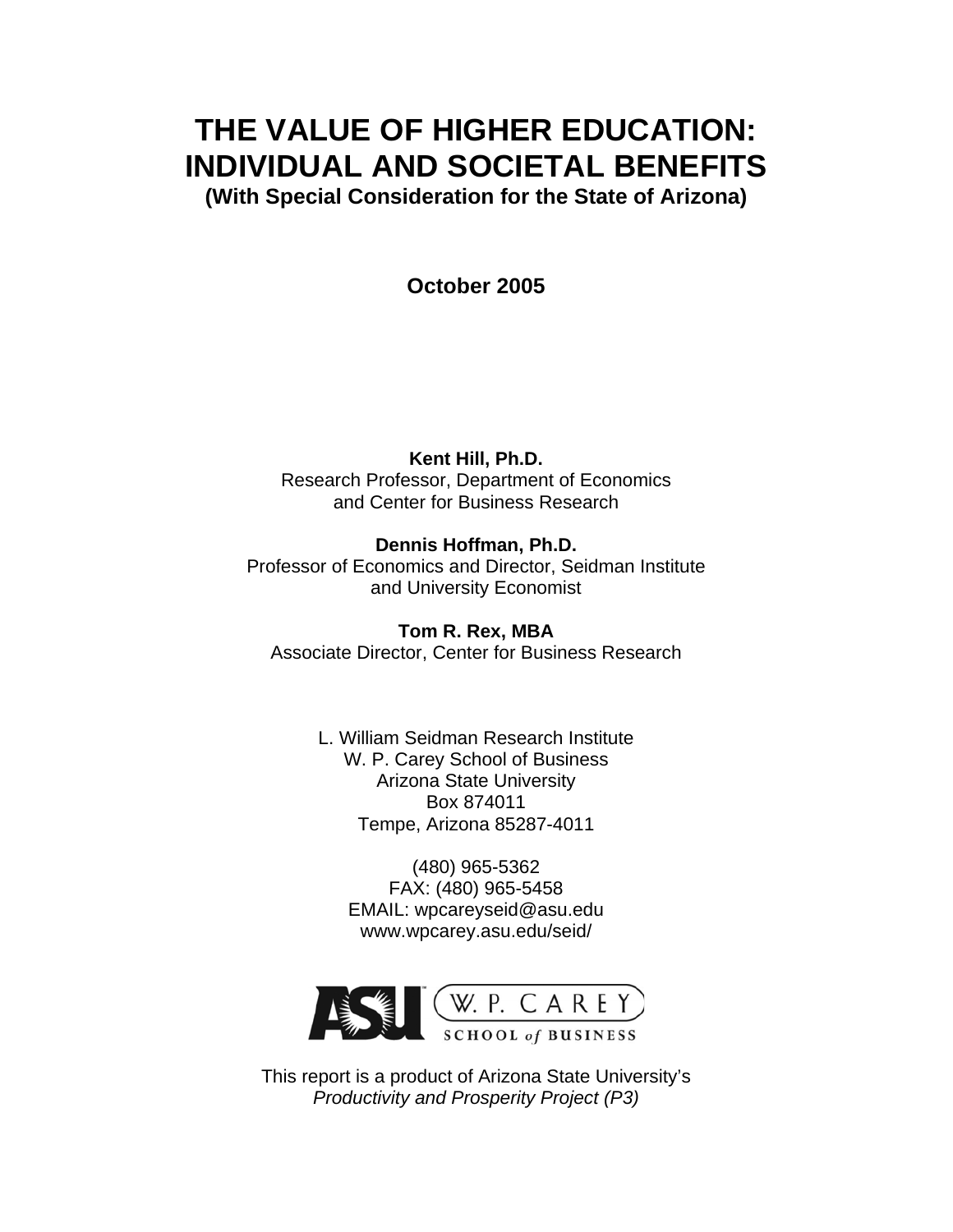# THE VALUE OF HIGHER EDUCATION: INDIVIDUAL AND SOCIETAL BENEFITS

**(With Special Consideration for the State of Arizona)**

**October 2005**

**Kent Hill, Ph.D.**
Research Professor, Department of Economics
and Center for Business Research

**Dennis Hoffman, Ph.D.**
Professor of Economics and Director, Seidman Institute
and University Economist

**Tom R. Rex, MBA**
Associate Director, Center for Business Research

L. William Seidman Research Institute
W. P. Carey School of Business
Arizona State University
Box 874011
Tempe, Arizona 85287-4011

(480) 965-5362
FAX: (480) 965-5458
EMAIL: wpcareyseid@asu.edu
www.wpcarey.asu.edu/seid/

ASU W. P. CAREY SCHOOL of BUSINESS

This report is a product of Arizona State University's *Productivity and Prosperity Project (P3)*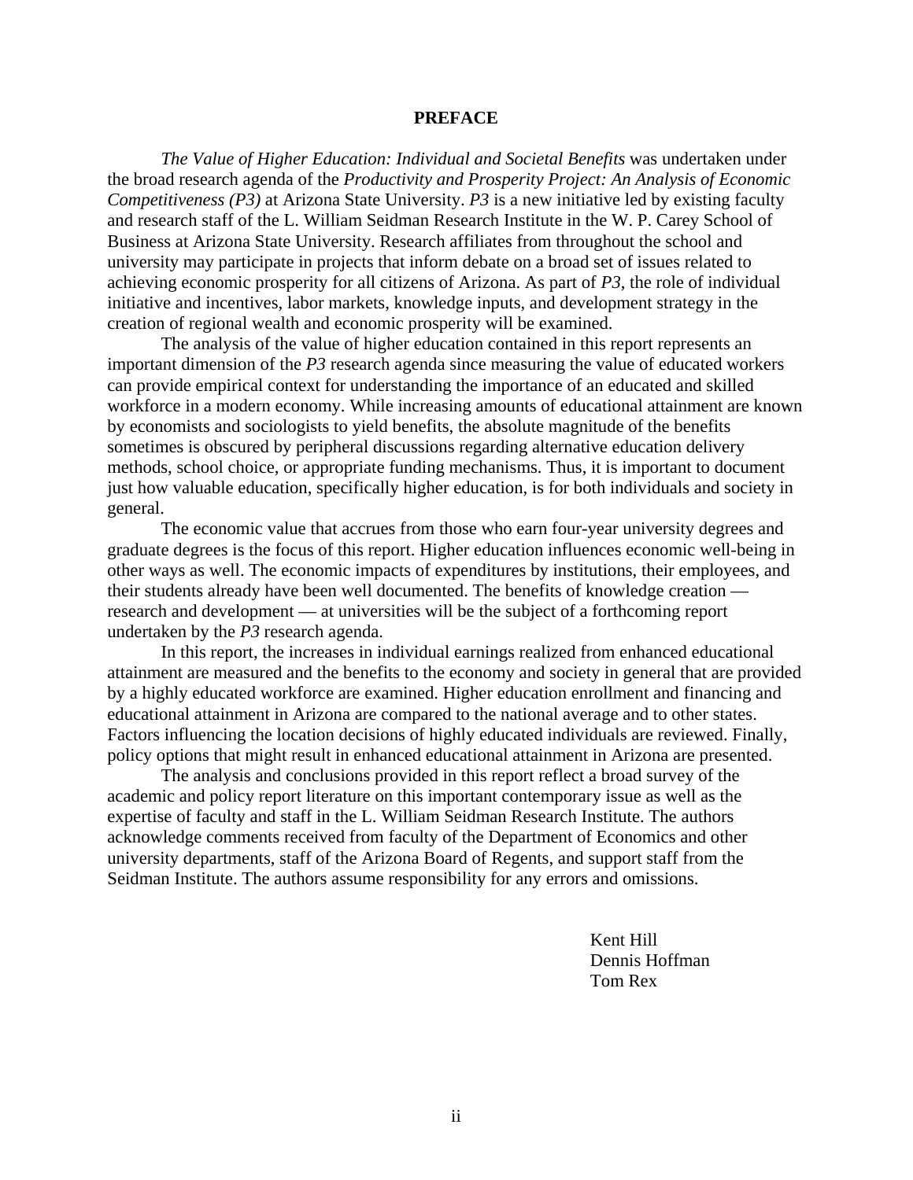# PREFACE

*The Value of Higher Education: Individual and Societal Benefits* was undertaken under the broad research agenda of the *Productivity and Prosperity Project: An Analysis of Economic Competitiveness (P3)* at Arizona State University. *P3* is a new initiative led by existing faculty and research staff of the L. William Seidman Research Institute in the W. P. Carey School of Business at Arizona State University. Research affiliates from throughout the school and university may participate in projects that inform debate on a broad set of issues related to achieving economic prosperity for all citizens of Arizona. As part of *P3*, the role of individual initiative and incentives, labor markets, knowledge inputs, and development strategy in the creation of regional wealth and economic prosperity will be examined.

The analysis of the value of higher education contained in this report represents an important dimension of the *P3* research agenda since measuring the value of educated workers can provide empirical context for understanding the importance of an educated and skilled workforce in a modern economy. While increasing amounts of educational attainment are known by economists and sociologists to yield benefits, the absolute magnitude of the benefits sometimes is obscured by peripheral discussions regarding alternative education delivery methods, school choice, or appropriate funding mechanisms. Thus, it is important to document just how valuable education, specifically higher education, is for both individuals and society in general.

The economic value that accrues from those who earn four-year university degrees and graduate degrees is the focus of this report. Higher education influences economic well-being in other ways as well. The economic impacts of expenditures by institutions, their employees, and their students already have been well documented. The benefits of knowledge creation — research and development — at universities will be the subject of a forthcoming report undertaken by the *P3* research agenda.

In this report, the increases in individual earnings realized from enhanced educational attainment are measured and the benefits to the economy and society in general that are provided by a highly educated workforce are examined. Higher education enrollment and financing and educational attainment in Arizona are compared to the national average and to other states. Factors influencing the location decisions of highly educated individuals are reviewed. Finally, policy options that might result in enhanced educational attainment in Arizona are presented.

The analysis and conclusions provided in this report reflect a broad survey of the academic and policy report literature on this important contemporary issue as well as the expertise of faculty and staff in the L. William Seidman Research Institute. The authors acknowledge comments received from faculty of the Department of Economics and other university departments, staff of the Arizona Board of Regents, and support staff from the Seidman Institute. The authors assume responsibility for any errors and omissions.

Kent Hill
Dennis Hoffman
Tom Rex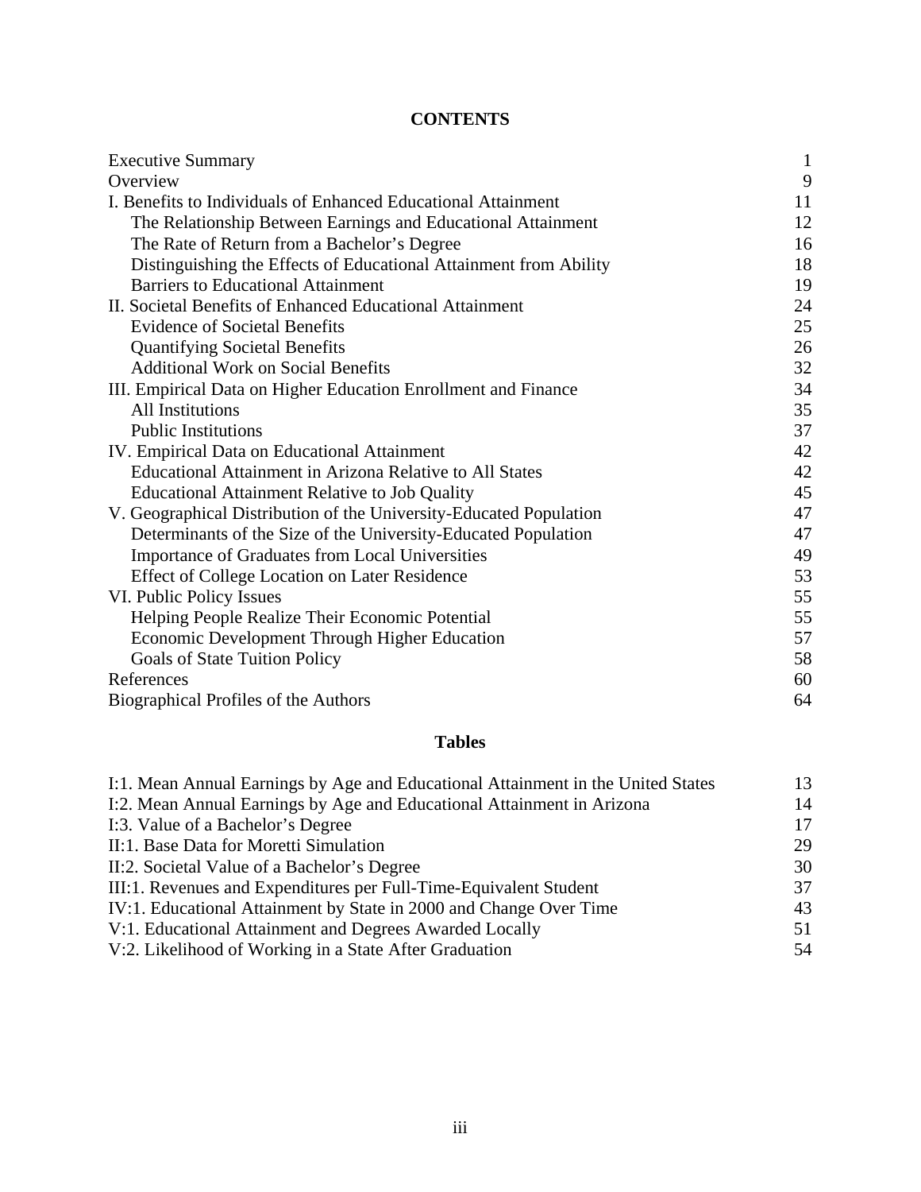## CONTENTS

| | |
|---|---|
| Executive Summary | 1 |
| Overview | 9 |
| I. Benefits to Individuals of Enhanced Educational Attainment | 11 |
| The Relationship Between Earnings and Educational Attainment | 12 |
| The Rate of Return from a Bachelor's Degree | 16 |
| Distinguishing the Effects of Educational Attainment from Ability | 18 |
| Barriers to Educational Attainment | 19 |
| II. Societal Benefits of Enhanced Educational Attainment | 24 |
| Evidence of Societal Benefits | 25 |
| Quantifying Societal Benefits | 26 |
| Additional Work on Social Benefits | 32 |
| III. Empirical Data on Higher Education Enrollment and Finance | 34 |
| All Institutions | 35 |
| Public Institutions | 37 |
| IV. Empirical Data on Educational Attainment | 42 |
| Educational Attainment in Arizona Relative to All States | 42 |
| Educational Attainment Relative to Job Quality | 45 |
| V. Geographical Distribution of the University-Educated Population | 47 |
| Determinants of the Size of the University-Educated Population | 47 |
| Importance of Graduates from Local Universities | 49 |
| Effect of College Location on Later Residence | 53 |
| VI. Public Policy Issues | 55 |
| Helping People Realize Their Economic Potential | 55 |
| Economic Development Through Higher Education | 57 |
| Goals of State Tuition Policy | 58 |
| References | 60 |
| Biographical Profiles of the Authors | 64 |

### Tables

| | |
|---|---|
| I:1. Mean Annual Earnings by Age and Educational Attainment in the United States | 13 |
| I:2. Mean Annual Earnings by Age and Educational Attainment in Arizona | 14 |
| I:3. Value of a Bachelor's Degree | 17 |
| II:1. Base Data for Moretti Simulation | 29 |
| II:2. Societal Value of a Bachelor's Degree | 30 |
| III:1. Revenues and Expenditures per Full-Time-Equivalent Student | 37 |
| IV:1. Educational Attainment by State in 2000 and Change Over Time | 43 |
| V:1. Educational Attainment and Degrees Awarded Locally | 51 |
| V:2. Likelihood of Working in a State After Graduation | 54 |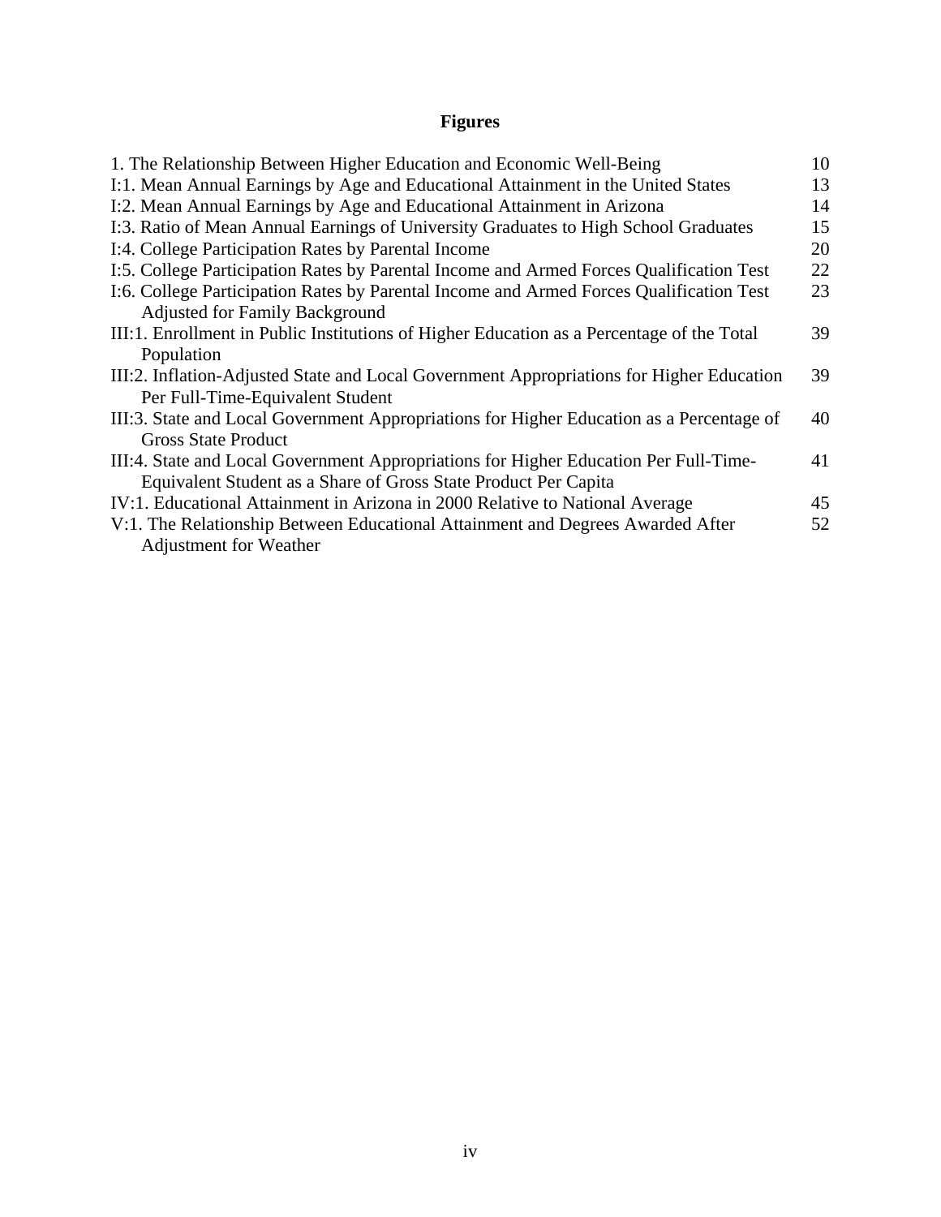# Figures

| | |
|---|---|
| 1. The Relationship Between Higher Education and Economic Well-Being | 10 |
| I:1. Mean Annual Earnings by Age and Educational Attainment in the United States | 13 |
| I:2. Mean Annual Earnings by Age and Educational Attainment in Arizona | 14 |
| I:3. Ratio of Mean Annual Earnings of University Graduates to High School Graduates | 15 |
| I:4. College Participation Rates by Parental Income | 20 |
| I:5. College Participation Rates by Parental Income and Armed Forces Qualification Test | 22 |
| I:6. College Participation Rates by Parental Income and Armed Forces Qualification Test Adjusted for Family Background | 23 |
| III:1. Enrollment in Public Institutions of Higher Education as a Percentage of the Total Population | 39 |
| III:2. Inflation-Adjusted State and Local Government Appropriations for Higher Education Per Full-Time-Equivalent Student | 39 |
| III:3. State and Local Government Appropriations for Higher Education as a Percentage of Gross State Product | 40 |
| III:4. State and Local Government Appropriations for Higher Education Per Full-Time-Equivalent Student as a Share of Gross State Product Per Capita | 41 |
| IV:1. Educational Attainment in Arizona in 2000 Relative to National Average | 45 |
| V:1. The Relationship Between Educational Attainment and Degrees Awarded After Adjustment for Weather | 52 |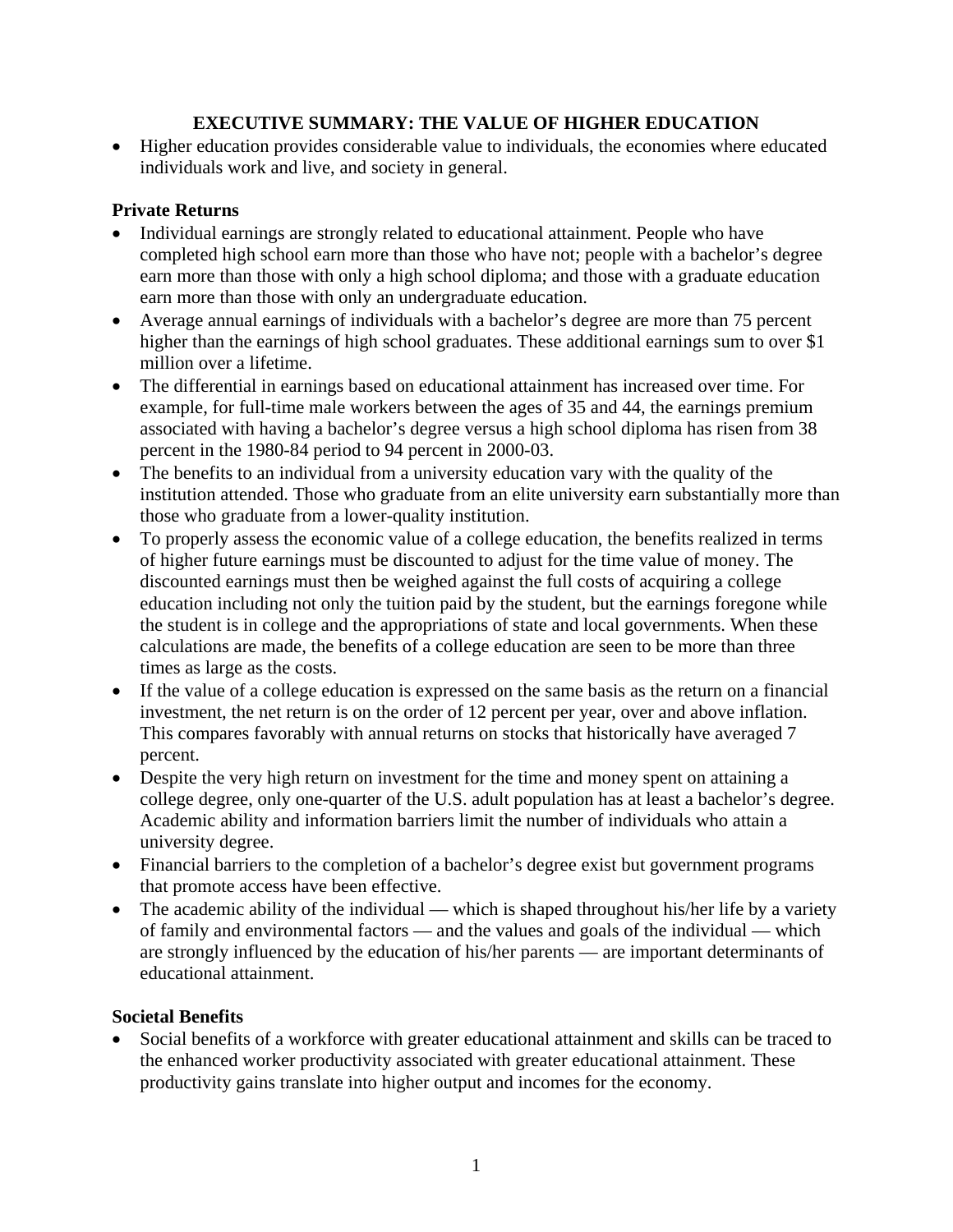# EXECUTIVE SUMMARY: THE VALUE OF HIGHER EDUCATION

- Higher education provides considerable value to individuals, the economies where educated individuals work and live, and society in general.

## Private Returns

- Individual earnings are strongly related to educational attainment. People who have completed high school earn more than those who have not; people with a bachelor's degree earn more than those with only a high school diploma; and those with a graduate education earn more than those with only an undergraduate education.
- Average annual earnings of individuals with a bachelor's degree are more than 75 percent higher than the earnings of high school graduates. These additional earnings sum to over $1 million over a lifetime.
- The differential in earnings based on educational attainment has increased over time. For example, for full-time male workers between the ages of 35 and 44, the earnings premium associated with having a bachelor's degree versus a high school diploma has risen from 38 percent in the 1980-84 period to 94 percent in 2000-03.
- The benefits to an individual from a university education vary with the quality of the institution attended. Those who graduate from an elite university earn substantially more than those who graduate from a lower-quality institution.
- To properly assess the economic value of a college education, the benefits realized in terms of higher future earnings must be discounted to adjust for the time value of money. The discounted earnings must then be weighed against the full costs of acquiring a college education including not only the tuition paid by the student, but the earnings foregone while the student is in college and the appropriations of state and local governments. When these calculations are made, the benefits of a college education are seen to be more than three times as large as the costs.
- If the value of a college education is expressed on the same basis as the return on a financial investment, the net return is on the order of 12 percent per year, over and above inflation. This compares favorably with annual returns on stocks that historically have averaged 7 percent.
- Despite the very high return on investment for the time and money spent on attaining a college degree, only one-quarter of the U.S. adult population has at least a bachelor's degree. Academic ability and information barriers limit the number of individuals who attain a university degree.
- Financial barriers to the completion of a bachelor's degree exist but government programs that promote access have been effective.
- The academic ability of the individual — which is shaped throughout his/her life by a variety of family and environmental factors — and the values and goals of the individual — which are strongly influenced by the education of his/her parents — are important determinants of educational attainment.

## Societal Benefits

- Social benefits of a workforce with greater educational attainment and skills can be traced to the enhanced worker productivity associated with greater educational attainment. These productivity gains translate into higher output and incomes for the economy.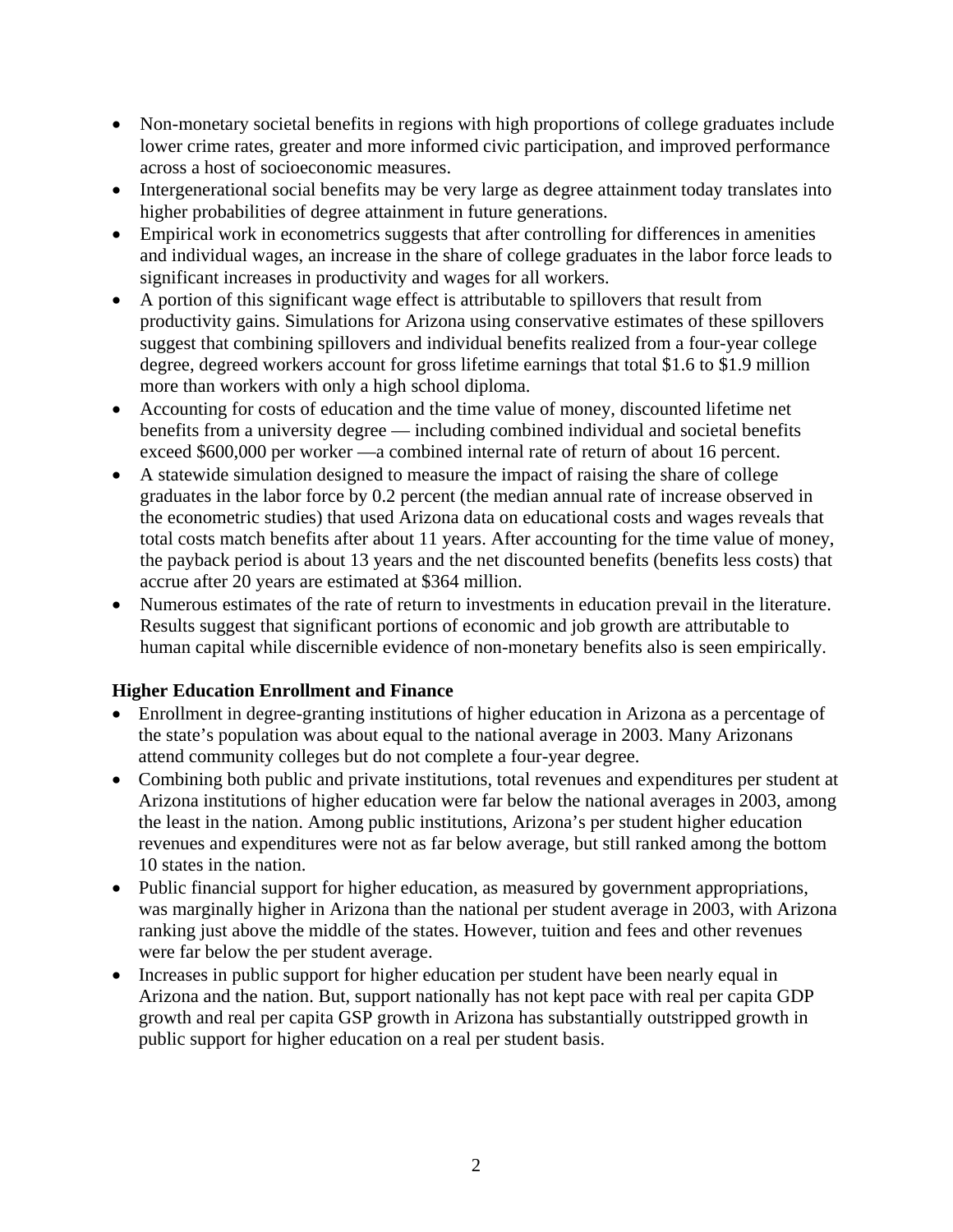- Non-monetary societal benefits in regions with high proportions of college graduates include lower crime rates, greater and more informed civic participation, and improved performance across a host of socioeconomic measures.
- Intergenerational social benefits may be very large as degree attainment today translates into higher probabilities of degree attainment in future generations.
- Empirical work in econometrics suggests that after controlling for differences in amenities and individual wages, an increase in the share of college graduates in the labor force leads to significant increases in productivity and wages for all workers.
- A portion of this significant wage effect is attributable to spillovers that result from productivity gains. Simulations for Arizona using conservative estimates of these spillovers suggest that combining spillovers and individual benefits realized from a four-year college degree, degreed workers account for gross lifetime earnings that total $1.6 to $1.9 million more than workers with only a high school diploma.
- Accounting for costs of education and the time value of money, discounted lifetime net benefits from a university degree — including combined individual and societal benefits exceed $600,000 per worker —a combined internal rate of return of about 16 percent.
- A statewide simulation designed to measure the impact of raising the share of college graduates in the labor force by 0.2 percent (the median annual rate of increase observed in the econometric studies) that used Arizona data on educational costs and wages reveals that total costs match benefits after about 11 years. After accounting for the time value of money, the payback period is about 13 years and the net discounted benefits (benefits less costs) that accrue after 20 years are estimated at $364 million.
- Numerous estimates of the rate of return to investments in education prevail in the literature. Results suggest that significant portions of economic and job growth are attributable to human capital while discernible evidence of non-monetary benefits also is seen empirically.

**Higher Education Enrollment and Finance**

- Enrollment in degree-granting institutions of higher education in Arizona as a percentage of the state's population was about equal to the national average in 2003. Many Arizonans attend community colleges but do not complete a four-year degree.
- Combining both public and private institutions, total revenues and expenditures per student at Arizona institutions of higher education were far below the national averages in 2003, among the least in the nation. Among public institutions, Arizona's per student higher education revenues and expenditures were not as far below average, but still ranked among the bottom 10 states in the nation.
- Public financial support for higher education, as measured by government appropriations, was marginally higher in Arizona than the national per student average in 2003, with Arizona ranking just above the middle of the states. However, tuition and fees and other revenues were far below the per student average.
- Increases in public support for higher education per student have been nearly equal in Arizona and the nation. But, support nationally has not kept pace with real per capita GDP growth and real per capita GSP growth in Arizona has substantially outstripped growth in public support for higher education on a real per student basis.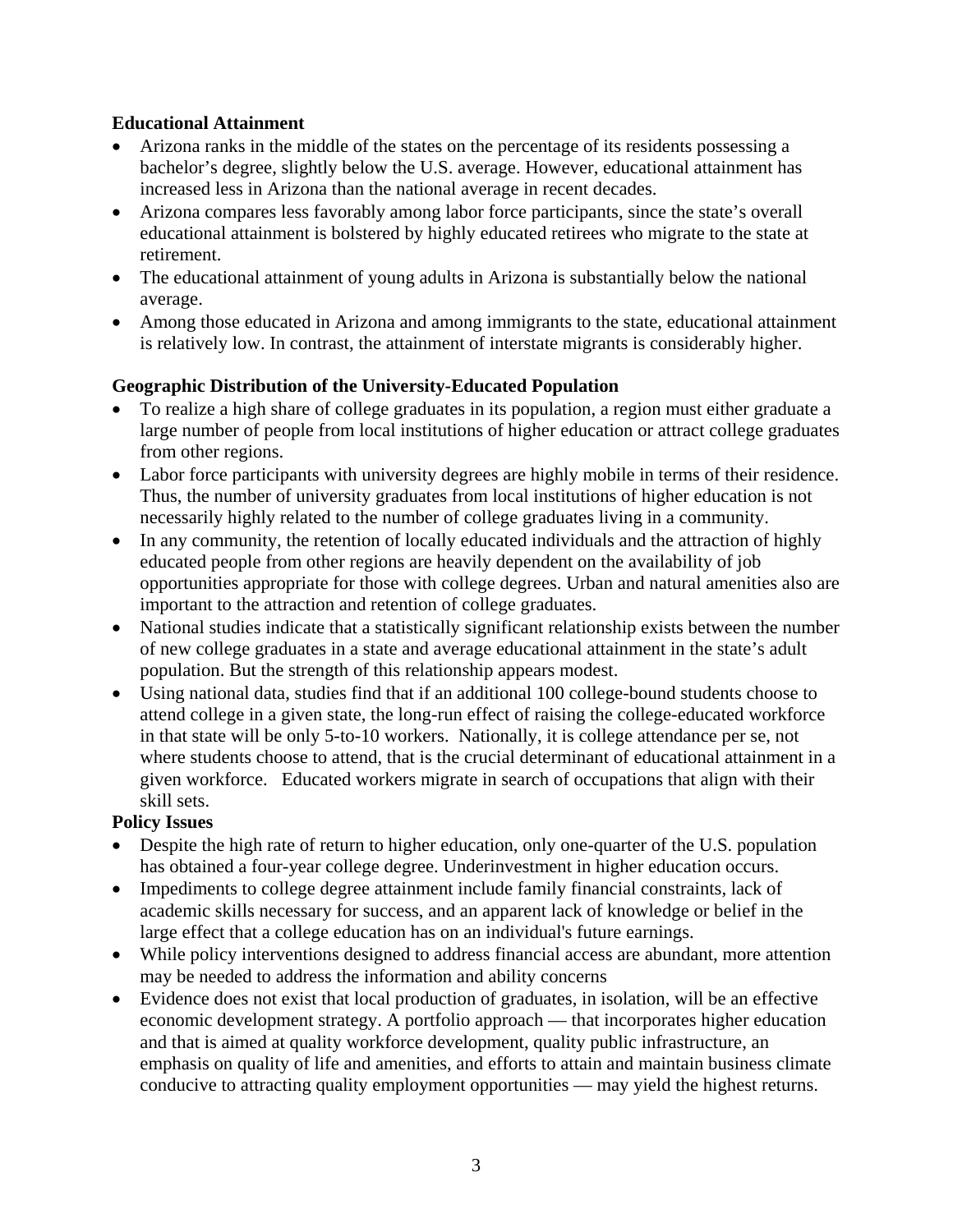**Educational Attainment**

- Arizona ranks in the middle of the states on the percentage of its residents possessing a bachelor's degree, slightly below the U.S. average. However, educational attainment has increased less in Arizona than the national average in recent decades.
- Arizona compares less favorably among labor force participants, since the state's overall educational attainment is bolstered by highly educated retirees who migrate to the state at retirement.
- The educational attainment of young adults in Arizona is substantially below the national average.
- Among those educated in Arizona and among immigrants to the state, educational attainment is relatively low. In contrast, the attainment of interstate migrants is considerably higher.

**Geographic Distribution of the University-Educated Population**

- To realize a high share of college graduates in its population, a region must either graduate a large number of people from local institutions of higher education or attract college graduates from other regions.
- Labor force participants with university degrees are highly mobile in terms of their residence. Thus, the number of university graduates from local institutions of higher education is not necessarily highly related to the number of college graduates living in a community.
- In any community, the retention of locally educated individuals and the attraction of highly educated people from other regions are heavily dependent on the availability of job opportunities appropriate for those with college degrees. Urban and natural amenities also are important to the attraction and retention of college graduates.
- National studies indicate that a statistically significant relationship exists between the number of new college graduates in a state and average educational attainment in the state's adult population. But the strength of this relationship appears modest.
- Using national data, studies find that if an additional 100 college-bound students choose to attend college in a given state, the long-run effect of raising the college-educated workforce in that state will be only 5-to-10 workers. Nationally, it is college attendance per se, not where students choose to attend, that is the crucial determinant of educational attainment in a given workforce. Educated workers migrate in search of occupations that align with their skill sets.

**Policy Issues**

- Despite the high rate of return to higher education, only one-quarter of the U.S. population has obtained a four-year college degree. Underinvestment in higher education occurs.
- Impediments to college degree attainment include family financial constraints, lack of academic skills necessary for success, and an apparent lack of knowledge or belief in the large effect that a college education has on an individual's future earnings.
- While policy interventions designed to address financial access are abundant, more attention may be needed to address the information and ability concerns
- Evidence does not exist that local production of graduates, in isolation, will be an effective economic development strategy. A portfolio approach — that incorporates higher education and that is aimed at quality workforce development, quality public infrastructure, an emphasis on quality of life and amenities, and efforts to attain and maintain business climate conducive to attracting quality employment opportunities — may yield the highest returns.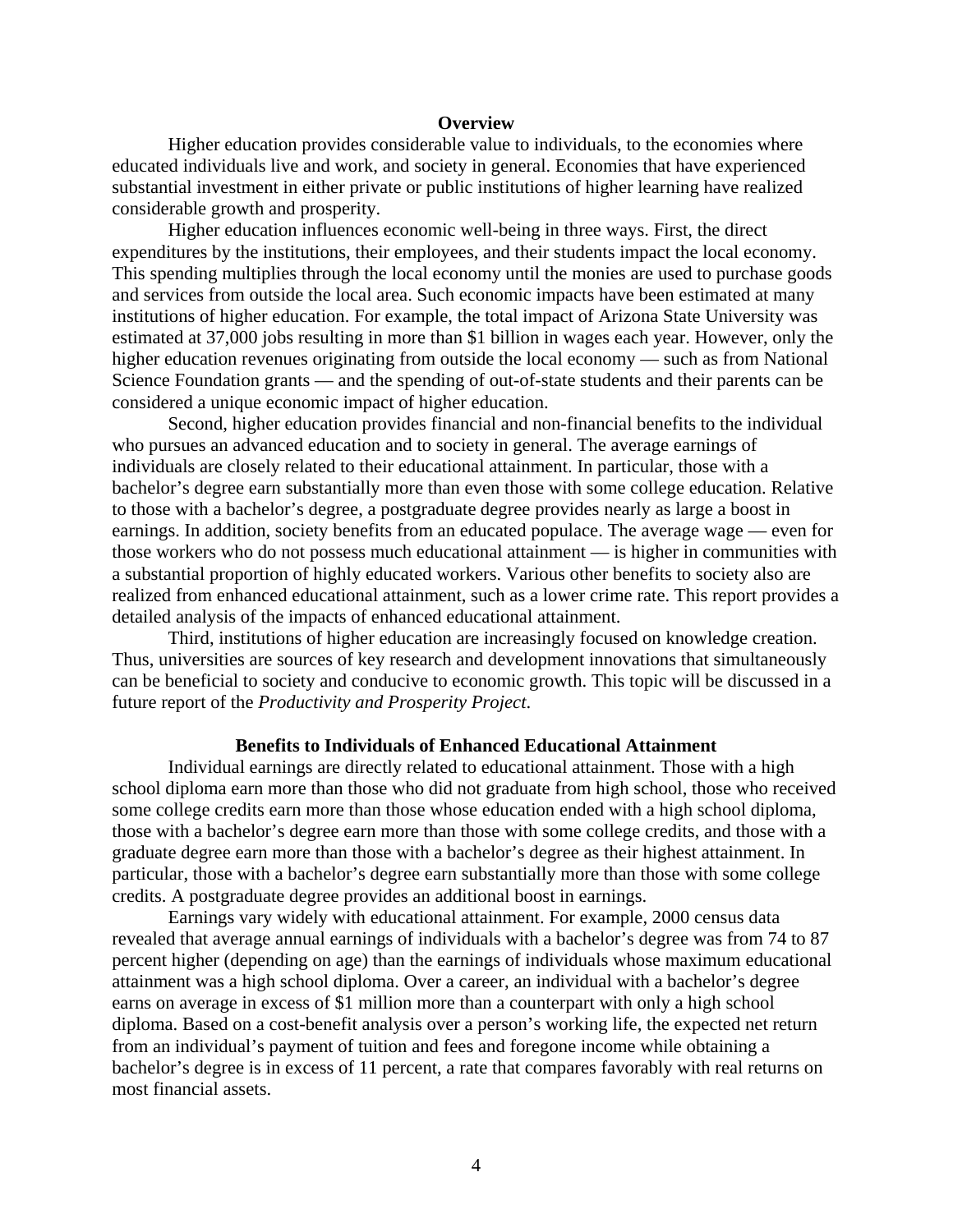## Overview

Higher education provides considerable value to individuals, to the economies where educated individuals live and work, and society in general. Economies that have experienced substantial investment in either private or public institutions of higher learning have realized considerable growth and prosperity.

Higher education influences economic well-being in three ways. First, the direct expenditures by the institutions, their employees, and their students impact the local economy. This spending multiplies through the local economy until the monies are used to purchase goods and services from outside the local area. Such economic impacts have been estimated at many institutions of higher education. For example, the total impact of Arizona State University was estimated at 37,000 jobs resulting in more than $1 billion in wages each year. However, only the higher education revenues originating from outside the local economy — such as from National Science Foundation grants — and the spending of out-of-state students and their parents can be considered a unique economic impact of higher education.

Second, higher education provides financial and non-financial benefits to the individual who pursues an advanced education and to society in general. The average earnings of individuals are closely related to their educational attainment. In particular, those with a bachelor's degree earn substantially more than even those with some college education. Relative to those with a bachelor's degree, a postgraduate degree provides nearly as large a boost in earnings. In addition, society benefits from an educated populace. The average wage — even for those workers who do not possess much educational attainment — is higher in communities with a substantial proportion of highly educated workers. Various other benefits to society also are realized from enhanced educational attainment, such as a lower crime rate. This report provides a detailed analysis of the impacts of enhanced educational attainment.

Third, institutions of higher education are increasingly focused on knowledge creation. Thus, universities are sources of key research and development innovations that simultaneously can be beneficial to society and conducive to economic growth. This topic will be discussed in a future report of the *Productivity and Prosperity Project*.

## Benefits to Individuals of Enhanced Educational Attainment

Individual earnings are directly related to educational attainment. Those with a high school diploma earn more than those who did not graduate from high school, those who received some college credits earn more than those whose education ended with a high school diploma, those with a bachelor's degree earn more than those with some college credits, and those with a graduate degree earn more than those with a bachelor's degree as their highest attainment. In particular, those with a bachelor's degree earn substantially more than those with some college credits. A postgraduate degree provides an additional boost in earnings.

Earnings vary widely with educational attainment. For example, 2000 census data revealed that average annual earnings of individuals with a bachelor's degree was from 74 to 87 percent higher (depending on age) than the earnings of individuals whose maximum educational attainment was a high school diploma. Over a career, an individual with a bachelor's degree earns on average in excess of $1 million more than a counterpart with only a high school diploma. Based on a cost-benefit analysis over a person's working life, the expected net return from an individual's payment of tuition and fees and foregone income while obtaining a bachelor's degree is in excess of 11 percent, a rate that compares favorably with real returns on most financial assets.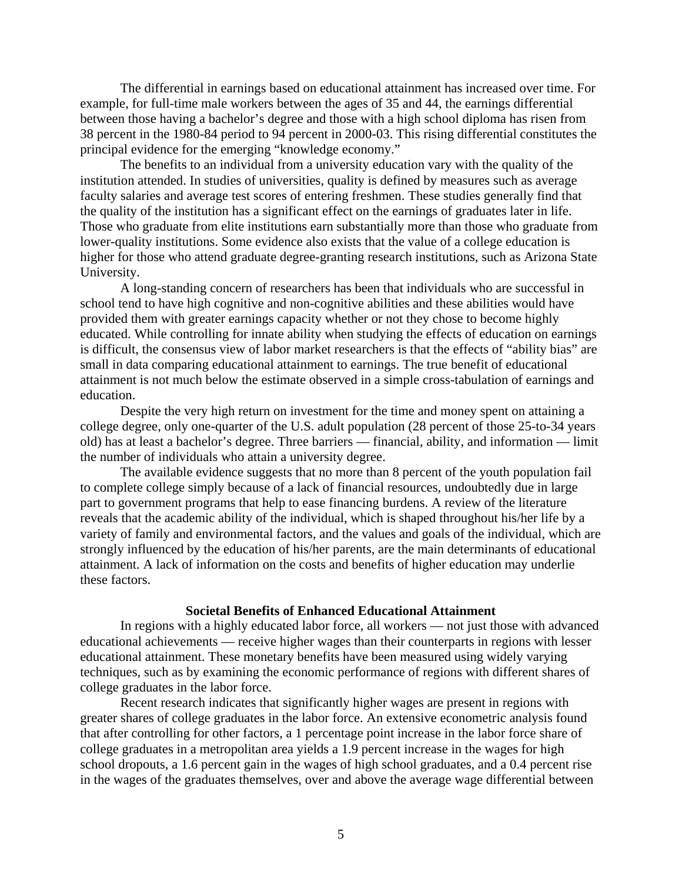The differential in earnings based on educational attainment has increased over time. For example, for full-time male workers between the ages of 35 and 44, the earnings differential between those having a bachelor's degree and those with a high school diploma has risen from 38 percent in the 1980-84 period to 94 percent in 2000-03. This rising differential constitutes the principal evidence for the emerging "knowledge economy."

The benefits to an individual from a university education vary with the quality of the institution attended. In studies of universities, quality is defined by measures such as average faculty salaries and average test scores of entering freshmen. These studies generally find that the quality of the institution has a significant effect on the earnings of graduates later in life. Those who graduate from elite institutions earn substantially more than those who graduate from lower-quality institutions. Some evidence also exists that the value of a college education is higher for those who attend graduate degree-granting research institutions, such as Arizona State University.

A long-standing concern of researchers has been that individuals who are successful in school tend to have high cognitive and non-cognitive abilities and these abilities would have provided them with greater earnings capacity whether or not they chose to become highly educated. While controlling for innate ability when studying the effects of education on earnings is difficult, the consensus view of labor market researchers is that the effects of "ability bias" are small in data comparing educational attainment to earnings. The true benefit of educational attainment is not much below the estimate observed in a simple cross-tabulation of earnings and education.

Despite the very high return on investment for the time and money spent on attaining a college degree, only one-quarter of the U.S. adult population (28 percent of those 25-to-34 years old) has at least a bachelor's degree. Three barriers — financial, ability, and information — limit the number of individuals who attain a university degree.

The available evidence suggests that no more than 8 percent of the youth population fail to complete college simply because of a lack of financial resources, undoubtedly due in large part to government programs that help to ease financing burdens. A review of the literature reveals that the academic ability of the individual, which is shaped throughout his/her life by a variety of family and environmental factors, and the values and goals of the individual, which are strongly influenced by the education of his/her parents, are the main determinants of educational attainment. A lack of information on the costs and benefits of higher education may underlie these factors.

## Societal Benefits of Enhanced Educational Attainment

In regions with a highly educated labor force, all workers — not just those with advanced educational achievements — receive higher wages than their counterparts in regions with lesser educational attainment. These monetary benefits have been measured using widely varying techniques, such as by examining the economic performance of regions with different shares of college graduates in the labor force.

Recent research indicates that significantly higher wages are present in regions with greater shares of college graduates in the labor force. An extensive econometric analysis found that after controlling for other factors, a 1 percentage point increase in the labor force share of college graduates in a metropolitan area yields a 1.9 percent increase in the wages for high school dropouts, a 1.6 percent gain in the wages of high school graduates, and a 0.4 percent rise in the wages of the graduates themselves, over and above the average wage differential between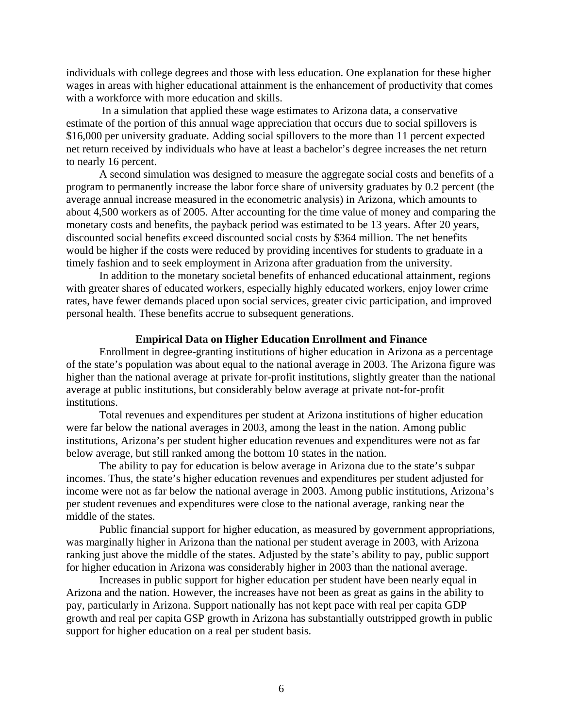individuals with college degrees and those with less education. One explanation for these higher wages in areas with higher educational attainment is the enhancement of productivity that comes with a workforce with more education and skills.

In a simulation that applied these wage estimates to Arizona data, a conservative estimate of the portion of this annual wage appreciation that occurs due to social spillovers is $16,000 per university graduate. Adding social spillovers to the more than 11 percent expected net return received by individuals who have at least a bachelor's degree increases the net return to nearly 16 percent.

A second simulation was designed to measure the aggregate social costs and benefits of a program to permanently increase the labor force share of university graduates by 0.2 percent (the average annual increase measured in the econometric analysis) in Arizona, which amounts to about 4,500 workers as of 2005. After accounting for the time value of money and comparing the monetary costs and benefits, the payback period was estimated to be 13 years. After 20 years, discounted social benefits exceed discounted social costs by $364 million. The net benefits would be higher if the costs were reduced by providing incentives for students to graduate in a timely fashion and to seek employment in Arizona after graduation from the university.

In addition to the monetary societal benefits of enhanced educational attainment, regions with greater shares of educated workers, especially highly educated workers, enjoy lower crime rates, have fewer demands placed upon social services, greater civic participation, and improved personal health. These benefits accrue to subsequent generations.

## Empirical Data on Higher Education Enrollment and Finance

Enrollment in degree-granting institutions of higher education in Arizona as a percentage of the state's population was about equal to the national average in 2003. The Arizona figure was higher than the national average at private for-profit institutions, slightly greater than the national average at public institutions, but considerably below average at private not-for-profit institutions.

Total revenues and expenditures per student at Arizona institutions of higher education were far below the national averages in 2003, among the least in the nation. Among public institutions, Arizona's per student higher education revenues and expenditures were not as far below average, but still ranked among the bottom 10 states in the nation.

The ability to pay for education is below average in Arizona due to the state's subpar incomes. Thus, the state's higher education revenues and expenditures per student adjusted for income were not as far below the national average in 2003. Among public institutions, Arizona's per student revenues and expenditures were close to the national average, ranking near the middle of the states.

Public financial support for higher education, as measured by government appropriations, was marginally higher in Arizona than the national per student average in 2003, with Arizona ranking just above the middle of the states. Adjusted by the state's ability to pay, public support for higher education in Arizona was considerably higher in 2003 than the national average.

Increases in public support for higher education per student have been nearly equal in Arizona and the nation. However, the increases have not been as great as gains in the ability to pay, particularly in Arizona. Support nationally has not kept pace with real per capita GDP growth and real per capita GSP growth in Arizona has substantially outstripped growth in public support for higher education on a real per student basis.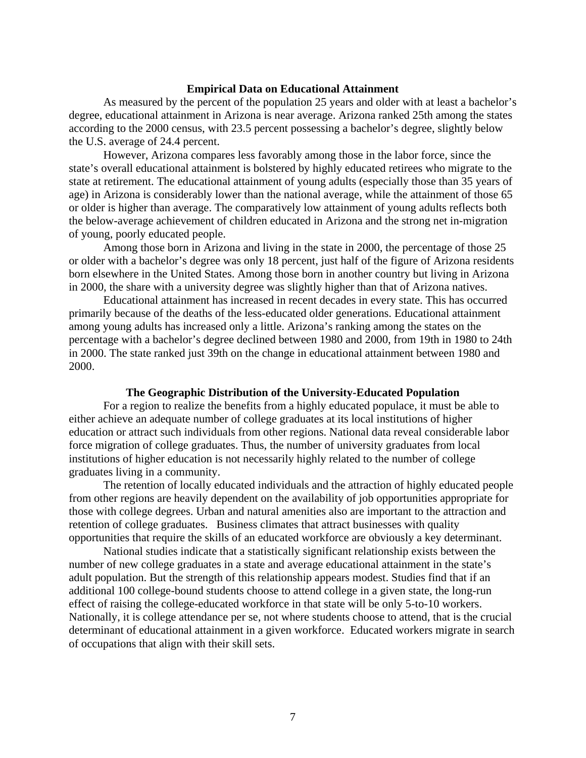## Empirical Data on Educational Attainment

As measured by the percent of the population 25 years and older with at least a bachelor's degree, educational attainment in Arizona is near average. Arizona ranked 25th among the states according to the 2000 census, with 23.5 percent possessing a bachelor's degree, slightly below the U.S. average of 24.4 percent.

However, Arizona compares less favorably among those in the labor force, since the state's overall educational attainment is bolstered by highly educated retirees who migrate to the state at retirement. The educational attainment of young adults (especially those than 35 years of age) in Arizona is considerably lower than the national average, while the attainment of those 65 or older is higher than average. The comparatively low attainment of young adults reflects both the below-average achievement of children educated in Arizona and the strong net in-migration of young, poorly educated people.

Among those born in Arizona and living in the state in 2000, the percentage of those 25 or older with a bachelor's degree was only 18 percent, just half of the figure of Arizona residents born elsewhere in the United States. Among those born in another country but living in Arizona in 2000, the share with a university degree was slightly higher than that of Arizona natives.

Educational attainment has increased in recent decades in every state. This has occurred primarily because of the deaths of the less-educated older generations. Educational attainment among young adults has increased only a little. Arizona's ranking among the states on the percentage with a bachelor's degree declined between 1980 and 2000, from 19th in 1980 to 24th in 2000. The state ranked just 39th on the change in educational attainment between 1980 and 2000.

## The Geographic Distribution of the University-Educated Population

For a region to realize the benefits from a highly educated populace, it must be able to either achieve an adequate number of college graduates at its local institutions of higher education or attract such individuals from other regions. National data reveal considerable labor force migration of college graduates. Thus, the number of university graduates from local institutions of higher education is not necessarily highly related to the number of college graduates living in a community.

The retention of locally educated individuals and the attraction of highly educated people from other regions are heavily dependent on the availability of job opportunities appropriate for those with college degrees. Urban and natural amenities also are important to the attraction and retention of college graduates. Business climates that attract businesses with quality opportunities that require the skills of an educated workforce are obviously a key determinant.

National studies indicate that a statistically significant relationship exists between the number of new college graduates in a state and average educational attainment in the state's adult population. But the strength of this relationship appears modest. Studies find that if an additional 100 college-bound students choose to attend college in a given state, the long-run effect of raising the college-educated workforce in that state will be only 5-to-10 workers. Nationally, it is college attendance per se, not where students choose to attend, that is the crucial determinant of educational attainment in a given workforce. Educated workers migrate in search of occupations that align with their skill sets.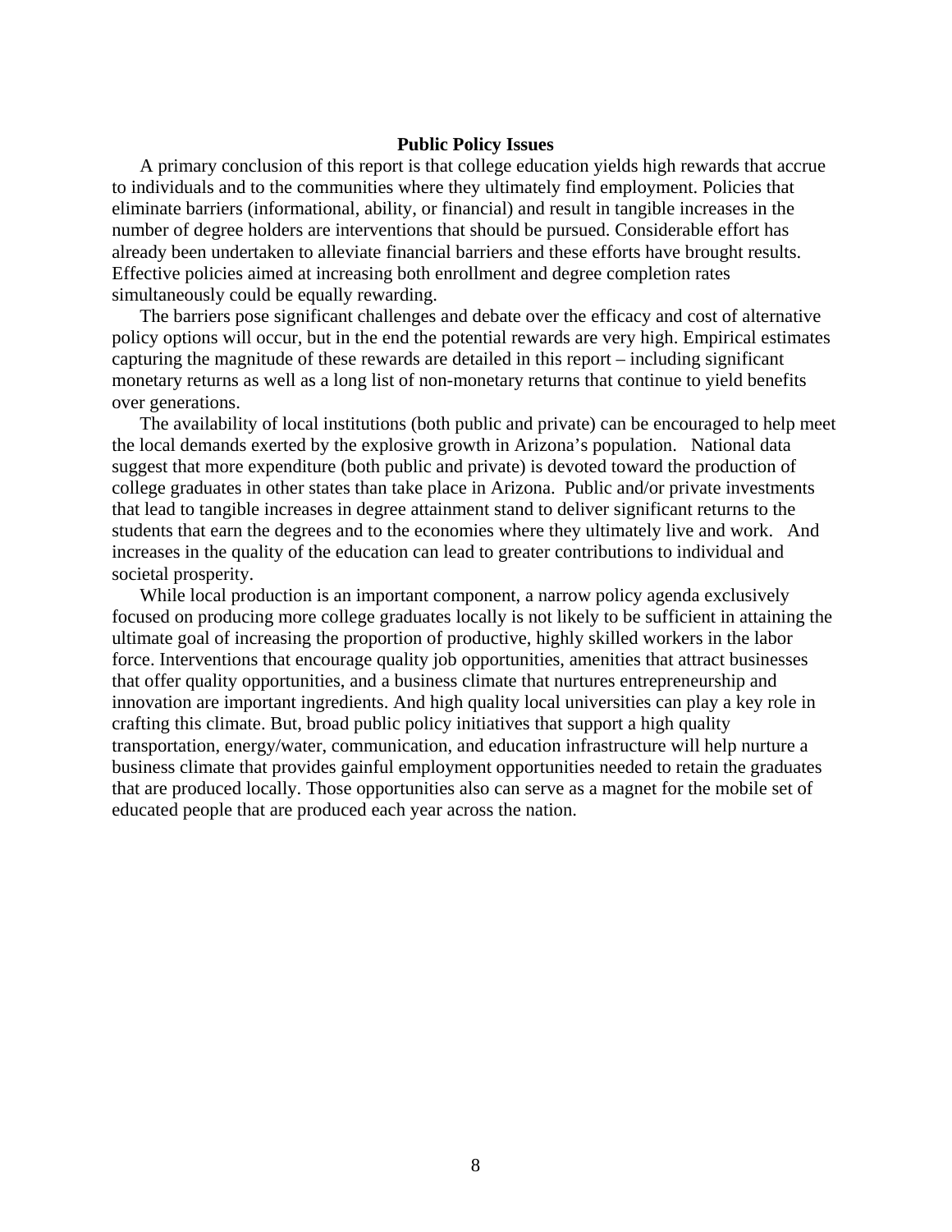## Public Policy Issues

A primary conclusion of this report is that college education yields high rewards that accrue to individuals and to the communities where they ultimately find employment. Policies that eliminate barriers (informational, ability, or financial) and result in tangible increases in the number of degree holders are interventions that should be pursued. Considerable effort has already been undertaken to alleviate financial barriers and these efforts have brought results. Effective policies aimed at increasing both enrollment and degree completion rates simultaneously could be equally rewarding.

The barriers pose significant challenges and debate over the efficacy and cost of alternative policy options will occur, but in the end the potential rewards are very high. Empirical estimates capturing the magnitude of these rewards are detailed in this report – including significant monetary returns as well as a long list of non-monetary returns that continue to yield benefits over generations.

The availability of local institutions (both public and private) can be encouraged to help meet the local demands exerted by the explosive growth in Arizona's population. National data suggest that more expenditure (both public and private) is devoted toward the production of college graduates in other states than take place in Arizona. Public and/or private investments that lead to tangible increases in degree attainment stand to deliver significant returns to the students that earn the degrees and to the economies where they ultimately live and work. And increases in the quality of the education can lead to greater contributions to individual and societal prosperity.

While local production is an important component, a narrow policy agenda exclusively focused on producing more college graduates locally is not likely to be sufficient in attaining the ultimate goal of increasing the proportion of productive, highly skilled workers in the labor force. Interventions that encourage quality job opportunities, amenities that attract businesses that offer quality opportunities, and a business climate that nurtures entrepreneurship and innovation are important ingredients. And high quality local universities can play a key role in crafting this climate. But, broad public policy initiatives that support a high quality transportation, energy/water, communication, and education infrastructure will help nurture a business climate that provides gainful employment opportunities needed to retain the graduates that are produced locally. Those opportunities also can serve as a magnet for the mobile set of educated people that are produced each year across the nation.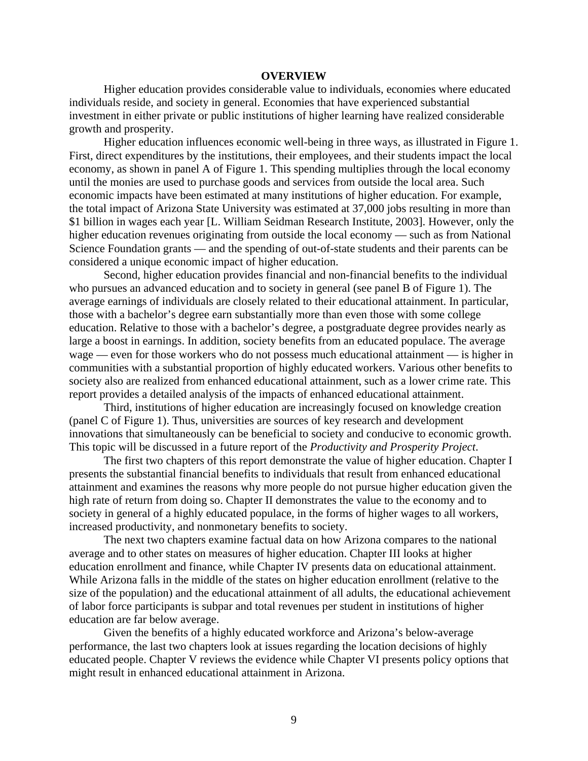# OVERVIEW

Higher education provides considerable value to individuals, economies where educated individuals reside, and society in general. Economies that have experienced substantial investment in either private or public institutions of higher learning have realized considerable growth and prosperity.

Higher education influences economic well-being in three ways, as illustrated in Figure 1. First, direct expenditures by the institutions, their employees, and their students impact the local economy, as shown in panel A of Figure 1. This spending multiplies through the local economy until the monies are used to purchase goods and services from outside the local area. Such economic impacts have been estimated at many institutions of higher education. For example, the total impact of Arizona State University was estimated at 37,000 jobs resulting in more than $1 billion in wages each year [L. William Seidman Research Institute, 2003]. However, only the higher education revenues originating from outside the local economy — such as from National Science Foundation grants — and the spending of out-of-state students and their parents can be considered a unique economic impact of higher education.

Second, higher education provides financial and non-financial benefits to the individual who pursues an advanced education and to society in general (see panel B of Figure 1). The average earnings of individuals are closely related to their educational attainment. In particular, those with a bachelor's degree earn substantially more than even those with some college education. Relative to those with a bachelor's degree, a postgraduate degree provides nearly as large a boost in earnings. In addition, society benefits from an educated populace. The average wage — even for those workers who do not possess much educational attainment — is higher in communities with a substantial proportion of highly educated workers. Various other benefits to society also are realized from enhanced educational attainment, such as a lower crime rate. This report provides a detailed analysis of the impacts of enhanced educational attainment.

Third, institutions of higher education are increasingly focused on knowledge creation (panel C of Figure 1). Thus, universities are sources of key research and development innovations that simultaneously can be beneficial to society and conducive to economic growth. This topic will be discussed in a future report of the *Productivity and Prosperity Project*.

The first two chapters of this report demonstrate the value of higher education. Chapter I presents the substantial financial benefits to individuals that result from enhanced educational attainment and examines the reasons why more people do not pursue higher education given the high rate of return from doing so. Chapter II demonstrates the value to the economy and to society in general of a highly educated populace, in the forms of higher wages to all workers, increased productivity, and nonmonetary benefits to society.

The next two chapters examine factual data on how Arizona compares to the national average and to other states on measures of higher education. Chapter III looks at higher education enrollment and finance, while Chapter IV presents data on educational attainment. While Arizona falls in the middle of the states on higher education enrollment (relative to the size of the population) and the educational attainment of all adults, the educational achievement of labor force participants is subpar and total revenues per student in institutions of higher education are far below average.

Given the benefits of a highly educated workforce and Arizona's below-average performance, the last two chapters look at issues regarding the location decisions of highly educated people. Chapter V reviews the evidence while Chapter VI presents policy options that might result in enhanced educational attainment in Arizona.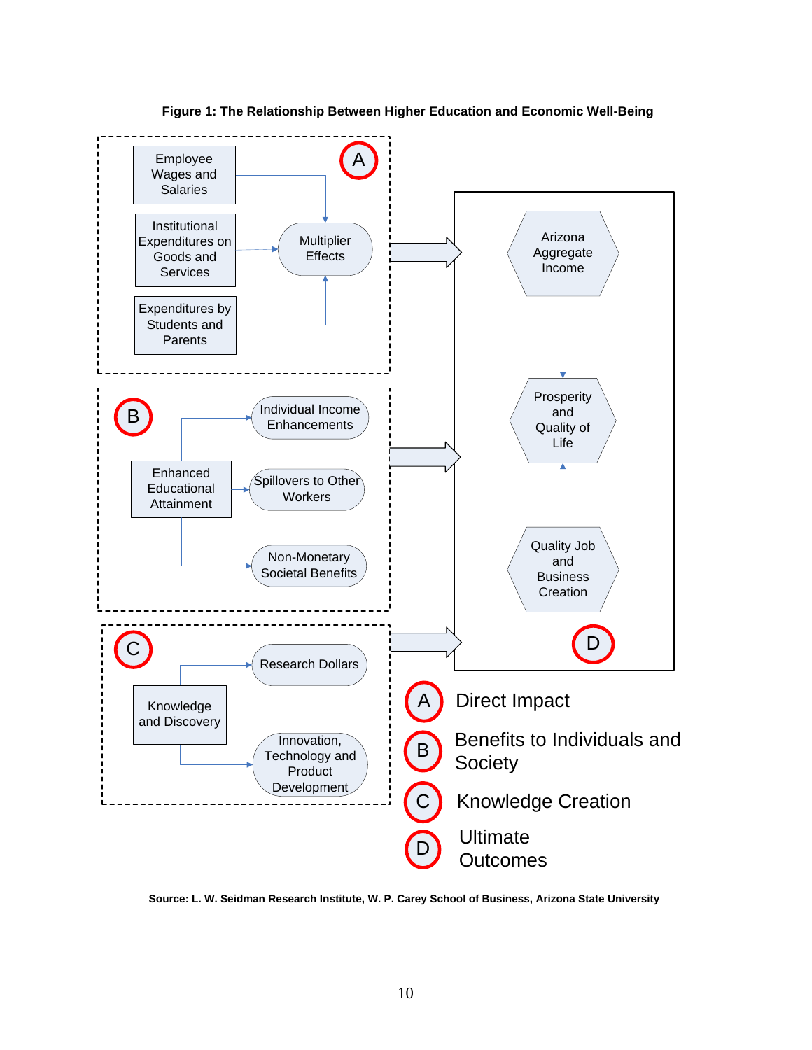**Figure 1: The Relationship Between Higher Education and Economic Well-Being**

**A**

- Employee Wages and Salaries → Multiplier Effects
- Institutional Expenditures on Goods and Services → Multiplier Effects
- Expenditures by Students and Parents → Multiplier Effects

**B**

- Enhanced Educational Attainment → Individual Income Enhancements
- Enhanced Educational Attainment → Spillovers to Other Workers
- Enhanced Educational Attainment → Non-Monetary Societal Benefits

**C**

- Knowledge and Discovery → Research Dollars
- Knowledge and Discovery → Innovation, Technology and Product Development

**D**

- Arizona Aggregate Income → Prosperity and Quality of Life
- Quality Job and Business Creation → Prosperity and Quality of Life

A, B and C → D

- A Direct Impact
- B Benefits to Individuals and Society
- C Knowledge Creation
- D Ultimate Outcomes

**Source: L. W. Seidman Research Institute, W. P. Carey School of Business, Arizona State University**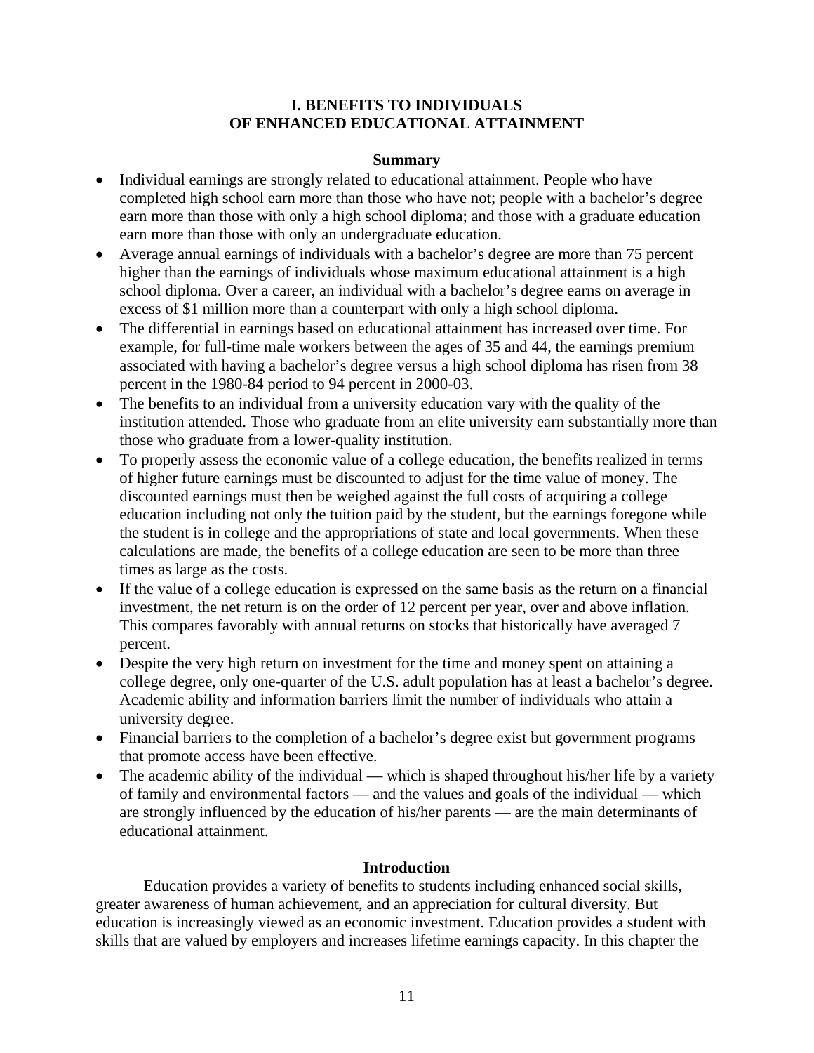## I. BENEFITS TO INDIVIDUALS OF ENHANCED EDUCATIONAL ATTAINMENT

### Summary

- Individual earnings are strongly related to educational attainment. People who have completed high school earn more than those who have not; people with a bachelor's degree earn more than those with only a high school diploma; and those with a graduate education earn more than those with only an undergraduate education.
- Average annual earnings of individuals with a bachelor's degree are more than 75 percent higher than the earnings of individuals whose maximum educational attainment is a high school diploma. Over a career, an individual with a bachelor's degree earns on average in excess of $1 million more than a counterpart with only a high school diploma.
- The differential in earnings based on educational attainment has increased over time. For example, for full-time male workers between the ages of 35 and 44, the earnings premium associated with having a bachelor's degree versus a high school diploma has risen from 38 percent in the 1980-84 period to 94 percent in 2000-03.
- The benefits to an individual from a university education vary with the quality of the institution attended. Those who graduate from an elite university earn substantially more than those who graduate from a lower-quality institution.
- To properly assess the economic value of a college education, the benefits realized in terms of higher future earnings must be discounted to adjust for the time value of money. The discounted earnings must then be weighed against the full costs of acquiring a college education including not only the tuition paid by the student, but the earnings foregone while the student is in college and the appropriations of state and local governments. When these calculations are made, the benefits of a college education are seen to be more than three times as large as the costs.
- If the value of a college education is expressed on the same basis as the return on a financial investment, the net return is on the order of 12 percent per year, over and above inflation. This compares favorably with annual returns on stocks that historically have averaged 7 percent.
- Despite the very high return on investment for the time and money spent on attaining a college degree, only one-quarter of the U.S. adult population has at least a bachelor's degree. Academic ability and information barriers limit the number of individuals who attain a university degree.
- Financial barriers to the completion of a bachelor's degree exist but government programs that promote access have been effective.
- The academic ability of the individual — which is shaped throughout his/her life by a variety of family and environmental factors — and the values and goals of the individual — which are strongly influenced by the education of his/her parents — are the main determinants of educational attainment.

### Introduction

Education provides a variety of benefits to students including enhanced social skills, greater awareness of human achievement, and an appreciation for cultural diversity. But education is increasingly viewed as an economic investment. Education provides a student with skills that are valued by employers and increases lifetime earnings capacity. In this chapter the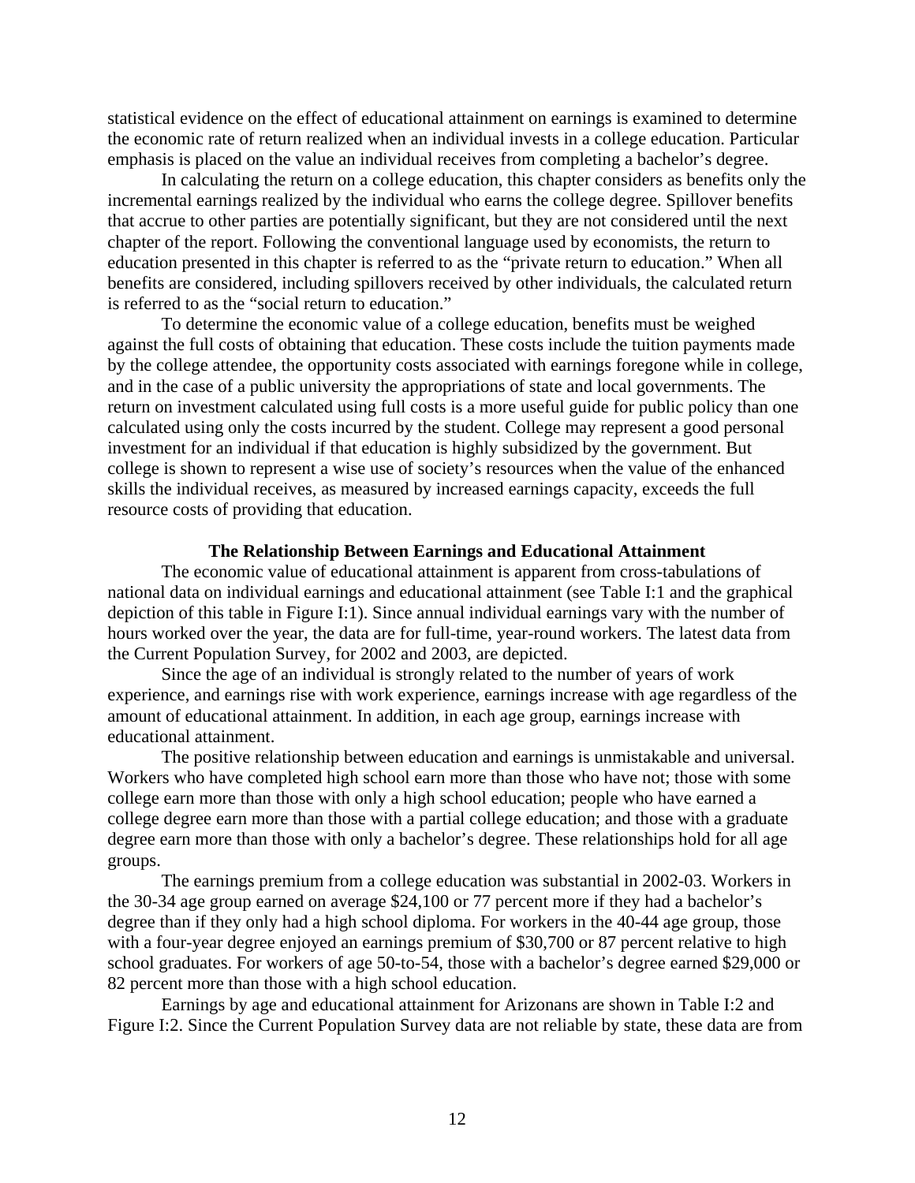statistical evidence on the effect of educational attainment on earnings is examined to determine the economic rate of return realized when an individual invests in a college education. Particular emphasis is placed on the value an individual receives from completing a bachelor's degree.

In calculating the return on a college education, this chapter considers as benefits only the incremental earnings realized by the individual who earns the college degree. Spillover benefits that accrue to other parties are potentially significant, but they are not considered until the next chapter of the report. Following the conventional language used by economists, the return to education presented in this chapter is referred to as the "private return to education." When all benefits are considered, including spillovers received by other individuals, the calculated return is referred to as the "social return to education."

To determine the economic value of a college education, benefits must be weighed against the full costs of obtaining that education. These costs include the tuition payments made by the college attendee, the opportunity costs associated with earnings foregone while in college, and in the case of a public university the appropriations of state and local governments. The return on investment calculated using full costs is a more useful guide for public policy than one calculated using only the costs incurred by the student. College may represent a good personal investment for an individual if that education is highly subsidized by the government. But college is shown to represent a wise use of society's resources when the value of the enhanced skills the individual receives, as measured by increased earnings capacity, exceeds the full resource costs of providing that education.

### The Relationship Between Earnings and Educational Attainment

The economic value of educational attainment is apparent from cross-tabulations of national data on individual earnings and educational attainment (see Table I:1 and the graphical depiction of this table in Figure I:1). Since annual individual earnings vary with the number of hours worked over the year, the data are for full-time, year-round workers. The latest data from the Current Population Survey, for 2002 and 2003, are depicted.

Since the age of an individual is strongly related to the number of years of work experience, and earnings rise with work experience, earnings increase with age regardless of the amount of educational attainment. In addition, in each age group, earnings increase with educational attainment.

The positive relationship between education and earnings is unmistakable and universal. Workers who have completed high school earn more than those who have not; those with some college earn more than those with only a high school education; people who have earned a college degree earn more than those with a partial college education; and those with a graduate degree earn more than those with only a bachelor's degree. These relationships hold for all age groups.

The earnings premium from a college education was substantial in 2002-03. Workers in the 30-34 age group earned on average \$24,100 or 77 percent more if they had a bachelor's degree than if they only had a high school diploma. For workers in the 40-44 age group, those with a four-year degree enjoyed an earnings premium of \$30,700 or 87 percent relative to high school graduates. For workers of age 50-to-54, those with a bachelor's degree earned \$29,000 or 82 percent more than those with a high school education.

Earnings by age and educational attainment for Arizonans are shown in Table I:2 and Figure I:2. Since the Current Population Survey data are not reliable by state, these data are from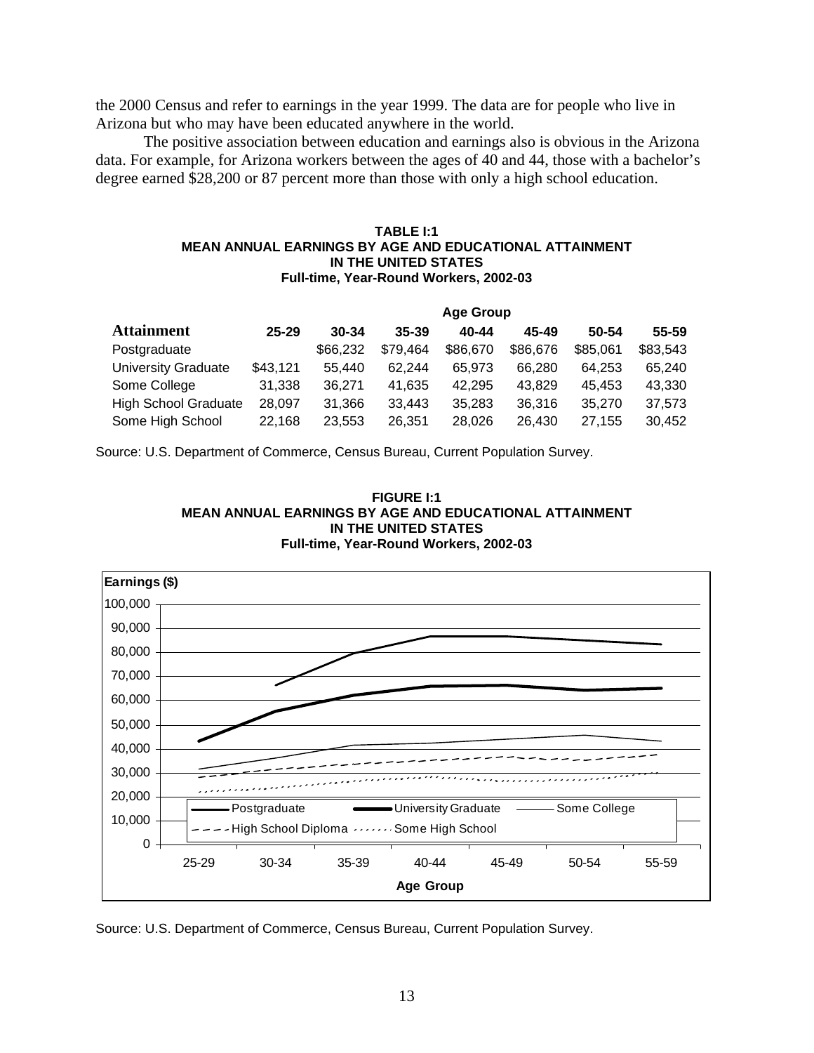the 2000 Census and refer to earnings in the year 1999. The data are for people who live in Arizona but who may have been educated anywhere in the world.

The positive association between education and earnings also is obvious in the Arizona data. For example, for Arizona workers between the ages of 40 and 44, those with a bachelor's degree earned $28,200 or 87 percent more than those with only a high school education.

**TABLE I:1**
**MEAN ANNUAL EARNINGS BY AGE AND EDUCATIONAL ATTAINMENT IN THE UNITED STATES**
**Full-time, Year-Round Workers, 2002-03**

| | Age Group | | | | | | |
|---|---|---|---|---|---|---|---|
| **Attainment** | **25-29** | **30-34** | **35-39** | **40-44** | **45-49** | **50-54** | **55-59** |
| Postgraduate | | $66,232 | $79,464 | $86,670 | $86,676 | $85,061 | $83,543 |
| University Graduate | $43,121 | 55,440 | 62,244 | 65,973 | 66,280 | 64,253 | 65,240 |
| Some College | 31,338 | 36,271 | 41,635 | 42,295 | 43,829 | 45,453 | 43,330 |
| High School Graduate | 28,097 | 31,366 | 33,443 | 35,283 | 36,316 | 35,270 | 37,573 |
| Some High School | 22,168 | 23,553 | 26,351 | 28,026 | 26,430 | 27,155 | 30,452 |

Source: U.S. Department of Commerce, Census Bureau, Current Population Survey.

**FIGURE I:1**
**MEAN ANNUAL EARNINGS BY AGE AND EDUCATIONAL ATTAINMENT IN THE UNITED STATES**
**Full-time, Year-Round Workers, 2002-03**

Source: U.S. Department of Commerce, Census Bureau, Current Population Survey.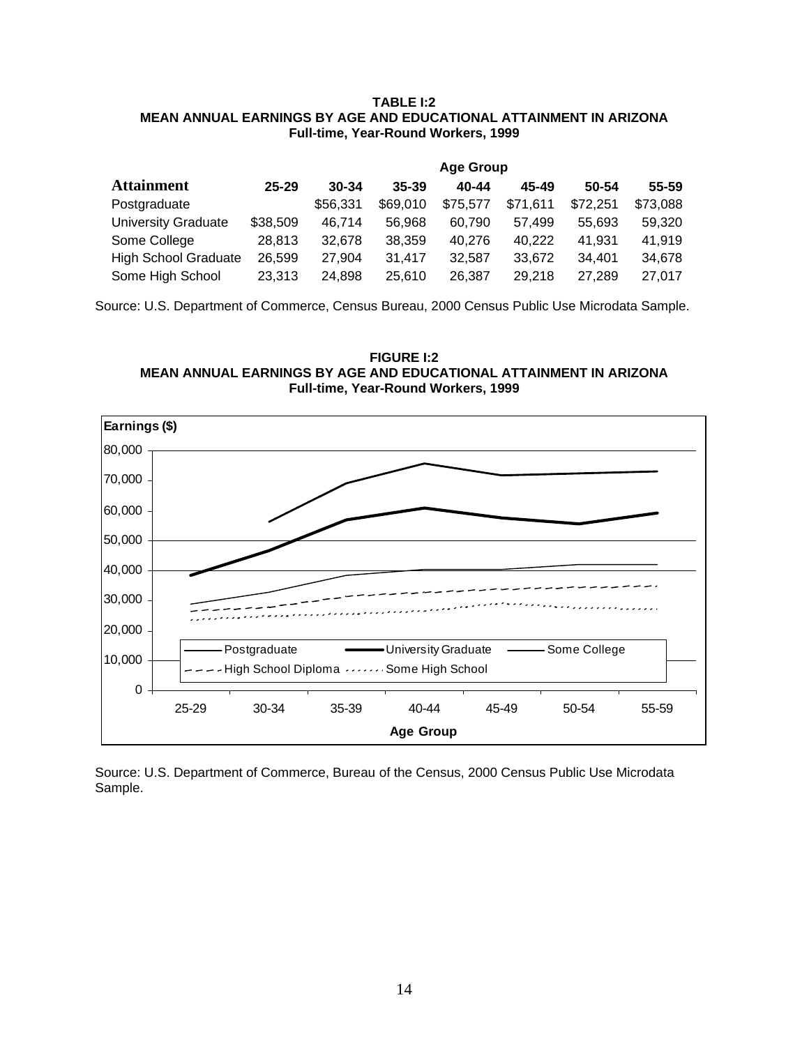**TABLE I:2**
**MEAN ANNUAL EARNINGS BY AGE AND EDUCATIONAL ATTAINMENT IN ARIZONA**
**Full-time, Year-Round Workers, 1999**

| | Age Group | | | | | | |
|---|---|---|---|---|---|---|---|
| **Attainment** | **25-29** | **30-34** | **35-39** | **40-44** | **45-49** | **50-54** | **55-59** |
| Postgraduate | | $56,331 | $69,010 | $75,577 | $71,611 | $72,251 | $73,088 |
| University Graduate | $38,509 | 46,714 | 56,968 | 60,790 | 57,499 | 55,693 | 59,320 |
| Some College | 28,813 | 32,678 | 38,359 | 40,276 | 40,222 | 41,931 | 41,919 |
| High School Graduate | 26,599 | 27,904 | 31,417 | 32,587 | 33,672 | 34,401 | 34,678 |
| Some High School | 23,313 | 24,898 | 25,610 | 26,387 | 29,218 | 27,289 | 27,017 |

Source: U.S. Department of Commerce, Census Bureau, 2000 Census Public Use Microdata Sample.

**FIGURE I:2**
**MEAN ANNUAL EARNINGS BY AGE AND EDUCATIONAL ATTAINMENT IN ARIZONA**
**Full-time, Year-Round Workers, 1999**

Source: U.S. Department of Commerce, Bureau of the Census, 2000 Census Public Use Microdata Sample.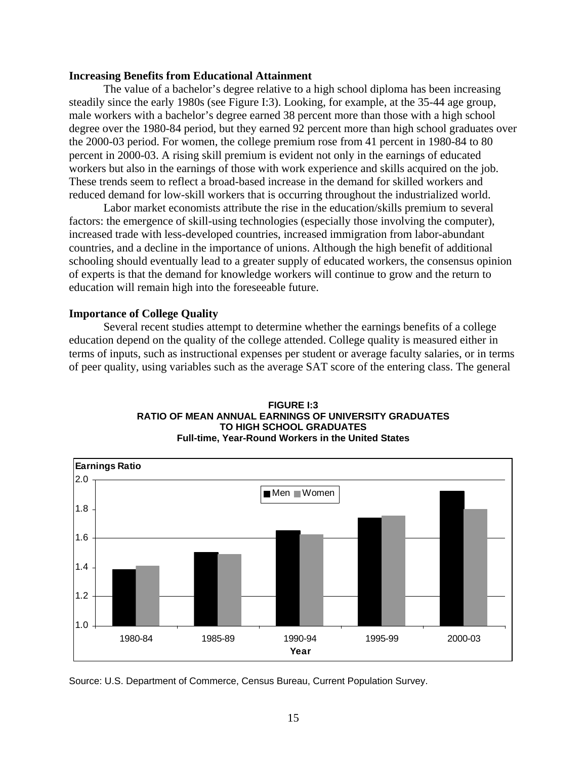### Increasing Benefits from Educational Attainment

The value of a bachelor's degree relative to a high school diploma has been increasing steadily since the early 1980s (see Figure I:3). Looking, for example, at the 35-44 age group, male workers with a bachelor's degree earned 38 percent more than those with a high school degree over the 1980-84 period, but they earned 92 percent more than high school graduates over the 2000-03 period. For women, the college premium rose from 41 percent in 1980-84 to 80 percent in 2000-03. A rising skill premium is evident not only in the earnings of educated workers but also in the earnings of those with work experience and skills acquired on the job. These trends seem to reflect a broad-based increase in the demand for skilled workers and reduced demand for low-skill workers that is occurring throughout the industrialized world.

Labor market economists attribute the rise in the education/skills premium to several factors: the emergence of skill-using technologies (especially those involving the computer), increased trade with less-developed countries, increased immigration from labor-abundant countries, and a decline in the importance of unions. Although the high benefit of additional schooling should eventually lead to a greater supply of educated workers, the consensus opinion of experts is that the demand for knowledge workers will continue to grow and the return to education will remain high into the foreseeable future.

### Importance of College Quality

Several recent studies attempt to determine whether the earnings benefits of a college education depend on the quality of the college attended. College quality is measured either in terms of inputs, such as instructional expenses per student or average faculty salaries, or in terms of peer quality, using variables such as the average SAT score of the entering class. The general

**FIGURE I:3**
**RATIO OF MEAN ANNUAL EARNINGS OF UNIVERSITY GRADUATES TO HIGH SCHOOL GRADUATES**
**Full-time, Year-Round Workers in the United States**

| Year | Men | Women |
|---|---|---|
| 1980-84 | 1.38 | 1.41 |
| 1985-89 | 1.50 | 1.49 |
| 1990-94 | 1.65 | 1.62 |
| 1995-99 | 1.74 | 1.75 |
| 2000-03 | 1.92 | 1.80 |

Source: U.S. Department of Commerce, Census Bureau, Current Population Survey.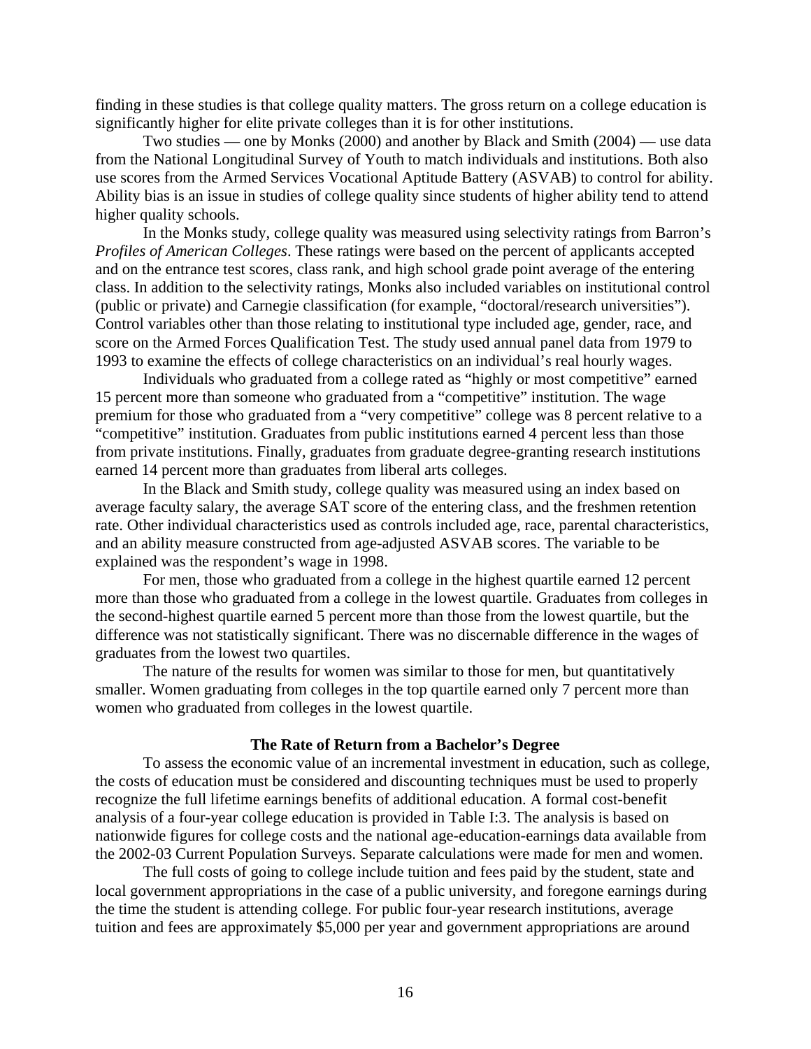finding in these studies is that college quality matters. The gross return on a college education is significantly higher for elite private colleges than it is for other institutions.

Two studies — one by Monks (2000) and another by Black and Smith (2004) — use data from the National Longitudinal Survey of Youth to match individuals and institutions. Both also use scores from the Armed Services Vocational Aptitude Battery (ASVAB) to control for ability. Ability bias is an issue in studies of college quality since students of higher ability tend to attend higher quality schools.

In the Monks study, college quality was measured using selectivity ratings from Barron's *Profiles of American Colleges*. These ratings were based on the percent of applicants accepted and on the entrance test scores, class rank, and high school grade point average of the entering class. In addition to the selectivity ratings, Monks also included variables on institutional control (public or private) and Carnegie classification (for example, "doctoral/research universities"). Control variables other than those relating to institutional type included age, gender, race, and score on the Armed Forces Qualification Test. The study used annual panel data from 1979 to 1993 to examine the effects of college characteristics on an individual's real hourly wages.

Individuals who graduated from a college rated as "highly or most competitive" earned 15 percent more than someone who graduated from a "competitive" institution. The wage premium for those who graduated from a "very competitive" college was 8 percent relative to a "competitive" institution. Graduates from public institutions earned 4 percent less than those from private institutions. Finally, graduates from graduate degree-granting research institutions earned 14 percent more than graduates from liberal arts colleges.

In the Black and Smith study, college quality was measured using an index based on average faculty salary, the average SAT score of the entering class, and the freshmen retention rate. Other individual characteristics used as controls included age, race, parental characteristics, and an ability measure constructed from age-adjusted ASVAB scores. The variable to be explained was the respondent's wage in 1998.

For men, those who graduated from a college in the highest quartile earned 12 percent more than those who graduated from a college in the lowest quartile. Graduates from colleges in the second-highest quartile earned 5 percent more than those from the lowest quartile, but the difference was not statistically significant. There was no discernable difference in the wages of graduates from the lowest two quartiles.

The nature of the results for women was similar to those for men, but quantitatively smaller. Women graduating from colleges in the top quartile earned only 7 percent more than women who graduated from colleges in the lowest quartile.

### The Rate of Return from a Bachelor's Degree

To assess the economic value of an incremental investment in education, such as college, the costs of education must be considered and discounting techniques must be used to properly recognize the full lifetime earnings benefits of additional education. A formal cost-benefit analysis of a four-year college education is provided in Table I:3. The analysis is based on nationwide figures for college costs and the national age-education-earnings data available from the 2002-03 Current Population Surveys. Separate calculations were made for men and women.

The full costs of going to college include tuition and fees paid by the student, state and local government appropriations in the case of a public university, and foregone earnings during the time the student is attending college. For public four-year research institutions, average tuition and fees are approximately $5,000 per year and government appropriations are around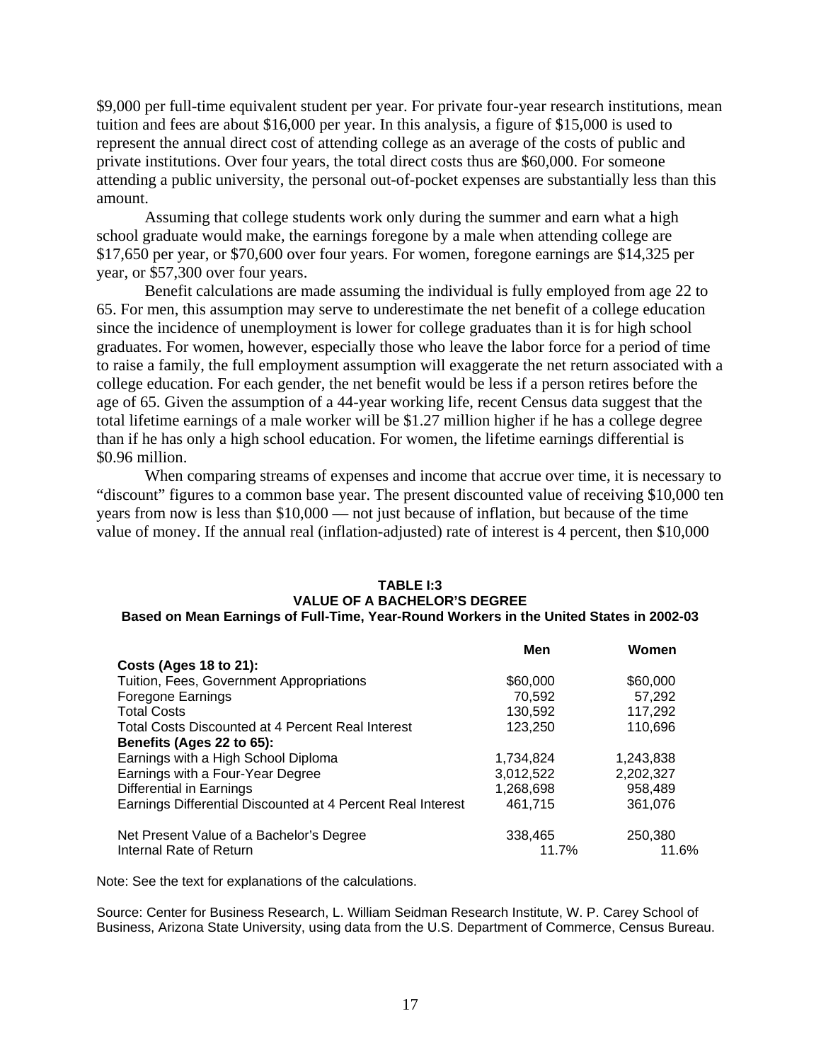$9,000 per full-time equivalent student per year. For private four-year research institutions, mean tuition and fees are about $16,000 per year. In this analysis, a figure of $15,000 is used to represent the annual direct cost of attending college as an average of the costs of public and private institutions. Over four years, the total direct costs thus are $60,000. For someone attending a public university, the personal out-of-pocket expenses are substantially less than this amount.

Assuming that college students work only during the summer and earn what a high school graduate would make, the earnings foregone by a male when attending college are $17,650 per year, or $70,600 over four years. For women, foregone earnings are $14,325 per year, or $57,300 over four years.

Benefit calculations are made assuming the individual is fully employed from age 22 to 65. For men, this assumption may serve to underestimate the net benefit of a college education since the incidence of unemployment is lower for college graduates than it is for high school graduates. For women, however, especially those who leave the labor force for a period of time to raise a family, the full employment assumption will exaggerate the net return associated with a college education. For each gender, the net benefit would be less if a person retires before the age of 65. Given the assumption of a 44-year working life, recent Census data suggest that the total lifetime earnings of a male worker will be $1.27 million higher if he has a college degree than if he has only a high school education. For women, the lifetime earnings differential is $0.96 million.

When comparing streams of expenses and income that accrue over time, it is necessary to "discount" figures to a common base year. The present discounted value of receiving $10,000 ten years from now is less than $10,000 — not just because of inflation, but because of the time value of money. If the annual real (inflation-adjusted) rate of interest is 4 percent, then $10,000

**TABLE I:3**
**VALUE OF A BACHELOR'S DEGREE**
**Based on Mean Earnings of Full-Time, Year-Round Workers in the United States in 2002-03**

| | Men | Women |
|---|---|---|
| **Costs (Ages 18 to 21):** | | |
| Tuition, Fees, Government Appropriations | $60,000 | $60,000 |
| Foregone Earnings | 70,592 | 57,292 |
| Total Costs | 130,592 | 117,292 |
| Total Costs Discounted at 4 Percent Real Interest | 123,250 | 110,696 |
| **Benefits (Ages 22 to 65):** | | |
| Earnings with a High School Diploma | 1,734,824 | 1,243,838 |
| Earnings with a Four-Year Degree | 3,012,522 | 2,202,327 |
| Differential in Earnings | 1,268,698 | 958,489 |
| Earnings Differential Discounted at 4 Percent Real Interest | 461,715 | 361,076 |
| Net Present Value of a Bachelor's Degree | 338,465 | 250,380 |
| Internal Rate of Return | 11.7% | 11.6% |

Note: See the text for explanations of the calculations.

Source: Center for Business Research, L. William Seidman Research Institute, W. P. Carey School of Business, Arizona State University, using data from the U.S. Department of Commerce, Census Bureau.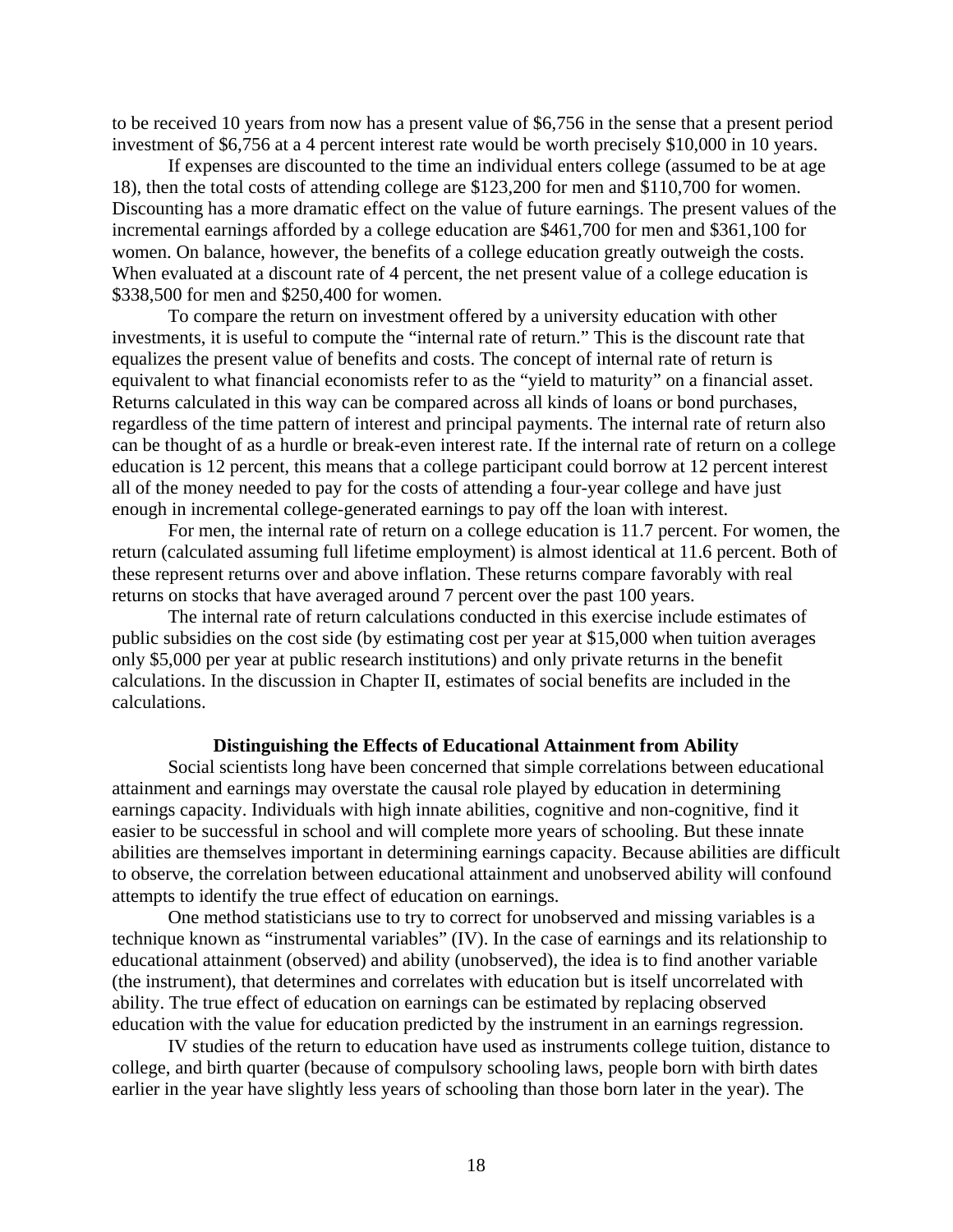to be received 10 years from now has a present value of $6,756 in the sense that a present period investment of $6,756 at a 4 percent interest rate would be worth precisely $10,000 in 10 years.

If expenses are discounted to the time an individual enters college (assumed to be at age 18), then the total costs of attending college are $123,200 for men and $110,700 for women. Discounting has a more dramatic effect on the value of future earnings. The present values of the incremental earnings afforded by a college education are $461,700 for men and $361,100 for women. On balance, however, the benefits of a college education greatly outweigh the costs. When evaluated at a discount rate of 4 percent, the net present value of a college education is $338,500 for men and $250,400 for women.

To compare the return on investment offered by a university education with other investments, it is useful to compute the "internal rate of return." This is the discount rate that equalizes the present value of benefits and costs. The concept of internal rate of return is equivalent to what financial economists refer to as the "yield to maturity" on a financial asset. Returns calculated in this way can be compared across all kinds of loans or bond purchases, regardless of the time pattern of interest and principal payments. The internal rate of return also can be thought of as a hurdle or break-even interest rate. If the internal rate of return on a college education is 12 percent, this means that a college participant could borrow at 12 percent interest all of the money needed to pay for the costs of attending a four-year college and have just enough in incremental college-generated earnings to pay off the loan with interest.

For men, the internal rate of return on a college education is 11.7 percent. For women, the return (calculated assuming full lifetime employment) is almost identical at 11.6 percent. Both of these represent returns over and above inflation. These returns compare favorably with real returns on stocks that have averaged around 7 percent over the past 100 years.

The internal rate of return calculations conducted in this exercise include estimates of public subsidies on the cost side (by estimating cost per year at $15,000 when tuition averages only $5,000 per year at public research institutions) and only private returns in the benefit calculations. In the discussion in Chapter II, estimates of social benefits are included in the calculations.

### Distinguishing the Effects of Educational Attainment from Ability

Social scientists long have been concerned that simple correlations between educational attainment and earnings may overstate the causal role played by education in determining earnings capacity. Individuals with high innate abilities, cognitive and non-cognitive, find it easier to be successful in school and will complete more years of schooling. But these innate abilities are themselves important in determining earnings capacity. Because abilities are difficult to observe, the correlation between educational attainment and unobserved ability will confound attempts to identify the true effect of education on earnings.

One method statisticians use to try to correct for unobserved and missing variables is a technique known as "instrumental variables" (IV). In the case of earnings and its relationship to educational attainment (observed) and ability (unobserved), the idea is to find another variable (the instrument), that determines and correlates with education but is itself uncorrelated with ability. The true effect of education on earnings can be estimated by replacing observed education with the value for education predicted by the instrument in an earnings regression.

IV studies of the return to education have used as instruments college tuition, distance to college, and birth quarter (because of compulsory schooling laws, people born with birth dates earlier in the year have slightly less years of schooling than those born later in the year). The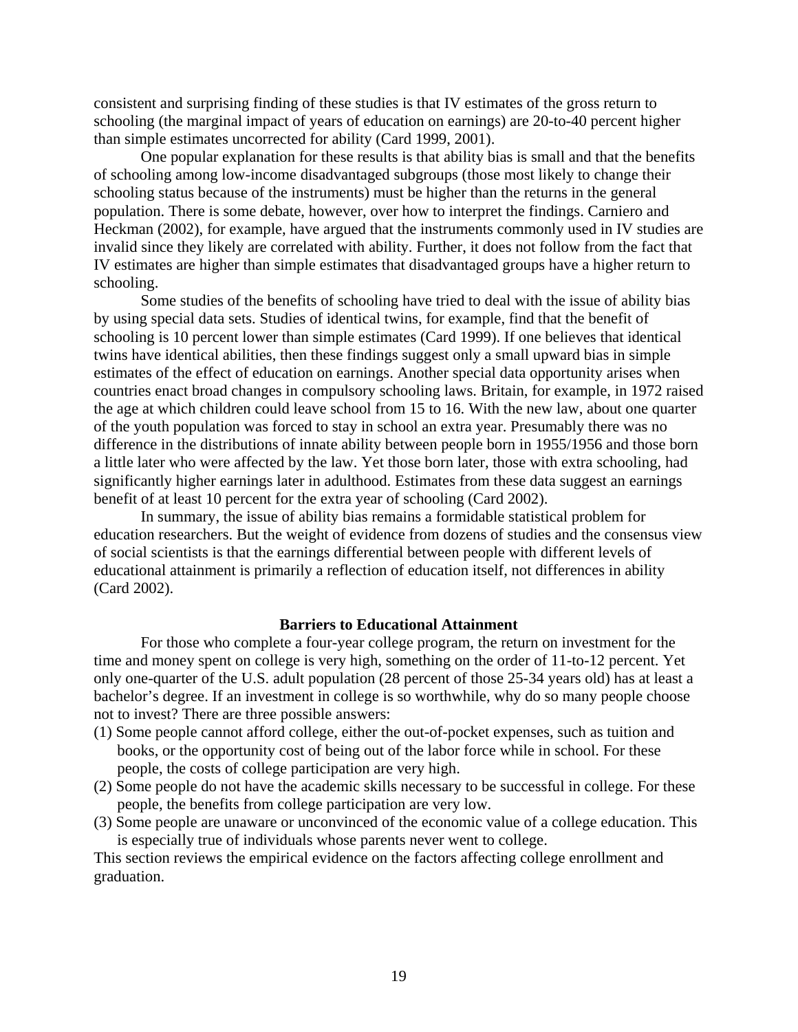consistent and surprising finding of these studies is that IV estimates of the gross return to schooling (the marginal impact of years of education on earnings) are 20-to-40 percent higher than simple estimates uncorrected for ability (Card 1999, 2001).

One popular explanation for these results is that ability bias is small and that the benefits of schooling among low-income disadvantaged subgroups (those most likely to change their schooling status because of the instruments) must be higher than the returns in the general population. There is some debate, however, over how to interpret the findings. Carniero and Heckman (2002), for example, have argued that the instruments commonly used in IV studies are invalid since they likely are correlated with ability. Further, it does not follow from the fact that IV estimates are higher than simple estimates that disadvantaged groups have a higher return to schooling.

Some studies of the benefits of schooling have tried to deal with the issue of ability bias by using special data sets. Studies of identical twins, for example, find that the benefit of schooling is 10 percent lower than simple estimates (Card 1999). If one believes that identical twins have identical abilities, then these findings suggest only a small upward bias in simple estimates of the effect of education on earnings. Another special data opportunity arises when countries enact broad changes in compulsory schooling laws. Britain, for example, in 1972 raised the age at which children could leave school from 15 to 16. With the new law, about one quarter of the youth population was forced to stay in school an extra year. Presumably there was no difference in the distributions of innate ability between people born in 1955/1956 and those born a little later who were affected by the law. Yet those born later, those with extra schooling, had significantly higher earnings later in adulthood. Estimates from these data suggest an earnings benefit of at least 10 percent for the extra year of schooling (Card 2002).

In summary, the issue of ability bias remains a formidable statistical problem for education researchers. But the weight of evidence from dozens of studies and the consensus view of social scientists is that the earnings differential between people with different levels of educational attainment is primarily a reflection of education itself, not differences in ability (Card 2002).

## Barriers to Educational Attainment

For those who complete a four-year college program, the return on investment for the time and money spent on college is very high, something on the order of 11-to-12 percent. Yet only one-quarter of the U.S. adult population (28 percent of those 25-34 years old) has at least a bachelor's degree. If an investment in college is so worthwhile, why do so many people choose not to invest? There are three possible answers:

(1) Some people cannot afford college, either the out-of-pocket expenses, such as tuition and books, or the opportunity cost of being out of the labor force while in school. For these people, the costs of college participation are very high.

(2) Some people do not have the academic skills necessary to be successful in college. For these people, the benefits from college participation are very low.

(3) Some people are unaware or unconvinced of the economic value of a college education. This is especially true of individuals whose parents never went to college.

This section reviews the empirical evidence on the factors affecting college enrollment and graduation.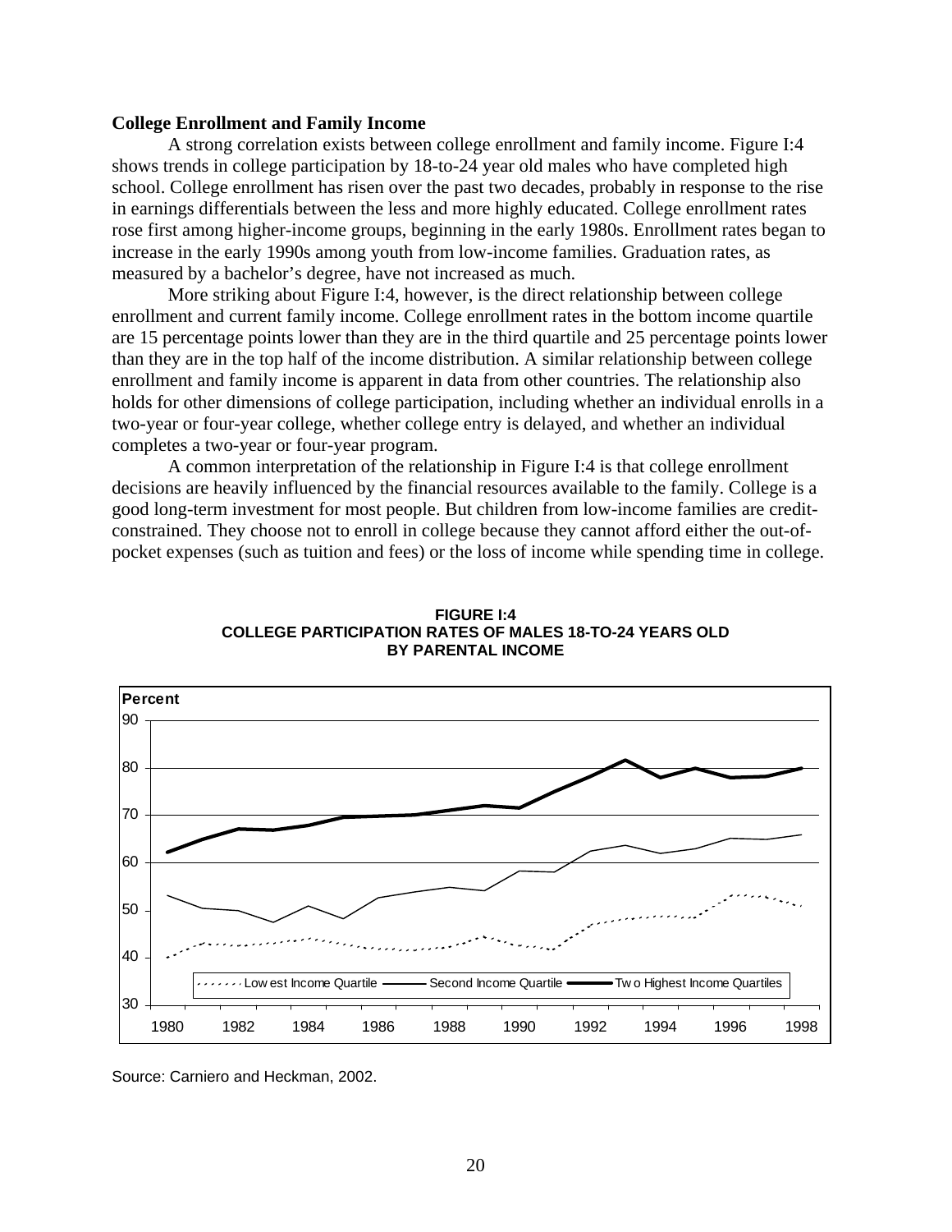**College Enrollment and Family Income**

A strong correlation exists between college enrollment and family income. Figure I:4 shows trends in college participation by 18-to-24 year old males who have completed high school. College enrollment has risen over the past two decades, probably in response to the rise in earnings differentials between the less and more highly educated. College enrollment rates rose first among higher-income groups, beginning in the early 1980s. Enrollment rates began to increase in the early 1990s among youth from low-income families. Graduation rates, as measured by a bachelor's degree, have not increased as much.

More striking about Figure I:4, however, is the direct relationship between college enrollment and current family income. College enrollment rates in the bottom income quartile are 15 percentage points lower than they are in the third quartile and 25 percentage points lower than they are in the top half of the income distribution. A similar relationship between college enrollment and family income is apparent in data from other countries. The relationship also holds for other dimensions of college participation, including whether an individual enrolls in a two-year or four-year college, whether college entry is delayed, and whether an individual completes a two-year or four-year program.

A common interpretation of the relationship in Figure I:4 is that college enrollment decisions are heavily influenced by the financial resources available to the family. College is a good long-term investment for most people. But children from low-income families are credit-constrained. They choose not to enroll in college because they cannot afford either the out-of-pocket expenses (such as tuition and fees) or the loss of income while spending time in college.

**FIGURE I:4**
**COLLEGE PARTICIPATION RATES OF MALES 18-TO-24 YEARS OLD BY PARENTAL INCOME**

Source: Carniero and Heckman, 2002.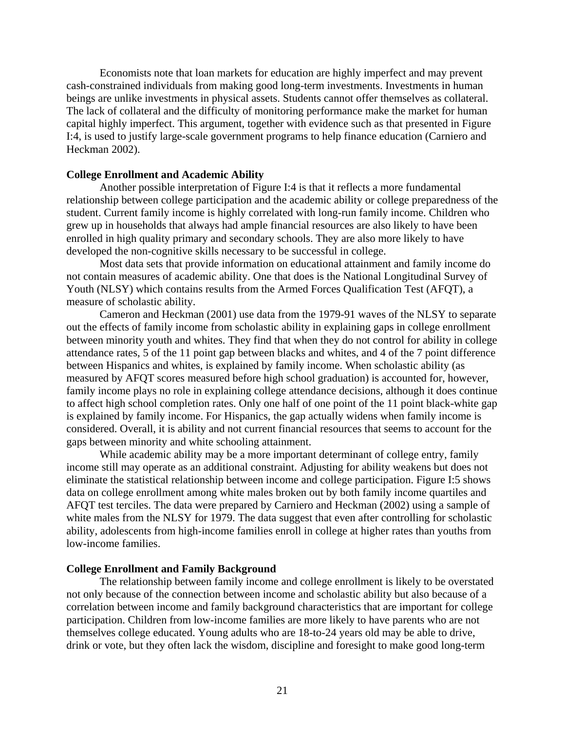Economists note that loan markets for education are highly imperfect and may prevent cash-constrained individuals from making good long-term investments. Investments in human beings are unlike investments in physical assets. Students cannot offer themselves as collateral. The lack of collateral and the difficulty of monitoring performance make the market for human capital highly imperfect. This argument, together with evidence such as that presented in Figure I:4, is used to justify large-scale government programs to help finance education (Carniero and Heckman 2002).

**College Enrollment and Academic Ability**

Another possible interpretation of Figure I:4 is that it reflects a more fundamental relationship between college participation and the academic ability or college preparedness of the student. Current family income is highly correlated with long-run family income. Children who grew up in households that always had ample financial resources are also likely to have been enrolled in high quality primary and secondary schools. They are also more likely to have developed the non-cognitive skills necessary to be successful in college.

Most data sets that provide information on educational attainment and family income do not contain measures of academic ability. One that does is the National Longitudinal Survey of Youth (NLSY) which contains results from the Armed Forces Qualification Test (AFQT), a measure of scholastic ability.

Cameron and Heckman (2001) use data from the 1979-91 waves of the NLSY to separate out the effects of family income from scholastic ability in explaining gaps in college enrollment between minority youth and whites. They find that when they do not control for ability in college attendance rates, 5 of the 11 point gap between blacks and whites, and 4 of the 7 point difference between Hispanics and whites, is explained by family income. When scholastic ability (as measured by AFQT scores measured before high school graduation) is accounted for, however, family income plays no role in explaining college attendance decisions, although it does continue to affect high school completion rates. Only one half of one point of the 11 point black-white gap is explained by family income. For Hispanics, the gap actually widens when family income is considered. Overall, it is ability and not current financial resources that seems to account for the gaps between minority and white schooling attainment.

While academic ability may be a more important determinant of college entry, family income still may operate as an additional constraint. Adjusting for ability weakens but does not eliminate the statistical relationship between income and college participation. Figure I:5 shows data on college enrollment among white males broken out by both family income quartiles and AFQT test terciles. The data were prepared by Carniero and Heckman (2002) using a sample of white males from the NLSY for 1979. The data suggest that even after controlling for scholastic ability, adolescents from high-income families enroll in college at higher rates than youths from low-income families.

**College Enrollment and Family Background**

The relationship between family income and college enrollment is likely to be overstated not only because of the connection between income and scholastic ability but also because of a correlation between income and family background characteristics that are important for college participation. Children from low-income families are more likely to have parents who are not themselves college educated. Young adults who are 18-to-24 years old may be able to drive, drink or vote, but they often lack the wisdom, discipline and foresight to make good long-term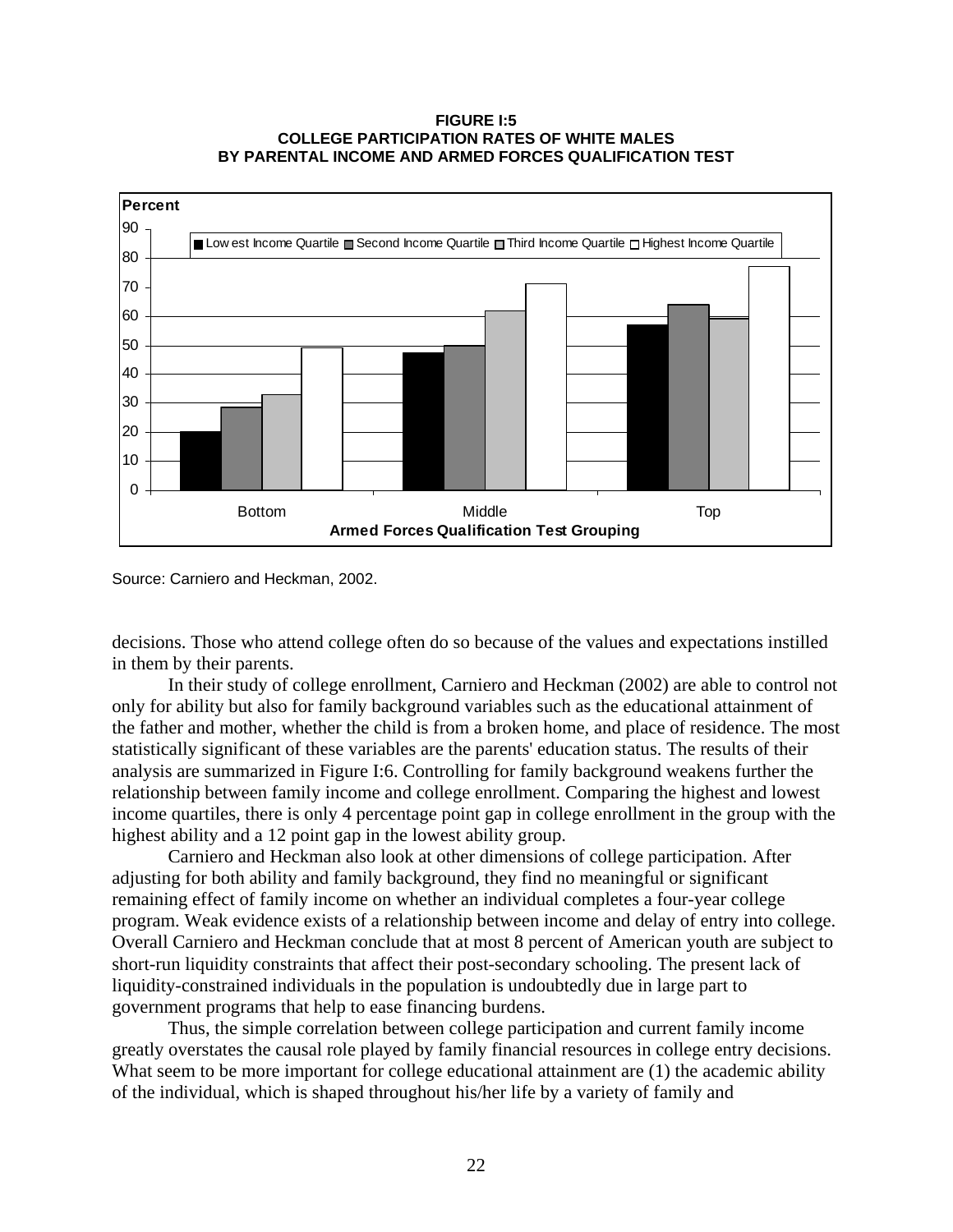**FIGURE I:5**
**COLLEGE PARTICIPATION RATES OF WHITE MALES BY PARENTAL INCOME AND ARMED FORCES QUALIFICATION TEST**

Source: Carniero and Heckman, 2002.

decisions. Those who attend college often do so because of the values and expectations instilled in them by their parents.

In their study of college enrollment, Carniero and Heckman (2002) are able to control not only for ability but also for family background variables such as the educational attainment of the father and mother, whether the child is from a broken home, and place of residence. The most statistically significant of these variables are the parents' education status. The results of their analysis are summarized in Figure I:6. Controlling for family background weakens further the relationship between family income and college enrollment. Comparing the highest and lowest income quartiles, there is only 4 percentage point gap in college enrollment in the group with the highest ability and a 12 point gap in the lowest ability group.

Carniero and Heckman also look at other dimensions of college participation. After adjusting for both ability and family background, they find no meaningful or significant remaining effect of family income on whether an individual completes a four-year college program. Weak evidence exists of a relationship between income and delay of entry into college. Overall Carniero and Heckman conclude that at most 8 percent of American youth are subject to short-run liquidity constraints that affect their post-secondary schooling. The present lack of liquidity-constrained individuals in the population is undoubtedly due in large part to government programs that help to ease financing burdens.

Thus, the simple correlation between college participation and current family income greatly overstates the causal role played by family financial resources in college entry decisions. What seem to be more important for college educational attainment are (1) the academic ability of the individual, which is shaped throughout his/her life by a variety of family and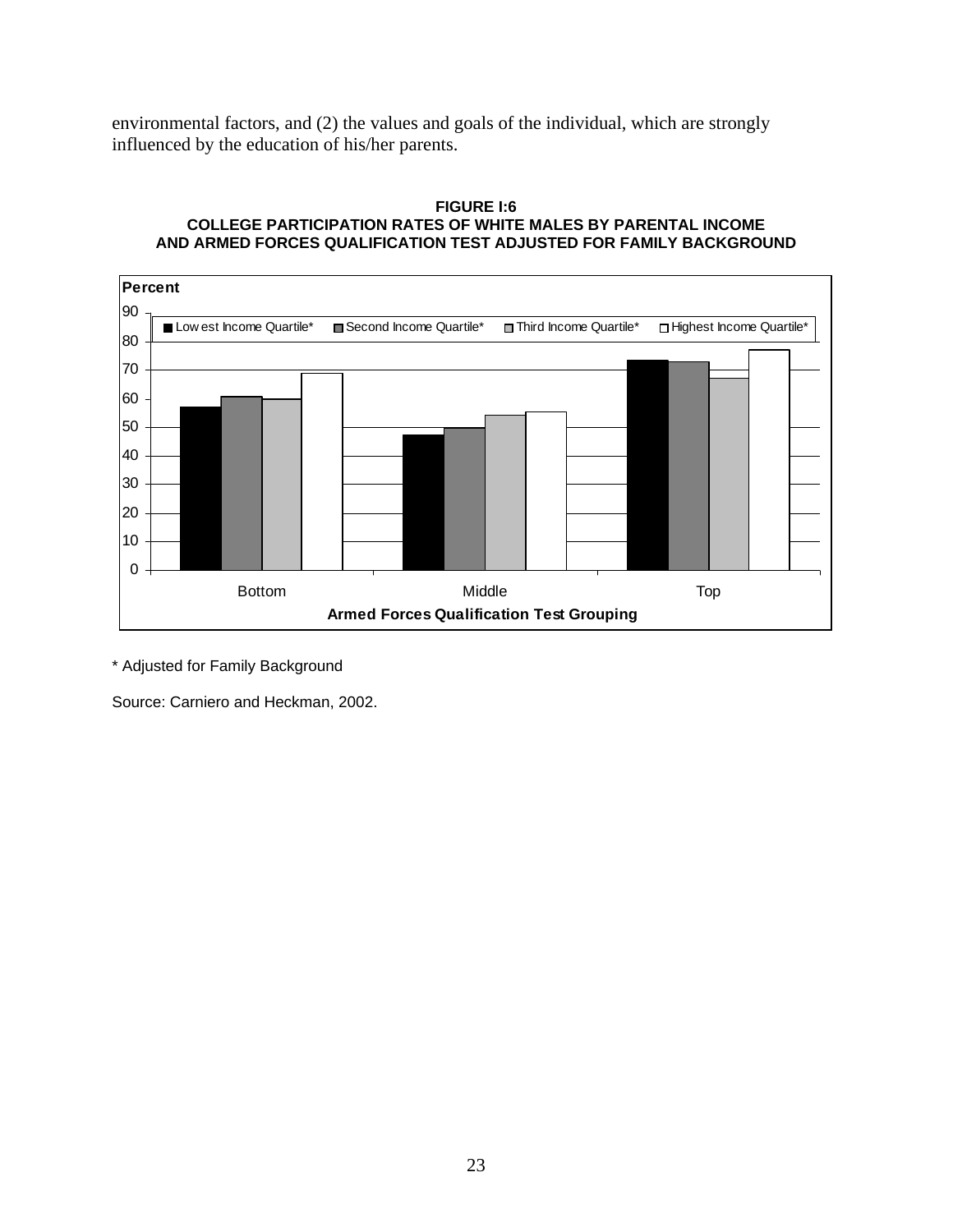environmental factors, and (2) the values and goals of the individual, which are strongly influenced by the education of his/her parents.

**FIGURE I:6**
**COLLEGE PARTICIPATION RATES OF WHITE MALES BY PARENTAL INCOME AND ARMED FORCES QUALIFICATION TEST ADJUSTED FOR FAMILY BACKGROUND**

| Armed Forces Qualification Test Grouping | Lowest Income Quartile* | Second Income Quartile* | Third Income Quartile* | Highest Income Quartile* |
|---|---|---|---|---|
| Bottom | 57 | 61 | 60 | 69 |
| Middle | 47 | 50 | 54 | 55 |
| Top | 73 | 73 | 67 | 77 |

Percent

\* Adjusted for Family Background

Source: Carniero and Heckman, 2002.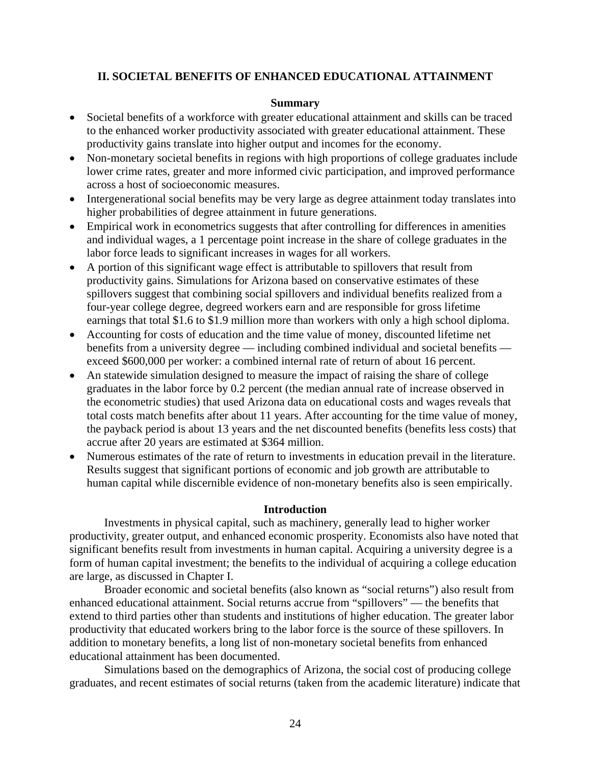## II. SOCIETAL BENEFITS OF ENHANCED EDUCATIONAL ATTAINMENT

### Summary

- Societal benefits of a workforce with greater educational attainment and skills can be traced to the enhanced worker productivity associated with greater educational attainment. These productivity gains translate into higher output and incomes for the economy.
- Non-monetary societal benefits in regions with high proportions of college graduates include lower crime rates, greater and more informed civic participation, and improved performance across a host of socioeconomic measures.
- Intergenerational social benefits may be very large as degree attainment today translates into higher probabilities of degree attainment in future generations.
- Empirical work in econometrics suggests that after controlling for differences in amenities and individual wages, a 1 percentage point increase in the share of college graduates in the labor force leads to significant increases in wages for all workers.
- A portion of this significant wage effect is attributable to spillovers that result from productivity gains. Simulations for Arizona based on conservative estimates of these spillovers suggest that combining social spillovers and individual benefits realized from a four-year college degree, degreed workers earn and are responsible for gross lifetime earnings that total \$1.6 to \$1.9 million more than workers with only a high school diploma.
- Accounting for costs of education and the time value of money, discounted lifetime net benefits from a university degree — including combined individual and societal benefits — exceed \$600,000 per worker: a combined internal rate of return of about 16 percent.
- An statewide simulation designed to measure the impact of raising the share of college graduates in the labor force by 0.2 percent (the median annual rate of increase observed in the econometric studies) that used Arizona data on educational costs and wages reveals that total costs match benefits after about 11 years. After accounting for the time value of money, the payback period is about 13 years and the net discounted benefits (benefits less costs) that accrue after 20 years are estimated at \$364 million.
- Numerous estimates of the rate of return to investments in education prevail in the literature. Results suggest that significant portions of economic and job growth are attributable to human capital while discernible evidence of non-monetary benefits also is seen empirically.

### Introduction

Investments in physical capital, such as machinery, generally lead to higher worker productivity, greater output, and enhanced economic prosperity. Economists also have noted that significant benefits result from investments in human capital. Acquiring a university degree is a form of human capital investment; the benefits to the individual of acquiring a college education are large, as discussed in Chapter I.

Broader economic and societal benefits (also known as "social returns") also result from enhanced educational attainment. Social returns accrue from "spillovers" — the benefits that extend to third parties other than students and institutions of higher education. The greater labor productivity that educated workers bring to the labor force is the source of these spillovers. In addition to monetary benefits, a long list of non-monetary societal benefits from enhanced educational attainment has been documented.

Simulations based on the demographics of Arizona, the social cost of producing college graduates, and recent estimates of social returns (taken from the academic literature) indicate that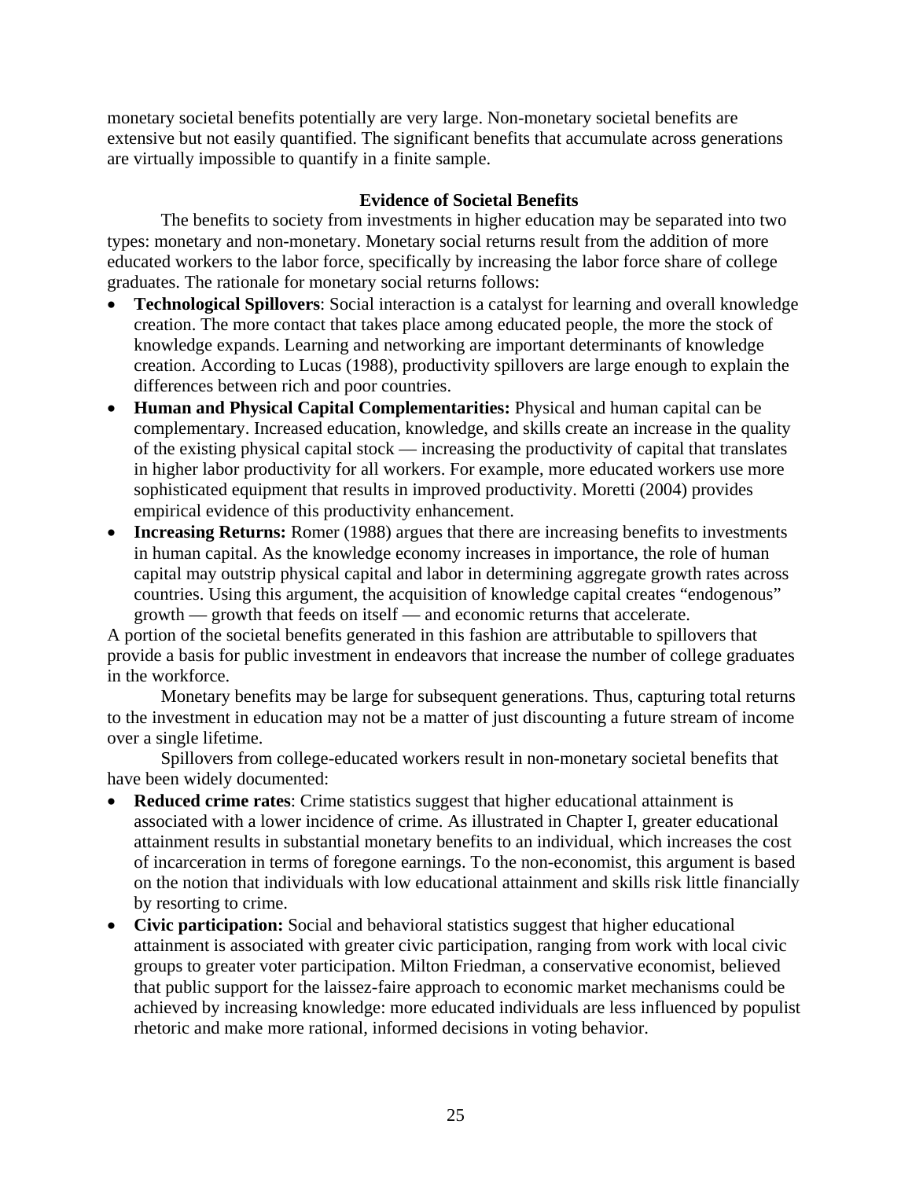monetary societal benefits potentially are very large. Non-monetary societal benefits are extensive but not easily quantified. The significant benefits that accumulate across generations are virtually impossible to quantify in a finite sample.

## Evidence of Societal Benefits

The benefits to society from investments in higher education may be separated into two types: monetary and non-monetary. Monetary social returns result from the addition of more educated workers to the labor force, specifically by increasing the labor force share of college graduates. The rationale for monetary social returns follows:

- **Technological Spillovers**: Social interaction is a catalyst for learning and overall knowledge creation. The more contact that takes place among educated people, the more the stock of knowledge expands. Learning and networking are important determinants of knowledge creation. According to Lucas (1988), productivity spillovers are large enough to explain the differences between rich and poor countries.
- **Human and Physical Capital Complementarities:** Physical and human capital can be complementary. Increased education, knowledge, and skills create an increase in the quality of the existing physical capital stock — increasing the productivity of capital that translates in higher labor productivity for all workers. For example, more educated workers use more sophisticated equipment that results in improved productivity. Moretti (2004) provides empirical evidence of this productivity enhancement.
- **Increasing Returns:** Romer (1988) argues that there are increasing benefits to investments in human capital. As the knowledge economy increases in importance, the role of human capital may outstrip physical capital and labor in determining aggregate growth rates across countries. Using this argument, the acquisition of knowledge capital creates "endogenous" growth — growth that feeds on itself — and economic returns that accelerate.

A portion of the societal benefits generated in this fashion are attributable to spillovers that provide a basis for public investment in endeavors that increase the number of college graduates in the workforce.

Monetary benefits may be large for subsequent generations. Thus, capturing total returns to the investment in education may not be a matter of just discounting a future stream of income over a single lifetime.

Spillovers from college-educated workers result in non-monetary societal benefits that have been widely documented:

- **Reduced crime rates**: Crime statistics suggest that higher educational attainment is associated with a lower incidence of crime. As illustrated in Chapter I, greater educational attainment results in substantial monetary benefits to an individual, which increases the cost of incarceration in terms of foregone earnings. To the non-economist, this argument is based on the notion that individuals with low educational attainment and skills risk little financially by resorting to crime.
- **Civic participation:** Social and behavioral statistics suggest that higher educational attainment is associated with greater civic participation, ranging from work with local civic groups to greater voter participation. Milton Friedman, a conservative economist, believed that public support for the laissez-faire approach to economic market mechanisms could be achieved by increasing knowledge: more educated individuals are less influenced by populist rhetoric and make more rational, informed decisions in voting behavior.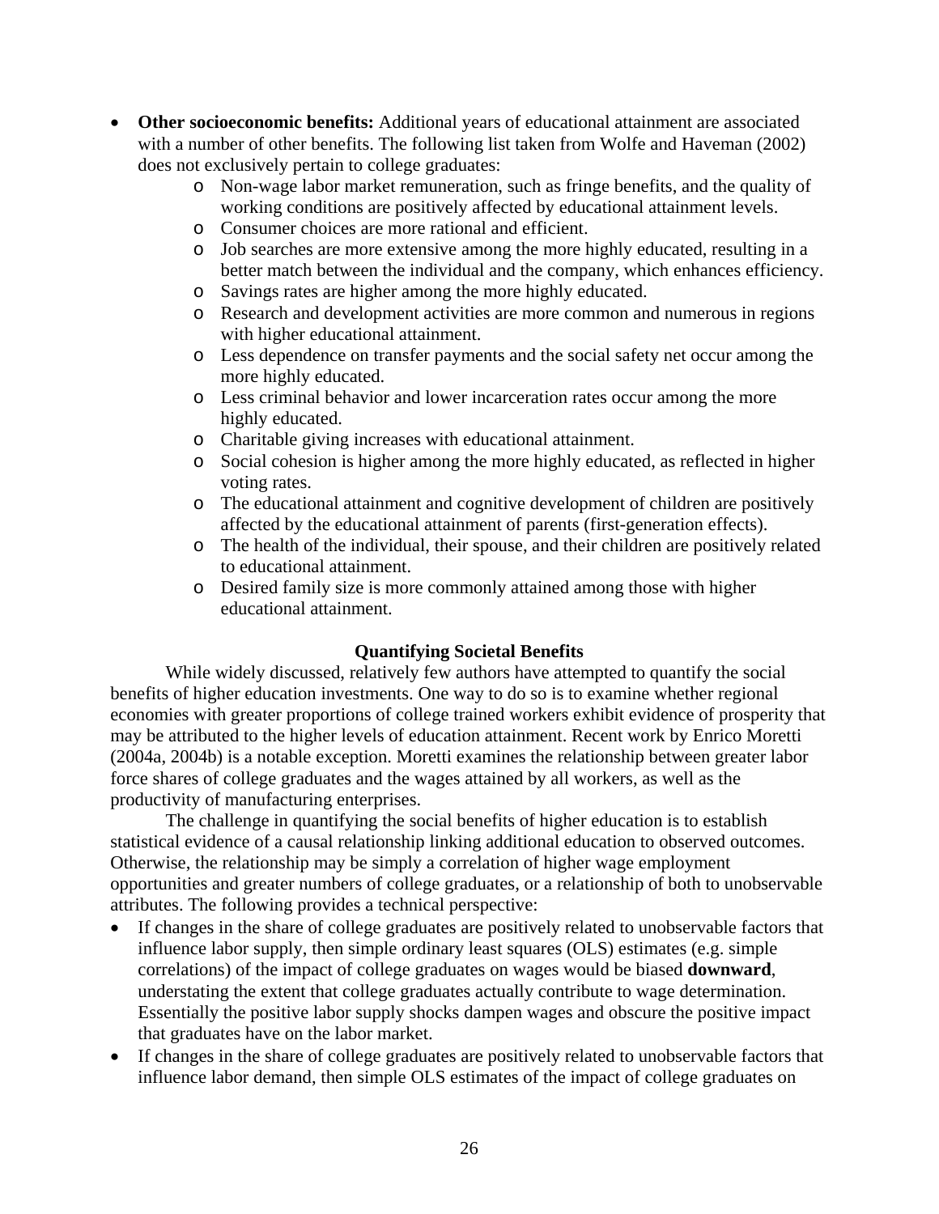- **Other socioeconomic benefits:** Additional years of educational attainment are associated with a number of other benefits. The following list taken from Wolfe and Haveman (2002) does not exclusively pertain to college graduates:
  - Non-wage labor market remuneration, such as fringe benefits, and the quality of working conditions are positively affected by educational attainment levels.
  - Consumer choices are more rational and efficient.
  - Job searches are more extensive among the more highly educated, resulting in a better match between the individual and the company, which enhances efficiency.
  - Savings rates are higher among the more highly educated.
  - Research and development activities are more common and numerous in regions with higher educational attainment.
  - Less dependence on transfer payments and the social safety net occur among the more highly educated.
  - Less criminal behavior and lower incarceration rates occur among the more highly educated.
  - Charitable giving increases with educational attainment.
  - Social cohesion is higher among the more highly educated, as reflected in higher voting rates.
  - The educational attainment and cognitive development of children are positively affected by the educational attainment of parents (first-generation effects).
  - The health of the individual, their spouse, and their children are positively related to educational attainment.
  - Desired family size is more commonly attained among those with higher educational attainment.

### Quantifying Societal Benefits

While widely discussed, relatively few authors have attempted to quantify the social benefits of higher education investments. One way to do so is to examine whether regional economies with greater proportions of college trained workers exhibit evidence of prosperity that may be attributed to the higher levels of education attainment. Recent work by Enrico Moretti (2004a, 2004b) is a notable exception. Moretti examines the relationship between greater labor force shares of college graduates and the wages attained by all workers, as well as the productivity of manufacturing enterprises.

The challenge in quantifying the social benefits of higher education is to establish statistical evidence of a causal relationship linking additional education to observed outcomes. Otherwise, the relationship may be simply a correlation of higher wage employment opportunities and greater numbers of college graduates, or a relationship of both to unobservable attributes. The following provides a technical perspective:

- If changes in the share of college graduates are positively related to unobservable factors that influence labor supply, then simple ordinary least squares (OLS) estimates (e.g. simple correlations) of the impact of college graduates on wages would be biased **downward**, understating the extent that college graduates actually contribute to wage determination. Essentially the positive labor supply shocks dampen wages and obscure the positive impact that graduates have on the labor market.
- If changes in the share of college graduates are positively related to unobservable factors that influence labor demand, then simple OLS estimates of the impact of college graduates on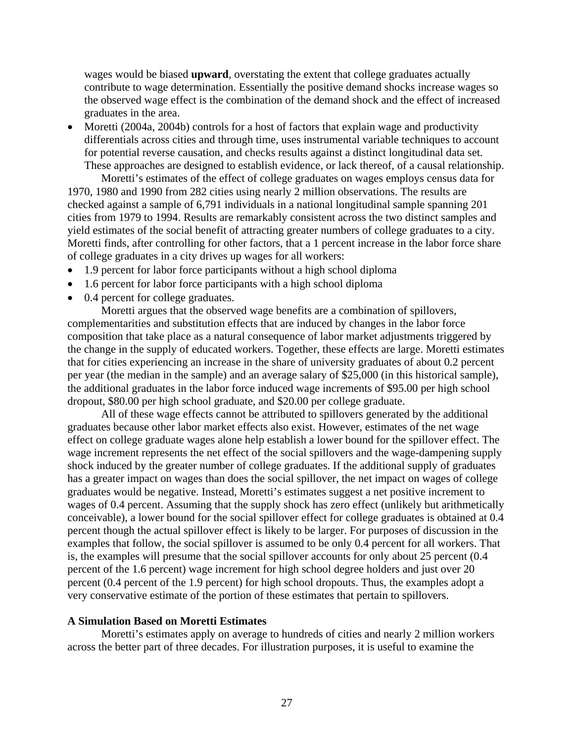wages would be biased **upward**, overstating the extent that college graduates actually contribute to wage determination. Essentially the positive demand shocks increase wages so the observed wage effect is the combination of the demand shock and the effect of increased graduates in the area.

- Moretti (2004a, 2004b) controls for a host of factors that explain wage and productivity differentials across cities and through time, uses instrumental variable techniques to account for potential reverse causation, and checks results against a distinct longitudinal data set. These approaches are designed to establish evidence, or lack thereof, of a causal relationship.

Moretti's estimates of the effect of college graduates on wages employs census data for 1970, 1980 and 1990 from 282 cities using nearly 2 million observations. The results are checked against a sample of 6,791 individuals in a national longitudinal sample spanning 201 cities from 1979 to 1994. Results are remarkably consistent across the two distinct samples and yield estimates of the social benefit of attracting greater numbers of college graduates to a city. Moretti finds, after controlling for other factors, that a 1 percent increase in the labor force share of college graduates in a city drives up wages for all workers:

- 1.9 percent for labor force participants without a high school diploma
- 1.6 percent for labor force participants with a high school diploma
- 0.4 percent for college graduates.

Moretti argues that the observed wage benefits are a combination of spillovers, complementarities and substitution effects that are induced by changes in the labor force composition that take place as a natural consequence of labor market adjustments triggered by the change in the supply of educated workers. Together, these effects are large. Moretti estimates that for cities experiencing an increase in the share of university graduates of about 0.2 percent per year (the median in the sample) and an average salary of $25,000 (in this historical sample), the additional graduates in the labor force induced wage increments of $95.00 per high school dropout, $80.00 per high school graduate, and $20.00 per college graduate.

All of these wage effects cannot be attributed to spillovers generated by the additional graduates because other labor market effects also exist. However, estimates of the net wage effect on college graduate wages alone help establish a lower bound for the spillover effect. The wage increment represents the net effect of the social spillovers and the wage-dampening supply shock induced by the greater number of college graduates. If the additional supply of graduates has a greater impact on wages than does the social spillover, the net impact on wages of college graduates would be negative. Instead, Moretti's estimates suggest a net positive increment to wages of 0.4 percent. Assuming that the supply shock has zero effect (unlikely but arithmetically conceivable), a lower bound for the social spillover effect for college graduates is obtained at 0.4 percent though the actual spillover effect is likely to be larger. For purposes of discussion in the examples that follow, the social spillover is assumed to be only 0.4 percent for all workers. That is, the examples will presume that the social spillover accounts for only about 25 percent (0.4 percent of the 1.6 percent) wage increment for high school degree holders and just over 20 percent (0.4 percent of the 1.9 percent) for high school dropouts. Thus, the examples adopt a very conservative estimate of the portion of these estimates that pertain to spillovers.

**A Simulation Based on Moretti Estimates**

Moretti's estimates apply on average to hundreds of cities and nearly 2 million workers across the better part of three decades. For illustration purposes, it is useful to examine the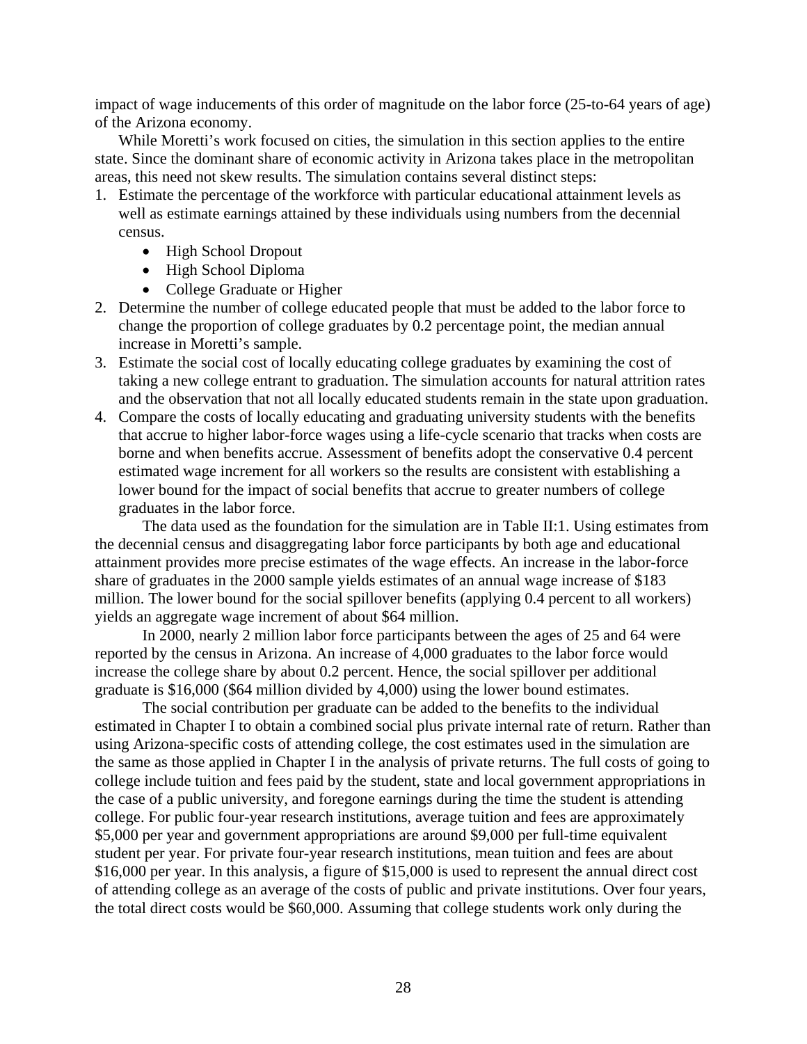impact of wage inducements of this order of magnitude on the labor force (25-to-64 years of age) of the Arizona economy.

While Moretti's work focused on cities, the simulation in this section applies to the entire state. Since the dominant share of economic activity in Arizona takes place in the metropolitan areas, this need not skew results. The simulation contains several distinct steps:

1. Estimate the percentage of the workforce with particular educational attainment levels as well as estimate earnings attained by these individuals using numbers from the decennial census.
   - High School Dropout
   - High School Diploma
   - College Graduate or Higher
2. Determine the number of college educated people that must be added to the labor force to change the proportion of college graduates by 0.2 percentage point, the median annual increase in Moretti's sample.
3. Estimate the social cost of locally educating college graduates by examining the cost of taking a new college entrant to graduation. The simulation accounts for natural attrition rates and the observation that not all locally educated students remain in the state upon graduation.
4. Compare the costs of locally educating and graduating university students with the benefits that accrue to higher labor-force wages using a life-cycle scenario that tracks when costs are borne and when benefits accrue. Assessment of benefits adopt the conservative 0.4 percent estimated wage increment for all workers so the results are consistent with establishing a lower bound for the impact of social benefits that accrue to greater numbers of college graduates in the labor force.

The data used as the foundation for the simulation are in Table II:1. Using estimates from the decennial census and disaggregating labor force participants by both age and educational attainment provides more precise estimates of the wage effects. An increase in the labor-force share of graduates in the 2000 sample yields estimates of an annual wage increase of $183 million. The lower bound for the social spillover benefits (applying 0.4 percent to all workers) yields an aggregate wage increment of about $64 million.

In 2000, nearly 2 million labor force participants between the ages of 25 and 64 were reported by the census in Arizona. An increase of 4,000 graduates to the labor force would increase the college share by about 0.2 percent. Hence, the social spillover per additional graduate is $16,000 ($64 million divided by 4,000) using the lower bound estimates.

The social contribution per graduate can be added to the benefits to the individual estimated in Chapter I to obtain a combined social plus private internal rate of return. Rather than using Arizona-specific costs of attending college, the cost estimates used in the simulation are the same as those applied in Chapter I in the analysis of private returns. The full costs of going to college include tuition and fees paid by the student, state and local government appropriations in the case of a public university, and foregone earnings during the time the student is attending college. For public four-year research institutions, average tuition and fees are approximately $5,000 per year and government appropriations are around $9,000 per full-time equivalent student per year. For private four-year research institutions, mean tuition and fees are about $16,000 per year. In this analysis, a figure of $15,000 is used to represent the annual direct cost of attending college as an average of the costs of public and private institutions. Over four years, the total direct costs would be $60,000. Assuming that college students work only during the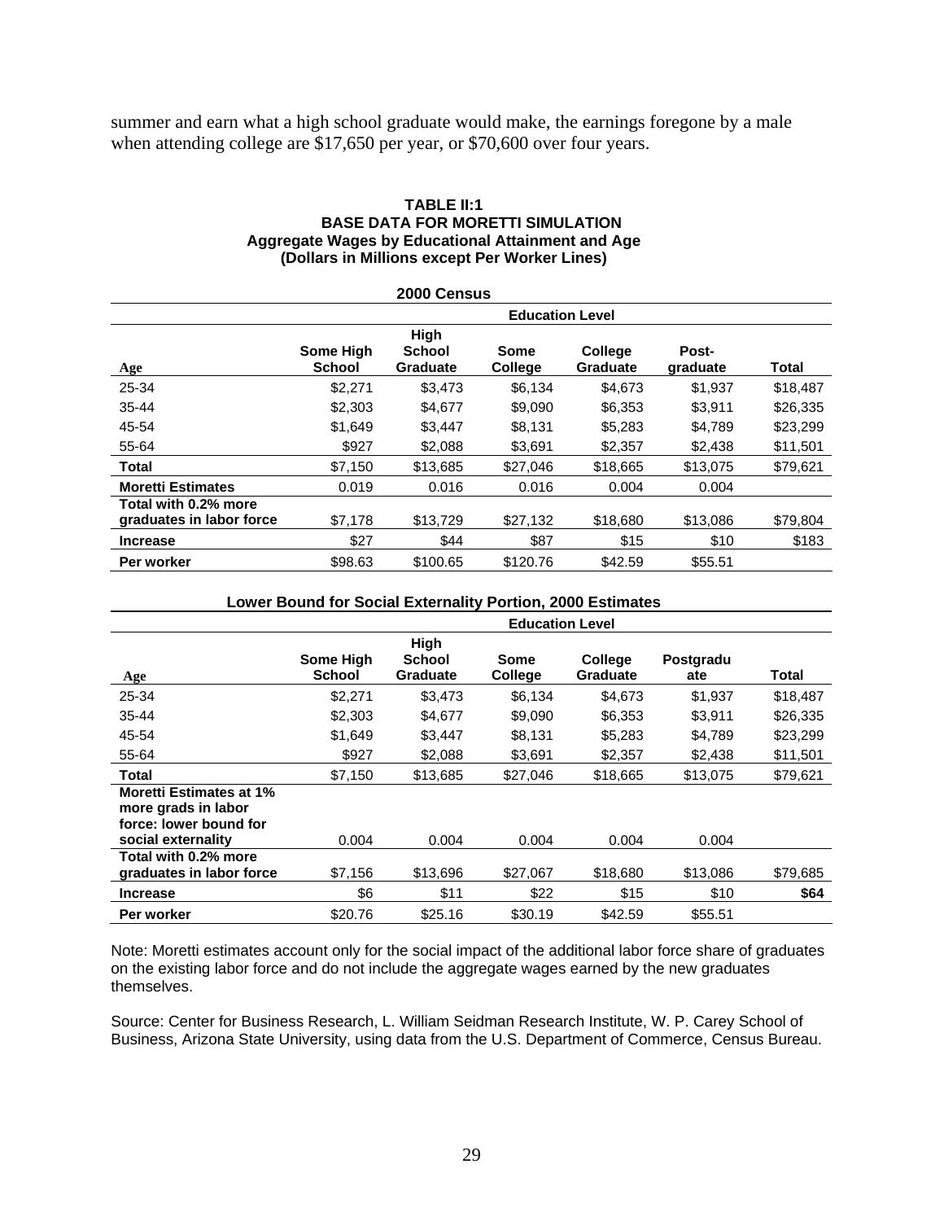summer and earn what a high school graduate would make, the earnings foregone by a male when attending college are $17,650 per year, or $70,600 over four years.

**TABLE II:1**
**BASE DATA FOR MORETTI SIMULATION**
**Aggregate Wages by Educational Attainment and Age**
**(Dollars in Millions except Per Worker Lines)**

**2000 Census**

| | Education Level | | | | | |
|---|---|---|---|---|---|---|
| Age | Some High School | High School Graduate | Some College | College Graduate | Post-graduate | Total |
| 25-34 | $2,271 | $3,473 | $6,134 | $4,673 | $1,937 | $18,487 |
| 35-44 | $2,303 | $4,677 | $9,090 | $6,353 | $3,911 | $26,335 |
| 45-54 | $1,649 | $3,447 | $8,131 | $5,283 | $4,789 | $23,299 |
| 55-64 | $927 | $2,088 | $3,691 | $2,357 | $2,438 | $11,501 |
| **Total** | $7,150 | $13,685 | $27,046 | $18,665 | $13,075 | $79,621 |
| **Moretti Estimates** | 0.019 | 0.016 | 0.016 | 0.004 | 0.004 | |
| **Total with 0.2% more graduates in labor force** | $7,178 | $13,729 | $27,132 | $18,680 | $13,086 | $79,804 |
| **Increase** | $27 | $44 | $87 | $15 | $10 | $183 |
| **Per worker** | $98.63 | $100.65 | $120.76 | $42.59 | $55.51 | |

**Lower Bound for Social Externality Portion, 2000 Estimates**

| | Education Level | | | | | |
|---|---|---|---|---|---|---|
| Age | Some High School | High School Graduate | Some College | College Graduate | Postgraduate | Total |
| 25-34 | $2,271 | $3,473 | $6,134 | $4,673 | $1,937 | $18,487 |
| 35-44 | $2,303 | $4,677 | $9,090 | $6,353 | $3,911 | $26,335 |
| 45-54 | $1,649 | $3,447 | $8,131 | $5,283 | $4,789 | $23,299 |
| 55-64 | $927 | $2,088 | $3,691 | $2,357 | $2,438 | $11,501 |
| **Total** | $7,150 | $13,685 | $27,046 | $18,665 | $13,075 | $79,621 |
| **Moretti Estimates at 1% more grads in labor force: lower bound for social externality** | 0.004 | 0.004 | 0.004 | 0.004 | 0.004 | |
| **Total with 0.2% more graduates in labor force** | $7,156 | $13,696 | $27,067 | $18,680 | $13,086 | $79,685 |
| **Increase** | $6 | $11 | $22 | $15 | $10 | **$64** |
| **Per worker** | $20.76 | $25.16 | $30.19 | $42.59 | $55.51 | |

Note: Moretti estimates account only for the social impact of the additional labor force share of graduates on the existing labor force and do not include the aggregate wages earned by the new graduates themselves.

Source: Center for Business Research, L. William Seidman Research Institute, W. P. Carey School of Business, Arizona State University, using data from the U.S. Department of Commerce, Census Bureau.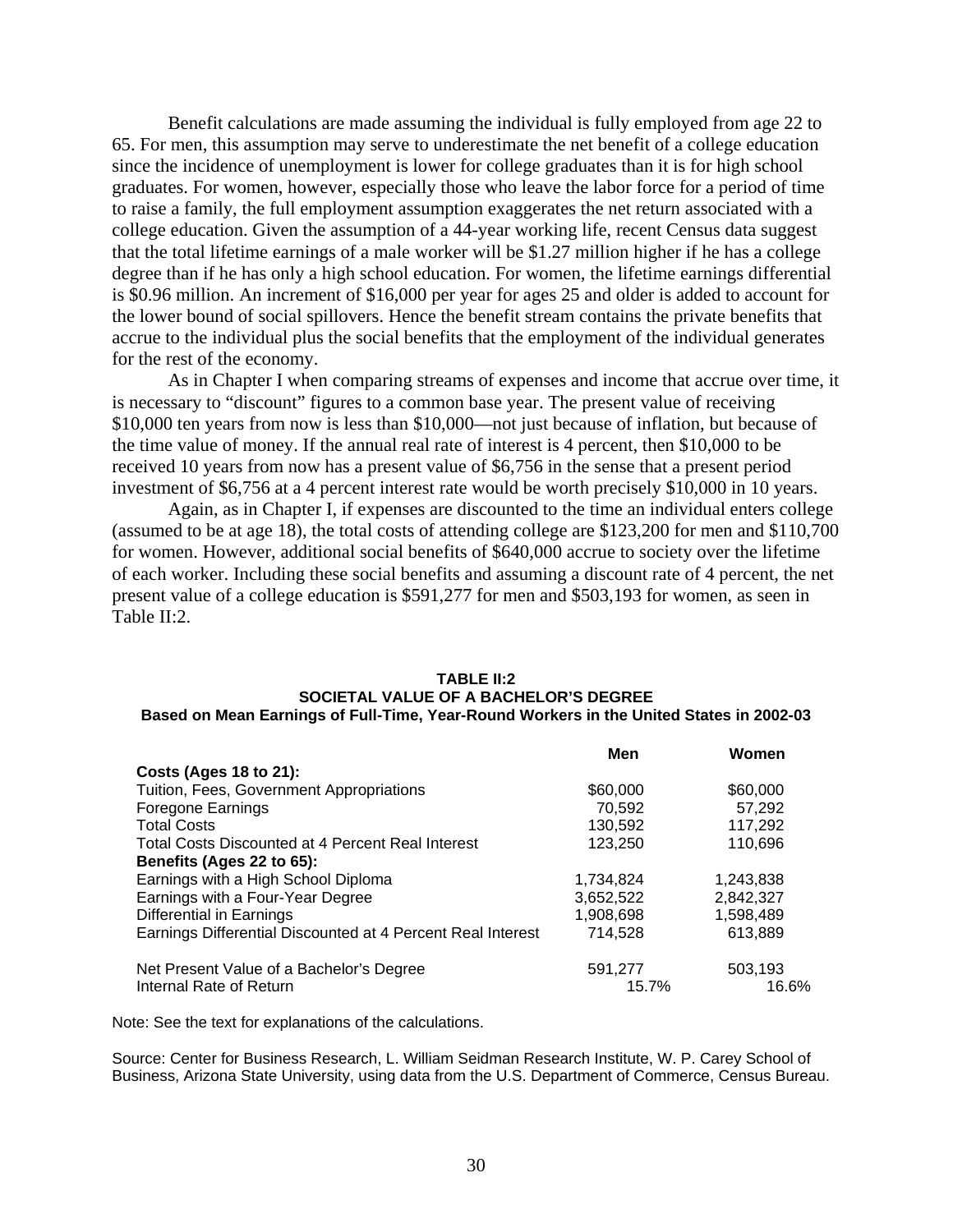Benefit calculations are made assuming the individual is fully employed from age 22 to 65. For men, this assumption may serve to underestimate the net benefit of a college education since the incidence of unemployment is lower for college graduates than it is for high school graduates. For women, however, especially those who leave the labor force for a period of time to raise a family, the full employment assumption exaggerates the net return associated with a college education. Given the assumption of a 44-year working life, recent Census data suggest that the total lifetime earnings of a male worker will be $1.27 million higher if he has a college degree than if he has only a high school education. For women, the lifetime earnings differential is $0.96 million. An increment of $16,000 per year for ages 25 and older is added to account for the lower bound of social spillovers. Hence the benefit stream contains the private benefits that accrue to the individual plus the social benefits that the employment of the individual generates for the rest of the economy.

As in Chapter I when comparing streams of expenses and income that accrue over time, it is necessary to "discount" figures to a common base year. The present value of receiving $10,000 ten years from now is less than $10,000—not just because of inflation, but because of the time value of money. If the annual real rate of interest is 4 percent, then $10,000 to be received 10 years from now has a present value of $6,756 in the sense that a present period investment of $6,756 at a 4 percent interest rate would be worth precisely $10,000 in 10 years.

Again, as in Chapter I, if expenses are discounted to the time an individual enters college (assumed to be at age 18), the total costs of attending college are $123,200 for men and $110,700 for women. However, additional social benefits of $640,000 accrue to society over the lifetime of each worker. Including these social benefits and assuming a discount rate of 4 percent, the net present value of a college education is $591,277 for men and $503,193 for women, as seen in Table II:2.

**TABLE II:2**
**SOCIETAL VALUE OF A BACHELOR'S DEGREE**
**Based on Mean Earnings of Full-Time, Year-Round Workers in the United States in 2002-03**

| | Men | Women |
|---|---|---|
| **Costs (Ages 18 to 21):** | | |
| Tuition, Fees, Government Appropriations | $60,000 | $60,000 |
| Foregone Earnings | 70,592 | 57,292 |
| Total Costs | 130,592 | 117,292 |
| Total Costs Discounted at 4 Percent Real Interest | 123,250 | 110,696 |
| **Benefits (Ages 22 to 65):** | | |
| Earnings with a High School Diploma | 1,734,824 | 1,243,838 |
| Earnings with a Four-Year Degree | 3,652,522 | 2,842,327 |
| Differential in Earnings | 1,908,698 | 1,598,489 |
| Earnings Differential Discounted at 4 Percent Real Interest | 714,528 | 613,889 |
| Net Present Value of a Bachelor's Degree | 591,277 | 503,193 |
| Internal Rate of Return | 15.7% | 16.6% |

Note: See the text for explanations of the calculations.

Source: Center for Business Research, L. William Seidman Research Institute, W. P. Carey School of Business, Arizona State University, using data from the U.S. Department of Commerce, Census Bureau.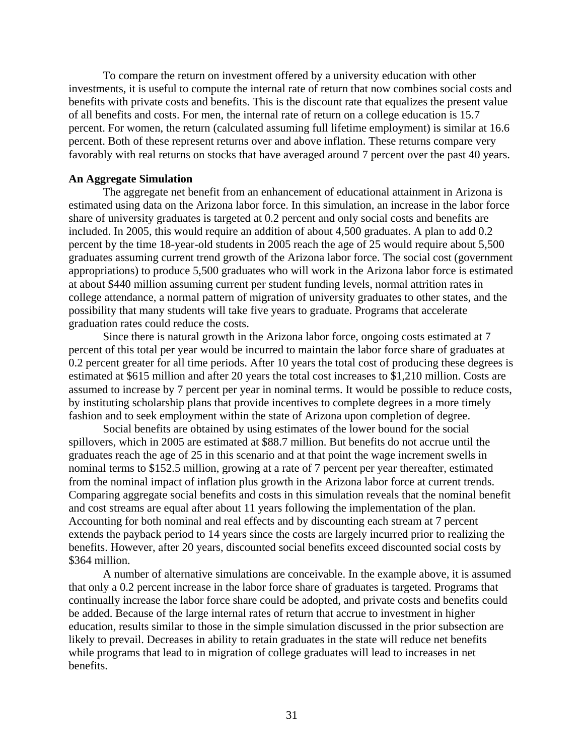To compare the return on investment offered by a university education with other investments, it is useful to compute the internal rate of return that now combines social costs and benefits with private costs and benefits. This is the discount rate that equalizes the present value of all benefits and costs. For men, the internal rate of return on a college education is 15.7 percent. For women, the return (calculated assuming full lifetime employment) is similar at 16.6 percent. Both of these represent returns over and above inflation. These returns compare very favorably with real returns on stocks that have averaged around 7 percent over the past 40 years.

**An Aggregate Simulation**

The aggregate net benefit from an enhancement of educational attainment in Arizona is estimated using data on the Arizona labor force. In this simulation, an increase in the labor force share of university graduates is targeted at 0.2 percent and only social costs and benefits are included. In 2005, this would require an addition of about 4,500 graduates. A plan to add 0.2 percent by the time 18-year-old students in 2005 reach the age of 25 would require about 5,500 graduates assuming current trend growth of the Arizona labor force. The social cost (government appropriations) to produce 5,500 graduates who will work in the Arizona labor force is estimated at about $440 million assuming current per student funding levels, normal attrition rates in college attendance, a normal pattern of migration of university graduates to other states, and the possibility that many students will take five years to graduate. Programs that accelerate graduation rates could reduce the costs.

Since there is natural growth in the Arizona labor force, ongoing costs estimated at 7 percent of this total per year would be incurred to maintain the labor force share of graduates at 0.2 percent greater for all time periods. After 10 years the total cost of producing these degrees is estimated at $615 million and after 20 years the total cost increases to $1,210 million. Costs are assumed to increase by 7 percent per year in nominal terms. It would be possible to reduce costs, by instituting scholarship plans that provide incentives to complete degrees in a more timely fashion and to seek employment within the state of Arizona upon completion of degree.

Social benefits are obtained by using estimates of the lower bound for the social spillovers, which in 2005 are estimated at $88.7 million. But benefits do not accrue until the graduates reach the age of 25 in this scenario and at that point the wage increment swells in nominal terms to $152.5 million, growing at a rate of 7 percent per year thereafter, estimated from the nominal impact of inflation plus growth in the Arizona labor force at current trends. Comparing aggregate social benefits and costs in this simulation reveals that the nominal benefit and cost streams are equal after about 11 years following the implementation of the plan. Accounting for both nominal and real effects and by discounting each stream at 7 percent extends the payback period to 14 years since the costs are largely incurred prior to realizing the benefits. However, after 20 years, discounted social benefits exceed discounted social costs by $364 million.

A number of alternative simulations are conceivable. In the example above, it is assumed that only a 0.2 percent increase in the labor force share of graduates is targeted. Programs that continually increase the labor force share could be adopted, and private costs and benefits could be added. Because of the large internal rates of return that accrue to investment in higher education, results similar to those in the simple simulation discussed in the prior subsection are likely to prevail. Decreases in ability to retain graduates in the state will reduce net benefits while programs that lead to in migration of college graduates will lead to increases in net benefits.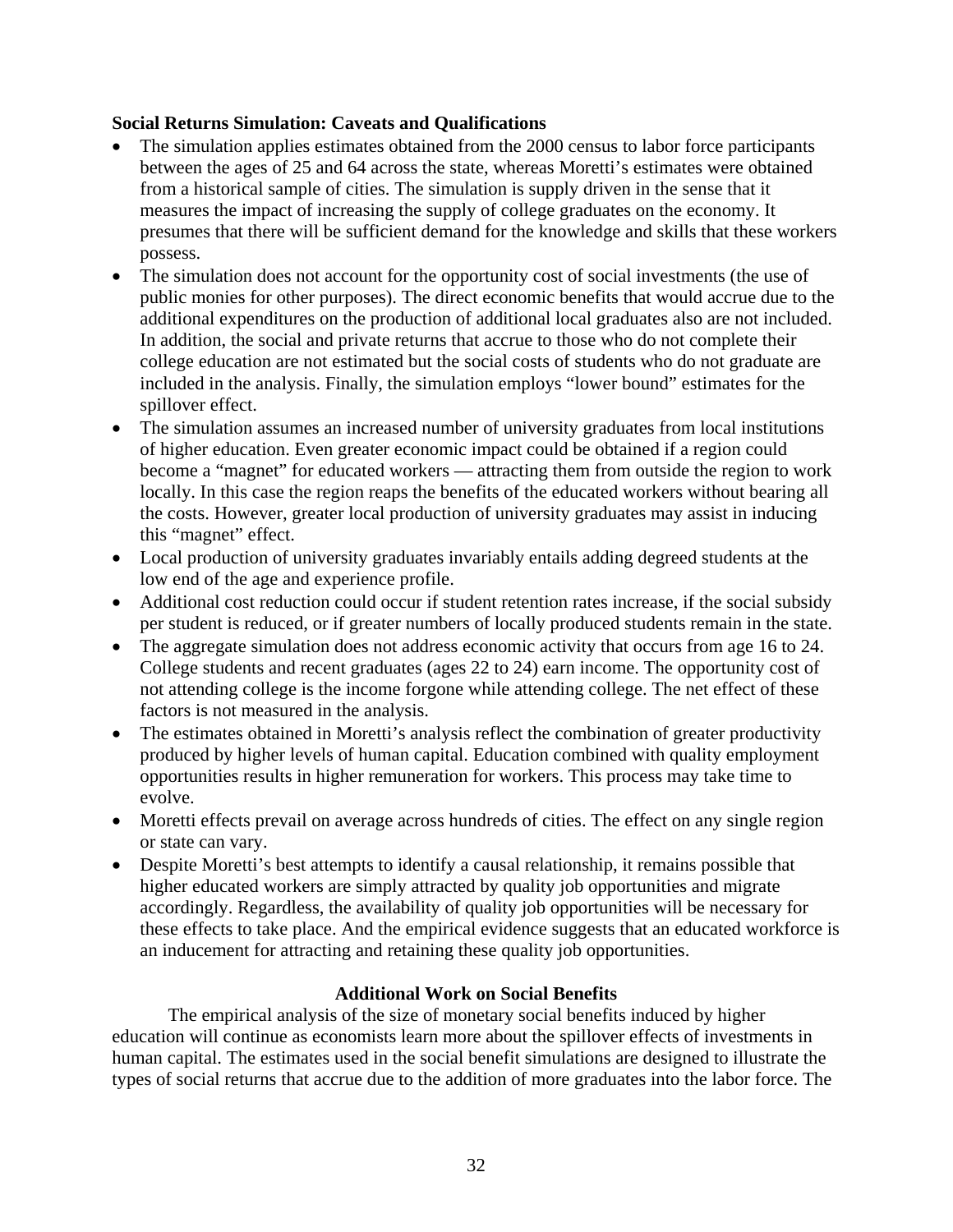**Social Returns Simulation: Caveats and Qualifications**

- The simulation applies estimates obtained from the 2000 census to labor force participants between the ages of 25 and 64 across the state, whereas Moretti's estimates were obtained from a historical sample of cities. The simulation is supply driven in the sense that it measures the impact of increasing the supply of college graduates on the economy. It presumes that there will be sufficient demand for the knowledge and skills that these workers possess.
- The simulation does not account for the opportunity cost of social investments (the use of public monies for other purposes). The direct economic benefits that would accrue due to the additional expenditures on the production of additional local graduates also are not included. In addition, the social and private returns that accrue to those who do not complete their college education are not estimated but the social costs of students who do not graduate are included in the analysis. Finally, the simulation employs "lower bound" estimates for the spillover effect.
- The simulation assumes an increased number of university graduates from local institutions of higher education. Even greater economic impact could be obtained if a region could become a "magnet" for educated workers — attracting them from outside the region to work locally. In this case the region reaps the benefits of the educated workers without bearing all the costs. However, greater local production of university graduates may assist in inducing this "magnet" effect.
- Local production of university graduates invariably entails adding degreed students at the low end of the age and experience profile.
- Additional cost reduction could occur if student retention rates increase, if the social subsidy per student is reduced, or if greater numbers of locally produced students remain in the state.
- The aggregate simulation does not address economic activity that occurs from age 16 to 24. College students and recent graduates (ages 22 to 24) earn income. The opportunity cost of not attending college is the income forgone while attending college. The net effect of these factors is not measured in the analysis.
- The estimates obtained in Moretti's analysis reflect the combination of greater productivity produced by higher levels of human capital. Education combined with quality employment opportunities results in higher remuneration for workers. This process may take time to evolve.
- Moretti effects prevail on average across hundreds of cities. The effect on any single region or state can vary.
- Despite Moretti's best attempts to identify a causal relationship, it remains possible that higher educated workers are simply attracted by quality job opportunities and migrate accordingly. Regardless, the availability of quality job opportunities will be necessary for these effects to take place. And the empirical evidence suggests that an educated workforce is an inducement for attracting and retaining these quality job opportunities.

## Additional Work on Social Benefits

The empirical analysis of the size of monetary social benefits induced by higher education will continue as economists learn more about the spillover effects of investments in human capital. The estimates used in the social benefit simulations are designed to illustrate the types of social returns that accrue due to the addition of more graduates into the labor force. The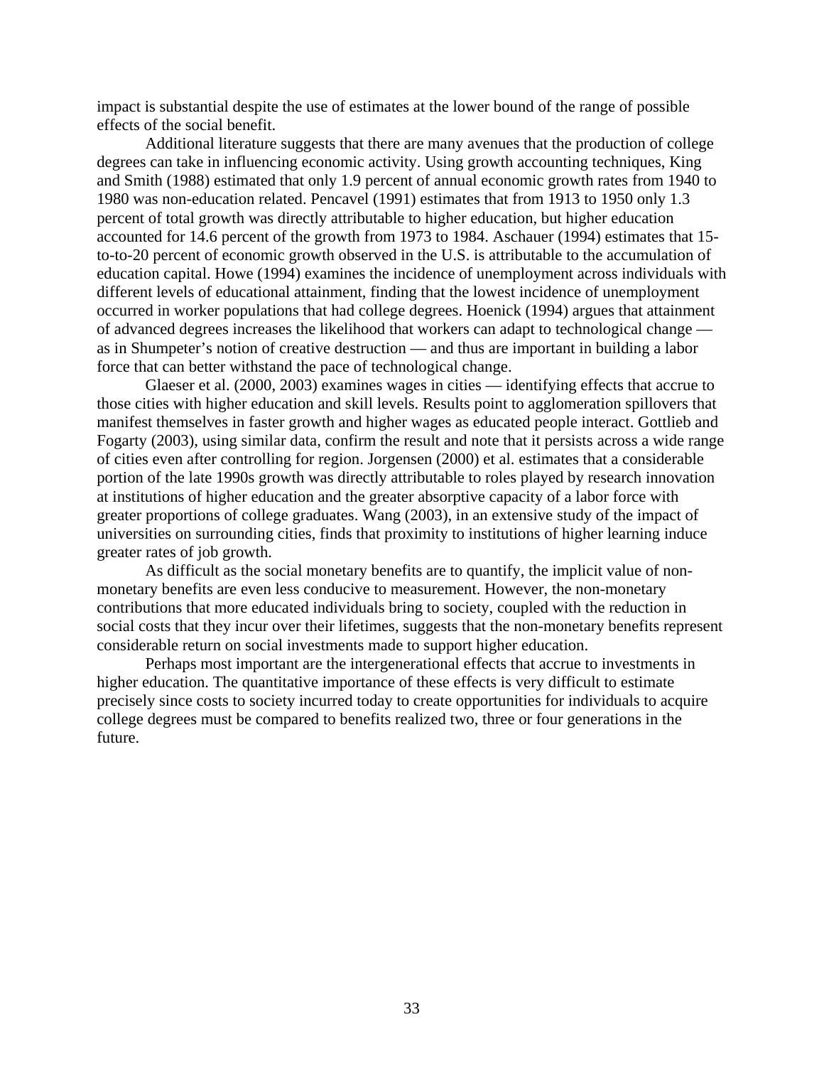impact is substantial despite the use of estimates at the lower bound of the range of possible effects of the social benefit.

Additional literature suggests that there are many avenues that the production of college degrees can take in influencing economic activity. Using growth accounting techniques, King and Smith (1988) estimated that only 1.9 percent of annual economic growth rates from 1940 to 1980 was non-education related. Pencavel (1991) estimates that from 1913 to 1950 only 1.3 percent of total growth was directly attributable to higher education, but higher education accounted for 14.6 percent of the growth from 1973 to 1984. Aschauer (1994) estimates that 15-to-to-20 percent of economic growth observed in the U.S. is attributable to the accumulation of education capital. Howe (1994) examines the incidence of unemployment across individuals with different levels of educational attainment, finding that the lowest incidence of unemployment occurred in worker populations that had college degrees. Hoenick (1994) argues that attainment of advanced degrees increases the likelihood that workers can adapt to technological change — as in Shumpeter's notion of creative destruction — and thus are important in building a labor force that can better withstand the pace of technological change.

Glaeser et al. (2000, 2003) examines wages in cities — identifying effects that accrue to those cities with higher education and skill levels. Results point to agglomeration spillovers that manifest themselves in faster growth and higher wages as educated people interact. Gottlieb and Fogarty (2003), using similar data, confirm the result and note that it persists across a wide range of cities even after controlling for region. Jorgensen (2000) et al. estimates that a considerable portion of the late 1990s growth was directly attributable to roles played by research innovation at institutions of higher education and the greater absorptive capacity of a labor force with greater proportions of college graduates. Wang (2003), in an extensive study of the impact of universities on surrounding cities, finds that proximity to institutions of higher learning induce greater rates of job growth.

As difficult as the social monetary benefits are to quantify, the implicit value of non-monetary benefits are even less conducive to measurement. However, the non-monetary contributions that more educated individuals bring to society, coupled with the reduction in social costs that they incur over their lifetimes, suggests that the non-monetary benefits represent considerable return on social investments made to support higher education.

Perhaps most important are the intergenerational effects that accrue to investments in higher education. The quantitative importance of these effects is very difficult to estimate precisely since costs to society incurred today to create opportunities for individuals to acquire college degrees must be compared to benefits realized two, three or four generations in the future.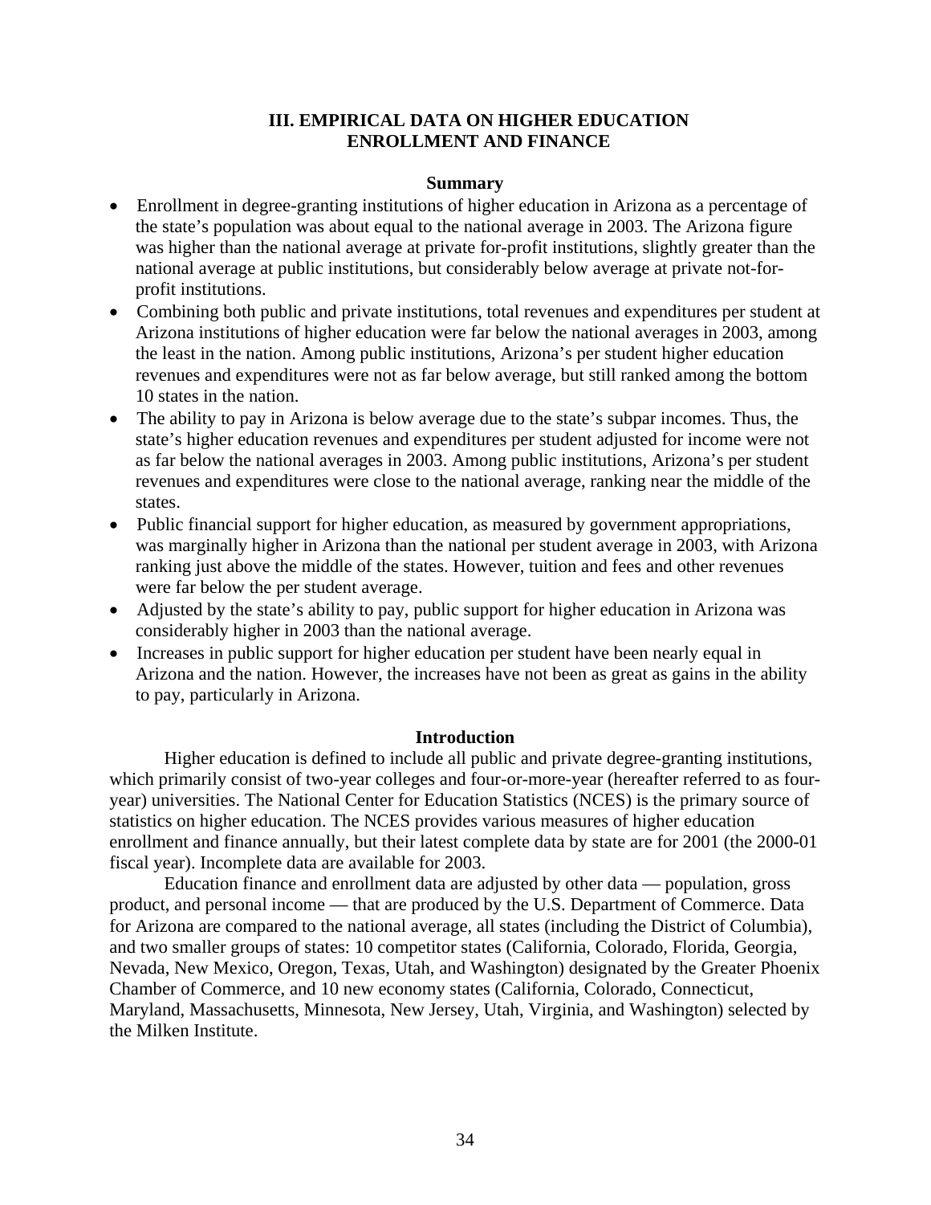## III. EMPIRICAL DATA ON HIGHER EDUCATION ENROLLMENT AND FINANCE

### Summary

- Enrollment in degree-granting institutions of higher education in Arizona as a percentage of the state's population was about equal to the national average in 2003. The Arizona figure was higher than the national average at private for-profit institutions, slightly greater than the national average at public institutions, but considerably below average at private not-for-profit institutions.
- Combining both public and private institutions, total revenues and expenditures per student at Arizona institutions of higher education were far below the national averages in 2003, among the least in the nation. Among public institutions, Arizona's per student higher education revenues and expenditures were not as far below average, but still ranked among the bottom 10 states in the nation.
- The ability to pay in Arizona is below average due to the state's subpar incomes. Thus, the state's higher education revenues and expenditures per student adjusted for income were not as far below the national averages in 2003. Among public institutions, Arizona's per student revenues and expenditures were close to the national average, ranking near the middle of the states.
- Public financial support for higher education, as measured by government appropriations, was marginally higher in Arizona than the national per student average in 2003, with Arizona ranking just above the middle of the states. However, tuition and fees and other revenues were far below the per student average.
- Adjusted by the state's ability to pay, public support for higher education in Arizona was considerably higher in 2003 than the national average.
- Increases in public support for higher education per student have been nearly equal in Arizona and the nation. However, the increases have not been as great as gains in the ability to pay, particularly in Arizona.

### Introduction

Higher education is defined to include all public and private degree-granting institutions, which primarily consist of two-year colleges and four-or-more-year (hereafter referred to as four-year) universities. The National Center for Education Statistics (NCES) is the primary source of statistics on higher education. The NCES provides various measures of higher education enrollment and finance annually, but their latest complete data by state are for 2001 (the 2000-01 fiscal year). Incomplete data are available for 2003.

Education finance and enrollment data are adjusted by other data — population, gross product, and personal income — that are produced by the U.S. Department of Commerce. Data for Arizona are compared to the national average, all states (including the District of Columbia), and two smaller groups of states: 10 competitor states (California, Colorado, Florida, Georgia, Nevada, New Mexico, Oregon, Texas, Utah, and Washington) designated by the Greater Phoenix Chamber of Commerce, and 10 new economy states (California, Colorado, Connecticut, Maryland, Massachusetts, Minnesota, New Jersey, Utah, Virginia, and Washington) selected by the Milken Institute.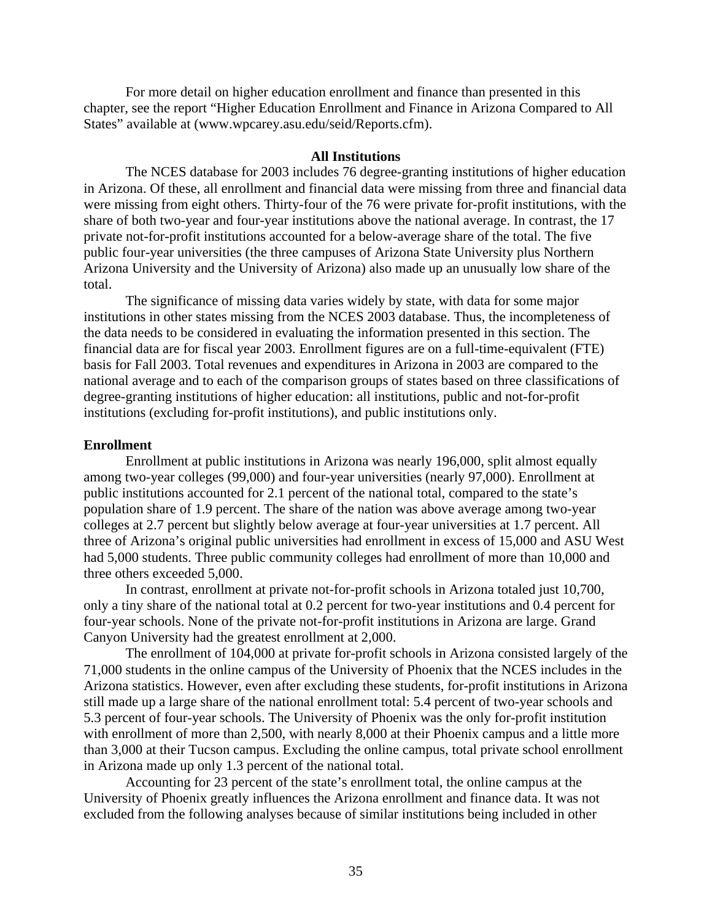For more detail on higher education enrollment and finance than presented in this chapter, see the report "Higher Education Enrollment and Finance in Arizona Compared to All States" available at (www.wpcarey.asu.edu/seid/Reports.cfm).

## All Institutions

The NCES database for 2003 includes 76 degree-granting institutions of higher education in Arizona. Of these, all enrollment and financial data were missing from three and financial data were missing from eight others. Thirty-four of the 76 were private for-profit institutions, with the share of both two-year and four-year institutions above the national average. In contrast, the 17 private not-for-profit institutions accounted for a below-average share of the total. The five public four-year universities (the three campuses of Arizona State University plus Northern Arizona University and the University of Arizona) also made up an unusually low share of the total.

The significance of missing data varies widely by state, with data for some major institutions in other states missing from the NCES 2003 database. Thus, the incompleteness of the data needs to be considered in evaluating the information presented in this section. The financial data are for fiscal year 2003. Enrollment figures are on a full-time-equivalent (FTE) basis for Fall 2003. Total revenues and expenditures in Arizona in 2003 are compared to the national average and to each of the comparison groups of states based on three classifications of degree-granting institutions of higher education: all institutions, public and not-for-profit institutions (excluding for-profit institutions), and public institutions only.

### Enrollment

Enrollment at public institutions in Arizona was nearly 196,000, split almost equally among two-year colleges (99,000) and four-year universities (nearly 97,000). Enrollment at public institutions accounted for 2.1 percent of the national total, compared to the state's population share of 1.9 percent. The share of the nation was above average among two-year colleges at 2.7 percent but slightly below average at four-year universities at 1.7 percent. All three of Arizona's original public universities had enrollment in excess of 15,000 and ASU West had 5,000 students. Three public community colleges had enrollment of more than 10,000 and three others exceeded 5,000.

In contrast, enrollment at private not-for-profit schools in Arizona totaled just 10,700, only a tiny share of the national total at 0.2 percent for two-year institutions and 0.4 percent for four-year schools. None of the private not-for-profit institutions in Arizona are large. Grand Canyon University had the greatest enrollment at 2,000.

The enrollment of 104,000 at private for-profit schools in Arizona consisted largely of the 71,000 students in the online campus of the University of Phoenix that the NCES includes in the Arizona statistics. However, even after excluding these students, for-profit institutions in Arizona still made up a large share of the national enrollment total: 5.4 percent of two-year schools and 5.3 percent of four-year schools. The University of Phoenix was the only for-profit institution with enrollment of more than 2,500, with nearly 8,000 at their Phoenix campus and a little more than 3,000 at their Tucson campus. Excluding the online campus, total private school enrollment in Arizona made up only 1.3 percent of the national total.

Accounting for 23 percent of the state's enrollment total, the online campus at the University of Phoenix greatly influences the Arizona enrollment and finance data. It was not excluded from the following analyses because of similar institutions being included in other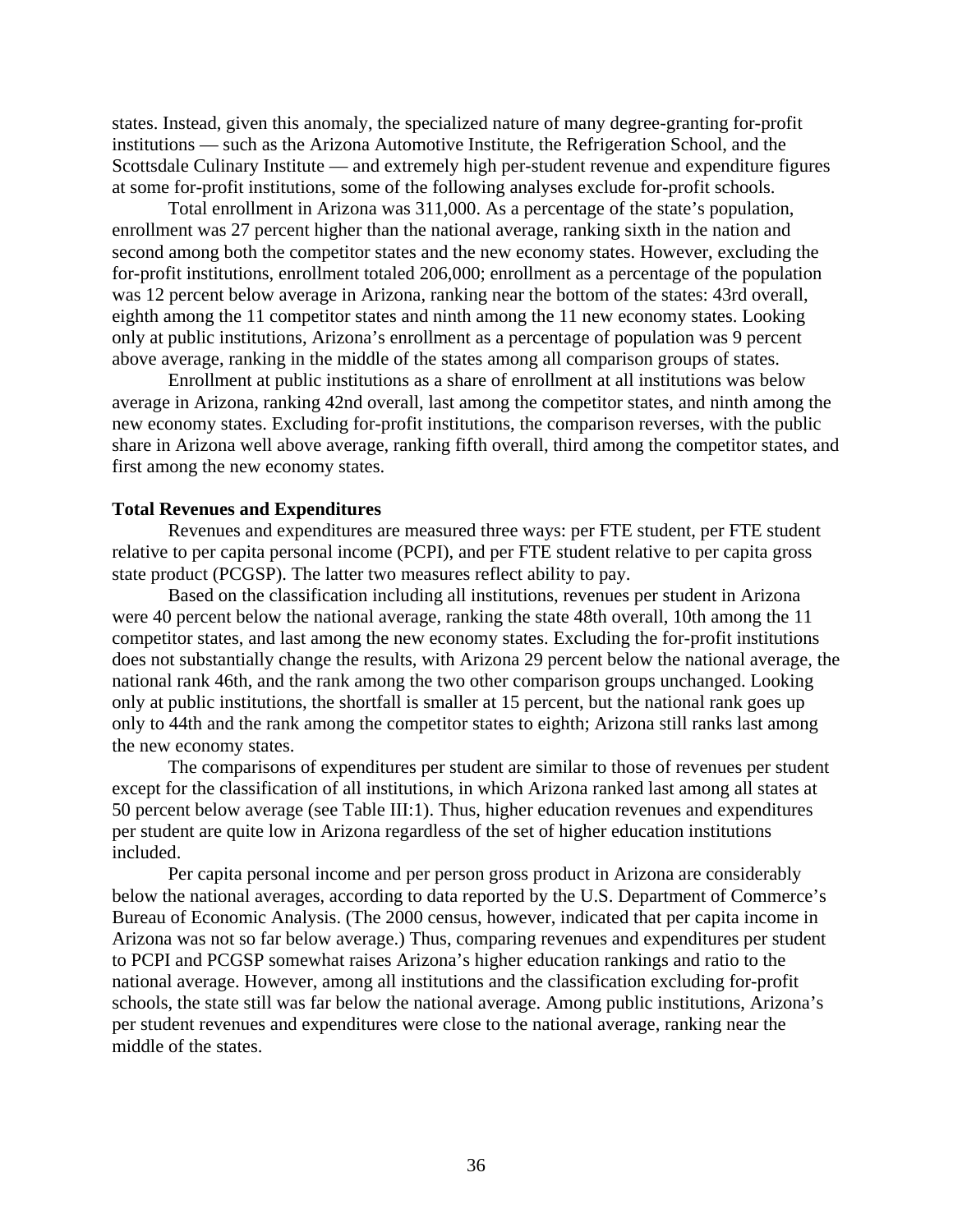states. Instead, given this anomaly, the specialized nature of many degree-granting for-profit institutions — such as the Arizona Automotive Institute, the Refrigeration School, and the Scottsdale Culinary Institute — and extremely high per-student revenue and expenditure figures at some for-profit institutions, some of the following analyses exclude for-profit schools.

Total enrollment in Arizona was 311,000. As a percentage of the state's population, enrollment was 27 percent higher than the national average, ranking sixth in the nation and second among both the competitor states and the new economy states. However, excluding the for-profit institutions, enrollment totaled 206,000; enrollment as a percentage of the population was 12 percent below average in Arizona, ranking near the bottom of the states: 43rd overall, eighth among the 11 competitor states and ninth among the 11 new economy states. Looking only at public institutions, Arizona's enrollment as a percentage of population was 9 percent above average, ranking in the middle of the states among all comparison groups of states.

Enrollment at public institutions as a share of enrollment at all institutions was below average in Arizona, ranking 42nd overall, last among the competitor states, and ninth among the new economy states. Excluding for-profit institutions, the comparison reverses, with the public share in Arizona well above average, ranking fifth overall, third among the competitor states, and first among the new economy states.

**Total Revenues and Expenditures**

Revenues and expenditures are measured three ways: per FTE student, per FTE student relative to per capita personal income (PCPI), and per FTE student relative to per capita gross state product (PCGSP). The latter two measures reflect ability to pay.

Based on the classification including all institutions, revenues per student in Arizona were 40 percent below the national average, ranking the state 48th overall, 10th among the 11 competitor states, and last among the new economy states. Excluding the for-profit institutions does not substantially change the results, with Arizona 29 percent below the national average, the national rank 46th, and the rank among the two other comparison groups unchanged. Looking only at public institutions, the shortfall is smaller at 15 percent, but the national rank goes up only to 44th and the rank among the competitor states to eighth; Arizona still ranks last among the new economy states.

The comparisons of expenditures per student are similar to those of revenues per student except for the classification of all institutions, in which Arizona ranked last among all states at 50 percent below average (see Table III:1). Thus, higher education revenues and expenditures per student are quite low in Arizona regardless of the set of higher education institutions included.

Per capita personal income and per person gross product in Arizona are considerably below the national averages, according to data reported by the U.S. Department of Commerce's Bureau of Economic Analysis. (The 2000 census, however, indicated that per capita income in Arizona was not so far below average.) Thus, comparing revenues and expenditures per student to PCPI and PCGSP somewhat raises Arizona's higher education rankings and ratio to the national average. However, among all institutions and the classification excluding for-profit schools, the state still was far below the national average. Among public institutions, Arizona's per student revenues and expenditures were close to the national average, ranking near the middle of the states.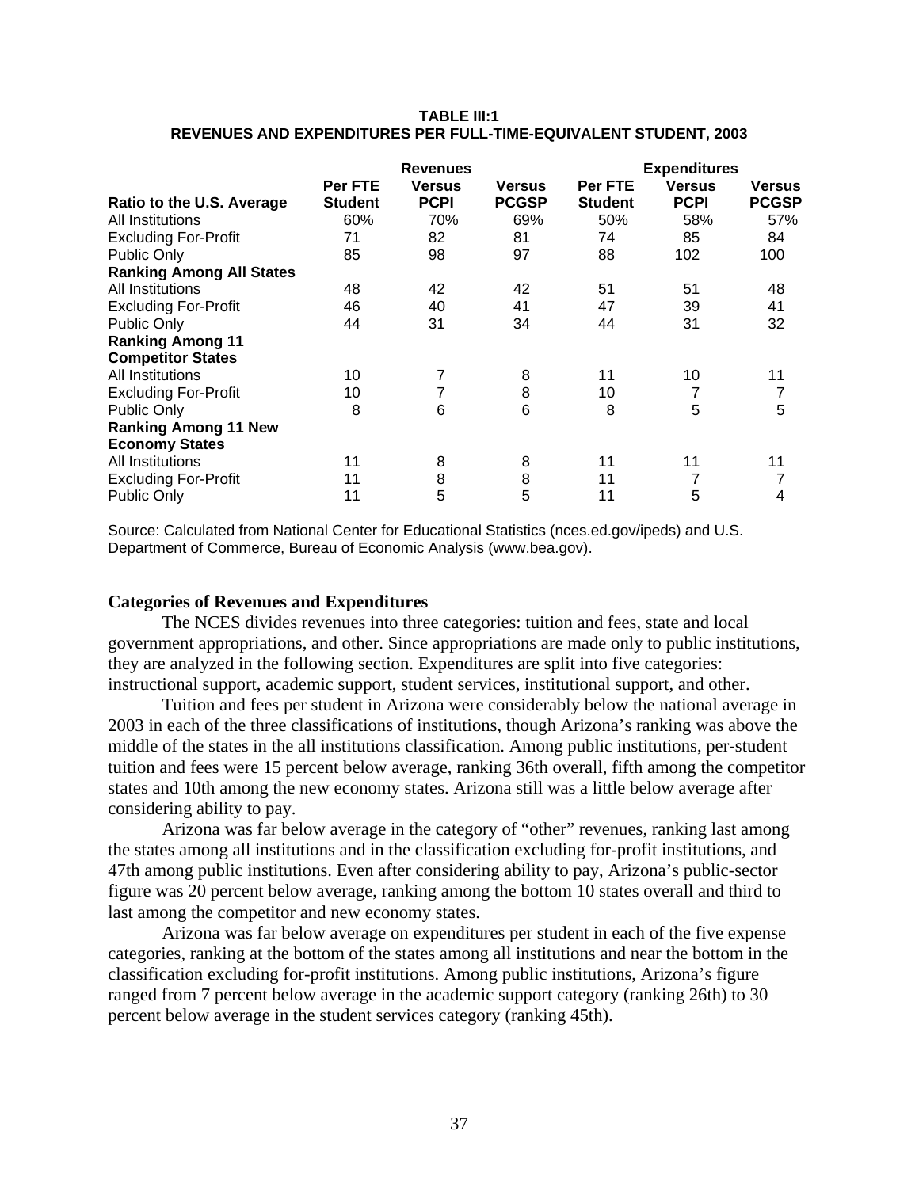**TABLE III:1**
**REVENUES AND EXPENDITURES PER FULL-TIME-EQUIVALENT STUDENT, 2003**

| | Revenues | | | Expenditures | | |
|---|---|---|---|---|---|---|
| **Ratio to the U.S. Average** | **Per FTE Student** | **Versus PCPI** | **Versus PCGSP** | **Per FTE Student** | **Versus PCPI** | **Versus PCGSP** |
| All Institutions | 60% | 70% | 69% | 50% | 58% | 57% |
| Excluding For-Profit | 71 | 82 | 81 | 74 | 85 | 84 |
| Public Only | 85 | 98 | 97 | 88 | 102 | 100 |
| **Ranking Among All States** | | | | | | |
| All Institutions | 48 | 42 | 42 | 51 | 51 | 48 |
| Excluding For-Profit | 46 | 40 | 41 | 47 | 39 | 41 |
| Public Only | 44 | 31 | 34 | 44 | 31 | 32 |
| **Ranking Among 11 Competitor States** | | | | | | |
| All Institutions | 10 | 7 | 8 | 11 | 10 | 11 |
| Excluding For-Profit | 10 | 7 | 8 | 10 | 7 | 7 |
| Public Only | 8 | 6 | 6 | 8 | 5 | 5 |
| **Ranking Among 11 New Economy States** | | | | | | |
| All Institutions | 11 | 8 | 8 | 11 | 11 | 11 |
| Excluding For-Profit | 11 | 8 | 8 | 11 | 7 | 7 |
| Public Only | 11 | 5 | 5 | 11 | 5 | 4 |

Source: Calculated from National Center for Educational Statistics (nces.ed.gov/ipeds) and U.S. Department of Commerce, Bureau of Economic Analysis (www.bea.gov).

### Categories of Revenues and Expenditures

The NCES divides revenues into three categories: tuition and fees, state and local government appropriations, and other. Since appropriations are made only to public institutions, they are analyzed in the following section. Expenditures are split into five categories: instructional support, academic support, student services, institutional support, and other.

Tuition and fees per student in Arizona were considerably below the national average in 2003 in each of the three classifications of institutions, though Arizona's ranking was above the middle of the states in the all institutions classification. Among public institutions, per-student tuition and fees were 15 percent below average, ranking 36th overall, fifth among the competitor states and 10th among the new economy states. Arizona still was a little below average after considering ability to pay.

Arizona was far below average in the category of "other" revenues, ranking last among the states among all institutions and in the classification excluding for-profit institutions, and 47th among public institutions. Even after considering ability to pay, Arizona's public-sector figure was 20 percent below average, ranking among the bottom 10 states overall and third to last among the competitor and new economy states.

Arizona was far below average on expenditures per student in each of the five expense categories, ranking at the bottom of the states among all institutions and near the bottom in the classification excluding for-profit institutions. Among public institutions, Arizona's figure ranged from 7 percent below average in the academic support category (ranking 26th) to 30 percent below average in the student services category (ranking 45th).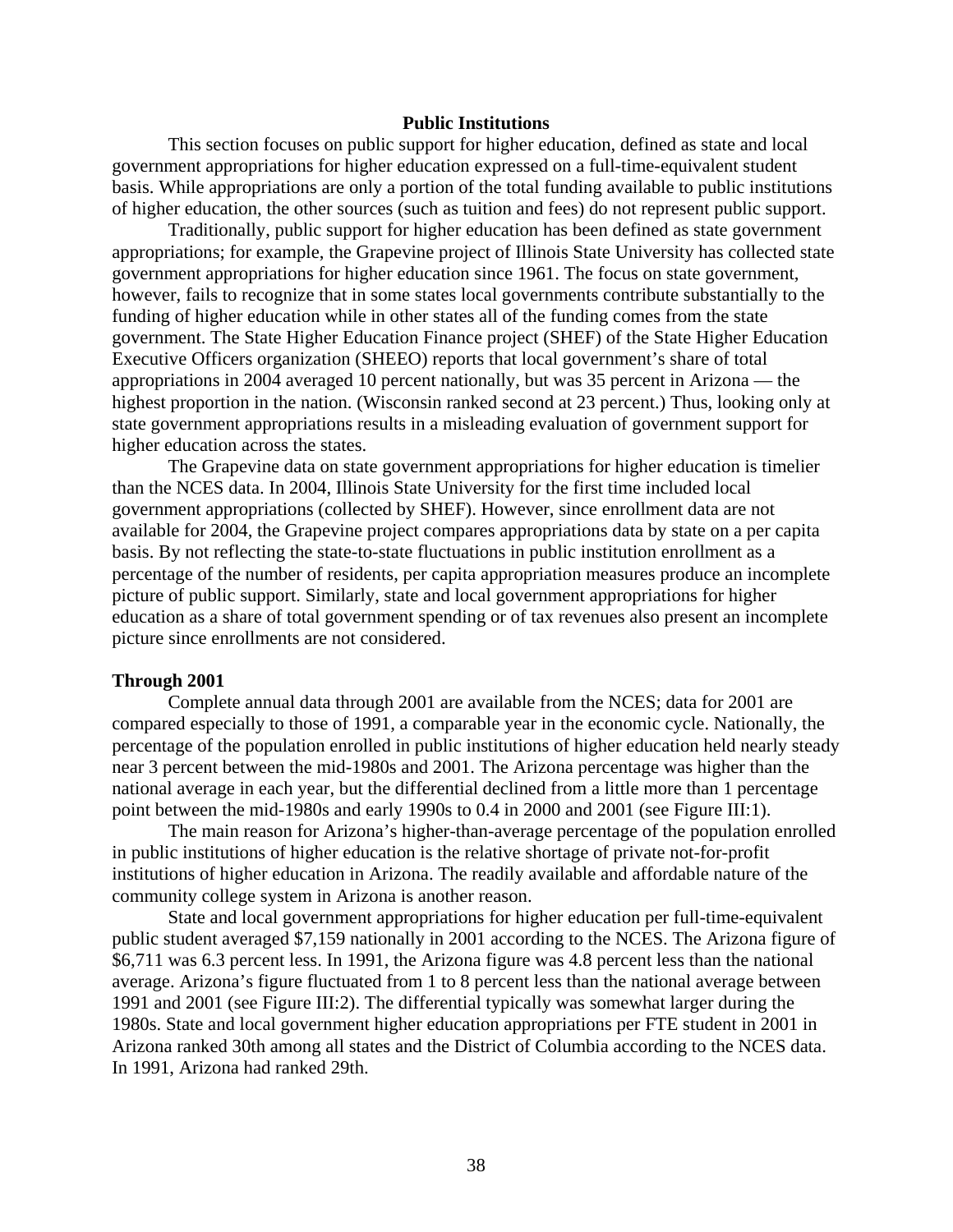## Public Institutions

This section focuses on public support for higher education, defined as state and local government appropriations for higher education expressed on a full-time-equivalent student basis. While appropriations are only a portion of the total funding available to public institutions of higher education, the other sources (such as tuition and fees) do not represent public support.

Traditionally, public support for higher education has been defined as state government appropriations; for example, the Grapevine project of Illinois State University has collected state government appropriations for higher education since 1961. The focus on state government, however, fails to recognize that in some states local governments contribute substantially to the funding of higher education while in other states all of the funding comes from the state government. The State Higher Education Finance project (SHEF) of the State Higher Education Executive Officers organization (SHEEO) reports that local government's share of total appropriations in 2004 averaged 10 percent nationally, but was 35 percent in Arizona — the highest proportion in the nation. (Wisconsin ranked second at 23 percent.) Thus, looking only at state government appropriations results in a misleading evaluation of government support for higher education across the states.

The Grapevine data on state government appropriations for higher education is timelier than the NCES data. In 2004, Illinois State University for the first time included local government appropriations (collected by SHEF). However, since enrollment data are not available for 2004, the Grapevine project compares appropriations data by state on a per capita basis. By not reflecting the state-to-state fluctuations in public institution enrollment as a percentage of the number of residents, per capita appropriation measures produce an incomplete picture of public support. Similarly, state and local government appropriations for higher education as a share of total government spending or of tax revenues also present an incomplete picture since enrollments are not considered.

### Through 2001

Complete annual data through 2001 are available from the NCES; data for 2001 are compared especially to those of 1991, a comparable year in the economic cycle. Nationally, the percentage of the population enrolled in public institutions of higher education held nearly steady near 3 percent between the mid-1980s and 2001. The Arizona percentage was higher than the national average in each year, but the differential declined from a little more than 1 percentage point between the mid-1980s and early 1990s to 0.4 in 2000 and 2001 (see Figure III:1).

The main reason for Arizona's higher-than-average percentage of the population enrolled in public institutions of higher education is the relative shortage of private not-for-profit institutions of higher education in Arizona. The readily available and affordable nature of the community college system in Arizona is another reason.

State and local government appropriations for higher education per full-time-equivalent public student averaged $7,159 nationally in 2001 according to the NCES. The Arizona figure of $6,711 was 6.3 percent less. In 1991, the Arizona figure was 4.8 percent less than the national average. Arizona's figure fluctuated from 1 to 8 percent less than the national average between 1991 and 2001 (see Figure III:2). The differential typically was somewhat larger during the 1980s. State and local government higher education appropriations per FTE student in 2001 in Arizona ranked 30th among all states and the District of Columbia according to the NCES data. In 1991, Arizona had ranked 29th.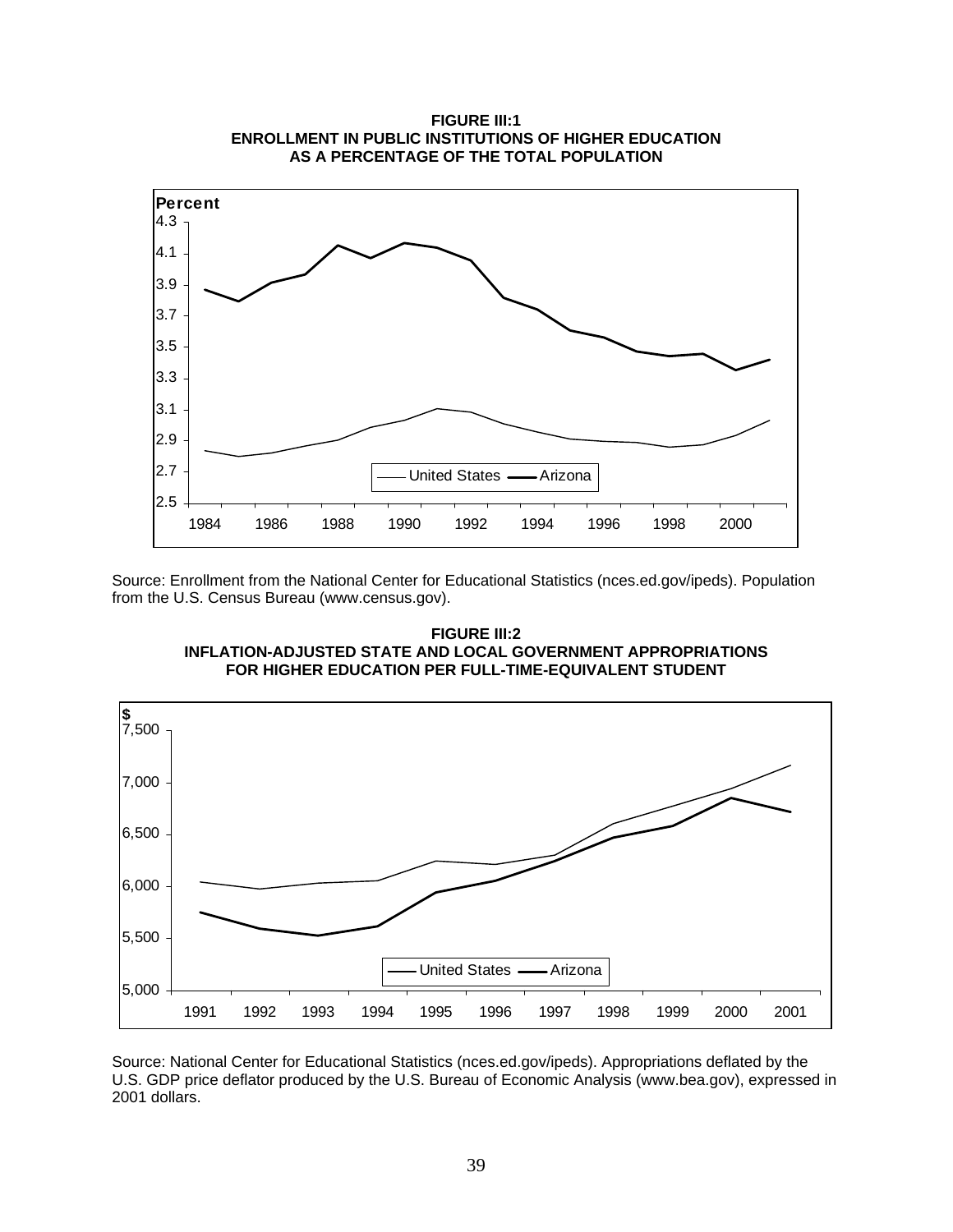**FIGURE III:1**
**ENROLLMENT IN PUBLIC INSTITUTIONS OF HIGHER EDUCATION AS A PERCENTAGE OF THE TOTAL POPULATION**

Source: Enrollment from the National Center for Educational Statistics (nces.ed.gov/ipeds). Population from the U.S. Census Bureau (www.census.gov).

**FIGURE III:2**
**INFLATION-ADJUSTED STATE AND LOCAL GOVERNMENT APPROPRIATIONS FOR HIGHER EDUCATION PER FULL-TIME-EQUIVALENT STUDENT**

Source: National Center for Educational Statistics (nces.ed.gov/ipeds). Appropriations deflated by the U.S. GDP price deflator produced by the U.S. Bureau of Economic Analysis (www.bea.gov), expressed in 2001 dollars.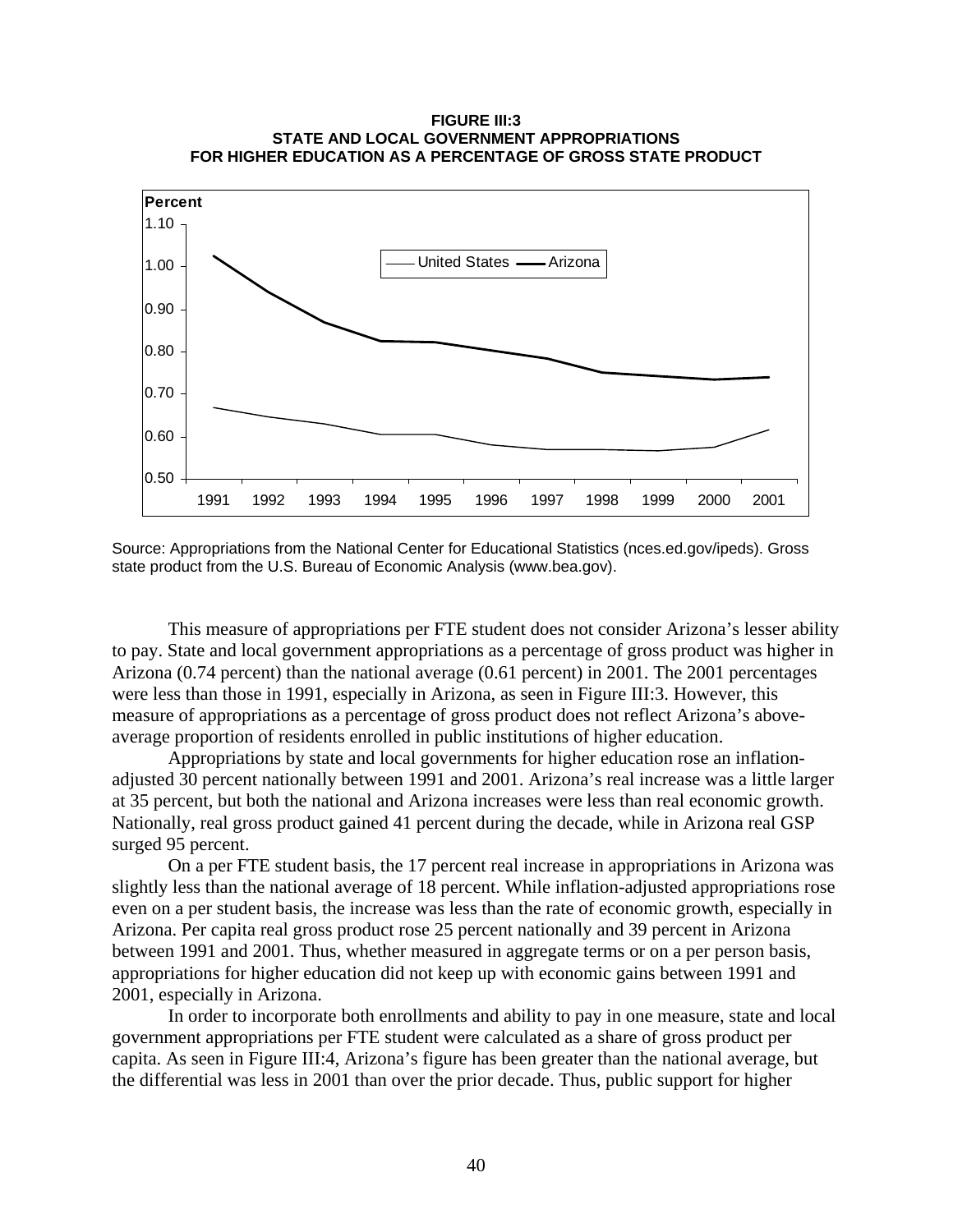**FIGURE III:3**
**STATE AND LOCAL GOVERNMENT APPROPRIATIONS FOR HIGHER EDUCATION AS A PERCENTAGE OF GROSS STATE PRODUCT**

Source: Appropriations from the National Center for Educational Statistics (nces.ed.gov/ipeds). Gross state product from the U.S. Bureau of Economic Analysis (www.bea.gov).

This measure of appropriations per FTE student does not consider Arizona's lesser ability to pay. State and local government appropriations as a percentage of gross product was higher in Arizona (0.74 percent) than the national average (0.61 percent) in 2001. The 2001 percentages were less than those in 1991, especially in Arizona, as seen in Figure III:3. However, this measure of appropriations as a percentage of gross product does not reflect Arizona's above-average proportion of residents enrolled in public institutions of higher education.

Appropriations by state and local governments for higher education rose an inflation-adjusted 30 percent nationally between 1991 and 2001. Arizona's real increase was a little larger at 35 percent, but both the national and Arizona increases were less than real economic growth. Nationally, real gross product gained 41 percent during the decade, while in Arizona real GSP surged 95 percent.

On a per FTE student basis, the 17 percent real increase in appropriations in Arizona was slightly less than the national average of 18 percent. While inflation-adjusted appropriations rose even on a per student basis, the increase was less than the rate of economic growth, especially in Arizona. Per capita real gross product rose 25 percent nationally and 39 percent in Arizona between 1991 and 2001. Thus, whether measured in aggregate terms or on a per person basis, appropriations for higher education did not keep up with economic gains between 1991 and 2001, especially in Arizona.

In order to incorporate both enrollments and ability to pay in one measure, state and local government appropriations per FTE student were calculated as a share of gross product per capita. As seen in Figure III:4, Arizona's figure has been greater than the national average, but the differential was less in 2001 than over the prior decade. Thus, public support for higher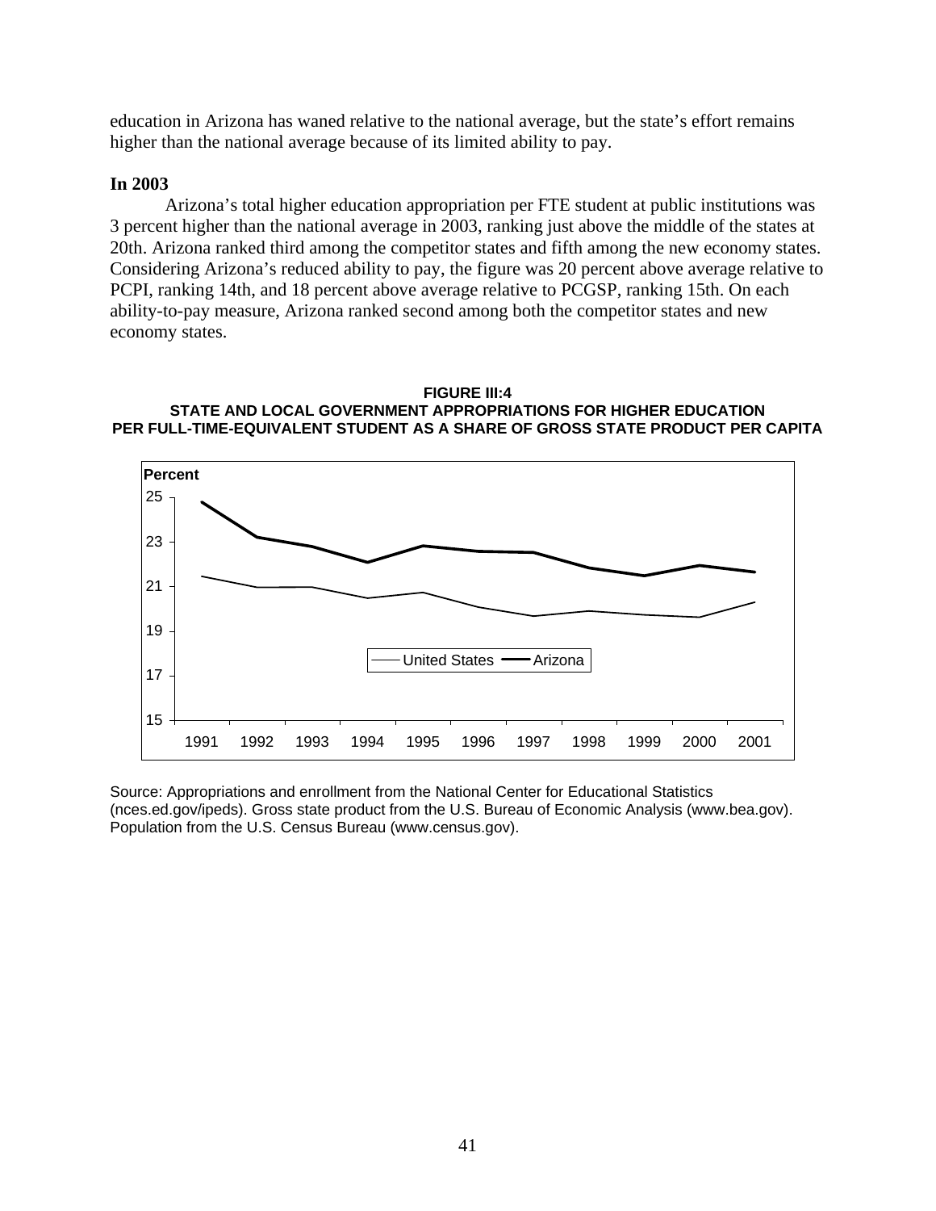education in Arizona has waned relative to the national average, but the state's effort remains higher than the national average because of its limited ability to pay.

**In 2003**

Arizona's total higher education appropriation per FTE student at public institutions was 3 percent higher than the national average in 2003, ranking just above the middle of the states at 20th. Arizona ranked third among the competitor states and fifth among the new economy states. Considering Arizona's reduced ability to pay, the figure was 20 percent above average relative to PCPI, ranking 14th, and 18 percent above average relative to PCGSP, ranking 15th. On each ability-to-pay measure, Arizona ranked second among both the competitor states and new economy states.

**FIGURE III:4**
**STATE AND LOCAL GOVERNMENT APPROPRIATIONS FOR HIGHER EDUCATION PER FULL-TIME-EQUIVALENT STUDENT AS A SHARE OF GROSS STATE PRODUCT PER CAPITA**

Source: Appropriations and enrollment from the National Center for Educational Statistics (nces.ed.gov/ipeds). Gross state product from the U.S. Bureau of Economic Analysis (www.bea.gov). Population from the U.S. Census Bureau (www.census.gov).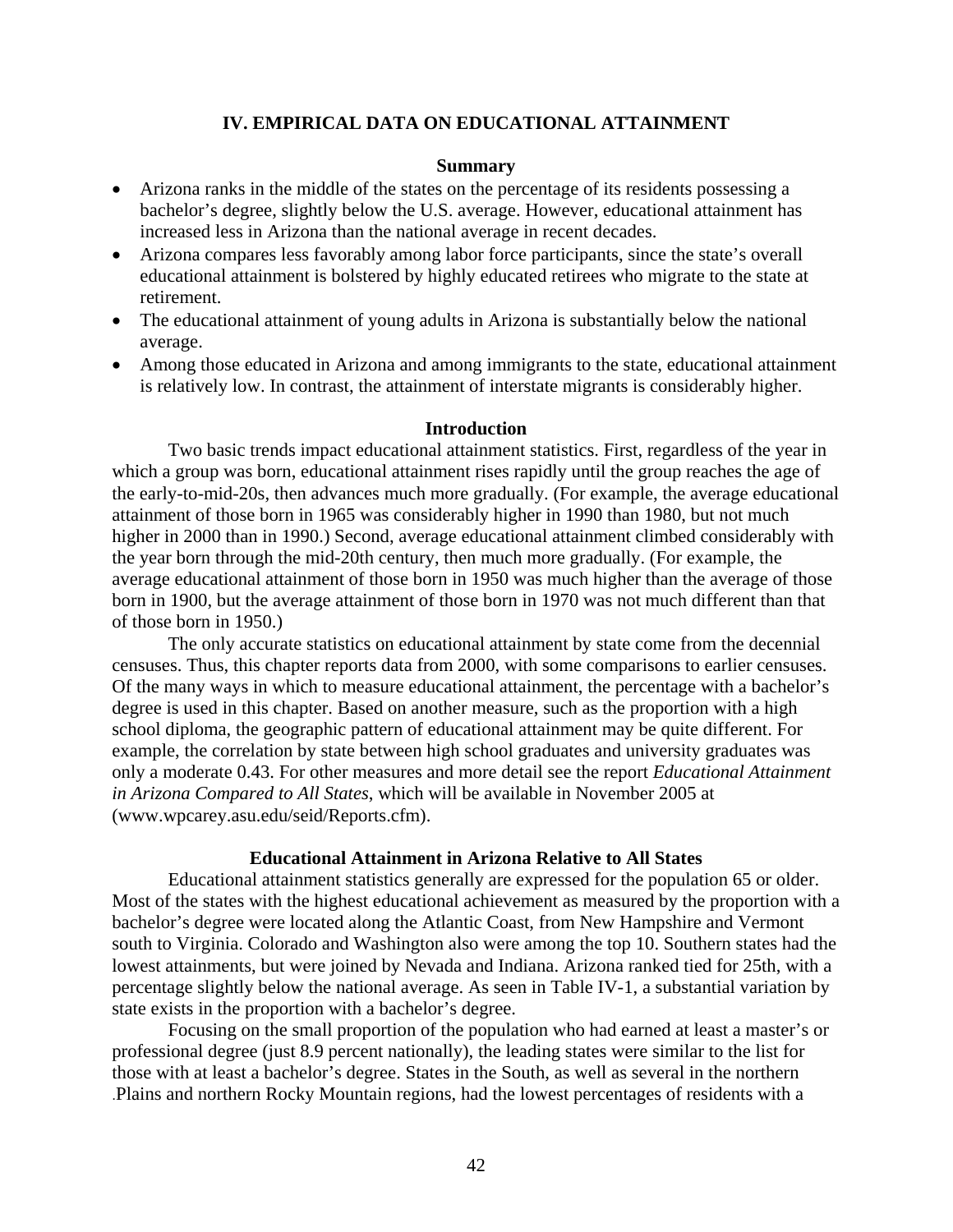## IV. EMPIRICAL DATA ON EDUCATIONAL ATTAINMENT

### Summary

- Arizona ranks in the middle of the states on the percentage of its residents possessing a bachelor's degree, slightly below the U.S. average. However, educational attainment has increased less in Arizona than the national average in recent decades.
- Arizona compares less favorably among labor force participants, since the state's overall educational attainment is bolstered by highly educated retirees who migrate to the state at retirement.
- The educational attainment of young adults in Arizona is substantially below the national average.
- Among those educated in Arizona and among immigrants to the state, educational attainment is relatively low. In contrast, the attainment of interstate migrants is considerably higher.

### Introduction

Two basic trends impact educational attainment statistics. First, regardless of the year in which a group was born, educational attainment rises rapidly until the group reaches the age of the early-to-mid-20s, then advances much more gradually. (For example, the average educational attainment of those born in 1965 was considerably higher in 1990 than 1980, but not much higher in 2000 than in 1990.) Second, average educational attainment climbed considerably with the year born through the mid-20th century, then much more gradually. (For example, the average educational attainment of those born in 1950 was much higher than the average of those born in 1900, but the average attainment of those born in 1970 was not much different than that of those born in 1950.)

The only accurate statistics on educational attainment by state come from the decennial censuses. Thus, this chapter reports data from 2000, with some comparisons to earlier censuses. Of the many ways in which to measure educational attainment, the percentage with a bachelor's degree is used in this chapter. Based on another measure, such as the proportion with a high school diploma, the geographic pattern of educational attainment may be quite different. For example, the correlation by state between high school graduates and university graduates was only a moderate 0.43. For other measures and more detail see the report *Educational Attainment in Arizona Compared to All States*, which will be available in November 2005 at (www.wpcarey.asu.edu/seid/Reports.cfm).

### Educational Attainment in Arizona Relative to All States

Educational attainment statistics generally are expressed for the population 65 or older. Most of the states with the highest educational achievement as measured by the proportion with a bachelor's degree were located along the Atlantic Coast, from New Hampshire and Vermont south to Virginia. Colorado and Washington also were among the top 10. Southern states had the lowest attainments, but were joined by Nevada and Indiana. Arizona ranked tied for 25th, with a percentage slightly below the national average. As seen in Table IV-1, a substantial variation by state exists in the proportion with a bachelor's degree.

Focusing on the small proportion of the population who had earned at least a master's or professional degree (just 8.9 percent nationally), the leading states were similar to the list for those with at least a bachelor's degree. States in the South, as well as several in the northern Plains and northern Rocky Mountain regions, had the lowest percentages of residents with a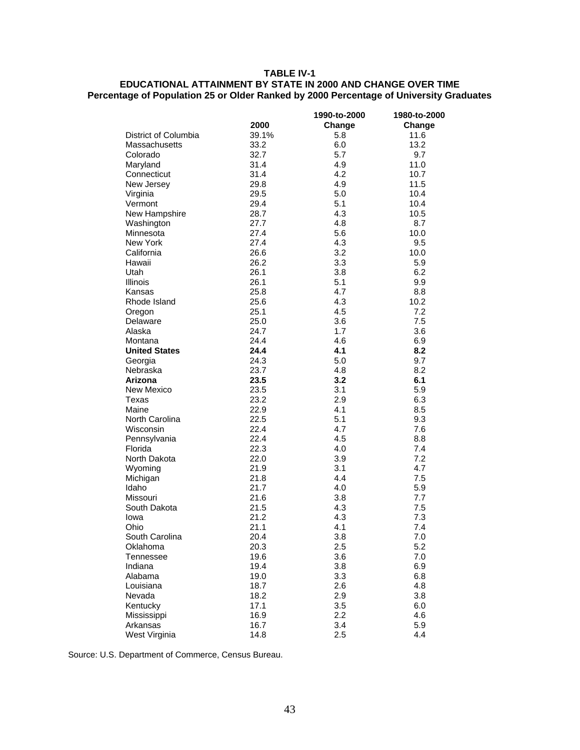**TABLE IV-1**
**EDUCATIONAL ATTAINMENT BY STATE IN 2000 AND CHANGE OVER TIME**
**Percentage of Population 25 or Older Ranked by 2000 Percentage of University Graduates**

| | 2000 | 1990-to-2000 Change | 1980-to-2000 Change |
|---|---|---|---|
| District of Columbia | 39.1% | 5.8 | 11.6 |
| Massachusetts | 33.2 | 6.0 | 13.2 |
| Colorado | 32.7 | 5.7 | 9.7 |
| Maryland | 31.4 | 4.9 | 11.0 |
| Connecticut | 31.4 | 4.2 | 10.7 |
| New Jersey | 29.8 | 4.9 | 11.5 |
| Virginia | 29.5 | 5.0 | 10.4 |
| Vermont | 29.4 | 5.1 | 10.4 |
| New Hampshire | 28.7 | 4.3 | 10.5 |
| Washington | 27.7 | 4.8 | 8.7 |
| Minnesota | 27.4 | 5.6 | 10.0 |
| New York | 27.4 | 4.3 | 9.5 |
| California | 26.6 | 3.2 | 10.0 |
| Hawaii | 26.2 | 3.3 | 5.9 |
| Utah | 26.1 | 3.8 | 6.2 |
| Illinois | 26.1 | 5.1 | 9.9 |
| Kansas | 25.8 | 4.7 | 8.8 |
| Rhode Island | 25.6 | 4.3 | 10.2 |
| Oregon | 25.1 | 4.5 | 7.2 |
| Delaware | 25.0 | 3.6 | 7.5 |
| Alaska | 24.7 | 1.7 | 3.6 |
| Montana | 24.4 | 4.6 | 6.9 |
| **United States** | **24.4** | **4.1** | **8.2** |
| Georgia | 24.3 | 5.0 | 9.7 |
| Nebraska | 23.7 | 4.8 | 8.2 |
| **Arizona** | **23.5** | **3.2** | **6.1** |
| New Mexico | 23.5 | 3.1 | 5.9 |
| Texas | 23.2 | 2.9 | 6.3 |
| Maine | 22.9 | 4.1 | 8.5 |
| North Carolina | 22.5 | 5.1 | 9.3 |
| Wisconsin | 22.4 | 4.7 | 7.6 |
| Pennsylvania | 22.4 | 4.5 | 8.8 |
| Florida | 22.3 | 4.0 | 7.4 |
| North Dakota | 22.0 | 3.9 | 7.2 |
| Wyoming | 21.9 | 3.1 | 4.7 |
| Michigan | 21.8 | 4.4 | 7.5 |
| Idaho | 21.7 | 4.0 | 5.9 |
| Missouri | 21.6 | 3.8 | 7.7 |
| South Dakota | 21.5 | 4.3 | 7.5 |
| Iowa | 21.2 | 4.3 | 7.3 |
| Ohio | 21.1 | 4.1 | 7.4 |
| South Carolina | 20.4 | 3.8 | 7.0 |
| Oklahoma | 20.3 | 2.5 | 5.2 |
| Tennessee | 19.6 | 3.6 | 7.0 |
| Indiana | 19.4 | 3.8 | 6.9 |
| Alabama | 19.0 | 3.3 | 6.8 |
| Louisiana | 18.7 | 2.6 | 4.8 |
| Nevada | 18.2 | 2.9 | 3.8 |
| Kentucky | 17.1 | 3.5 | 6.0 |
| Mississippi | 16.9 | 2.2 | 4.6 |
| Arkansas | 16.7 | 3.4 | 5.9 |
| West Virginia | 14.8 | 2.5 | 4.4 |

Source: U.S. Department of Commerce, Census Bureau.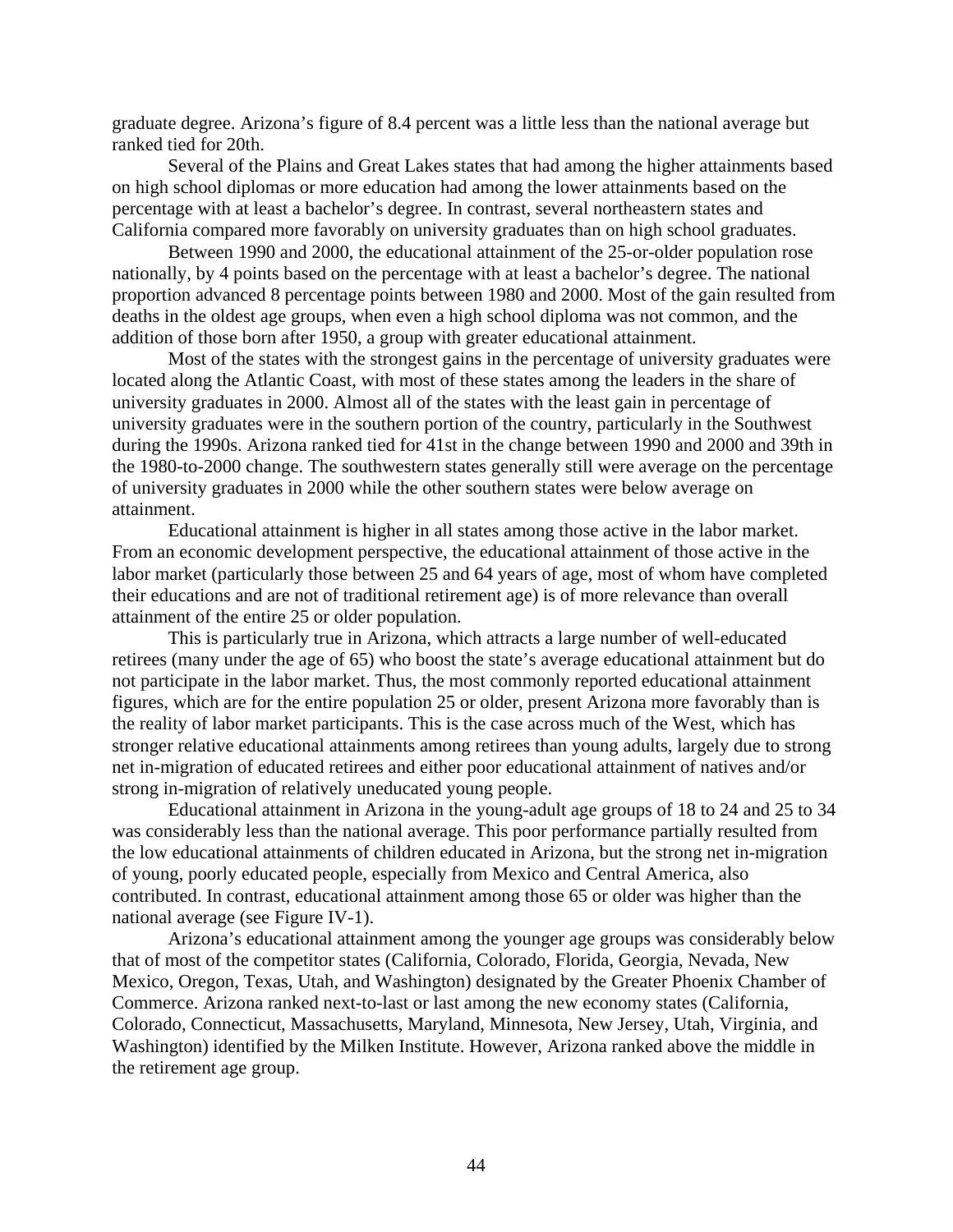graduate degree. Arizona's figure of 8.4 percent was a little less than the national average but ranked tied for 20th.

Several of the Plains and Great Lakes states that had among the higher attainments based on high school diplomas or more education had among the lower attainments based on the percentage with at least a bachelor's degree. In contrast, several northeastern states and California compared more favorably on university graduates than on high school graduates.

Between 1990 and 2000, the educational attainment of the 25-or-older population rose nationally, by 4 points based on the percentage with at least a bachelor's degree. The national proportion advanced 8 percentage points between 1980 and 2000. Most of the gain resulted from deaths in the oldest age groups, when even a high school diploma was not common, and the addition of those born after 1950, a group with greater educational attainment.

Most of the states with the strongest gains in the percentage of university graduates were located along the Atlantic Coast, with most of these states among the leaders in the share of university graduates in 2000. Almost all of the states with the least gain in percentage of university graduates were in the southern portion of the country, particularly in the Southwest during the 1990s. Arizona ranked tied for 41st in the change between 1990 and 2000 and 39th in the 1980-to-2000 change. The southwestern states generally still were average on the percentage of university graduates in 2000 while the other southern states were below average on attainment.

Educational attainment is higher in all states among those active in the labor market. From an economic development perspective, the educational attainment of those active in the labor market (particularly those between 25 and 64 years of age, most of whom have completed their educations and are not of traditional retirement age) is of more relevance than overall attainment of the entire 25 or older population.

This is particularly true in Arizona, which attracts a large number of well-educated retirees (many under the age of 65) who boost the state's average educational attainment but do not participate in the labor market. Thus, the most commonly reported educational attainment figures, which are for the entire population 25 or older, present Arizona more favorably than is the reality of labor market participants. This is the case across much of the West, which has stronger relative educational attainments among retirees than young adults, largely due to strong net in-migration of educated retirees and either poor educational attainment of natives and/or strong in-migration of relatively uneducated young people.

Educational attainment in Arizona in the young-adult age groups of 18 to 24 and 25 to 34 was considerably less than the national average. This poor performance partially resulted from the low educational attainments of children educated in Arizona, but the strong net in-migration of young, poorly educated people, especially from Mexico and Central America, also contributed. In contrast, educational attainment among those 65 or older was higher than the national average (see Figure IV-1).

Arizona's educational attainment among the younger age groups was considerably below that of most of the competitor states (California, Colorado, Florida, Georgia, Nevada, New Mexico, Oregon, Texas, Utah, and Washington) designated by the Greater Phoenix Chamber of Commerce. Arizona ranked next-to-last or last among the new economy states (California, Colorado, Connecticut, Massachusetts, Maryland, Minnesota, New Jersey, Utah, Virginia, and Washington) identified by the Milken Institute. However, Arizona ranked above the middle in the retirement age group.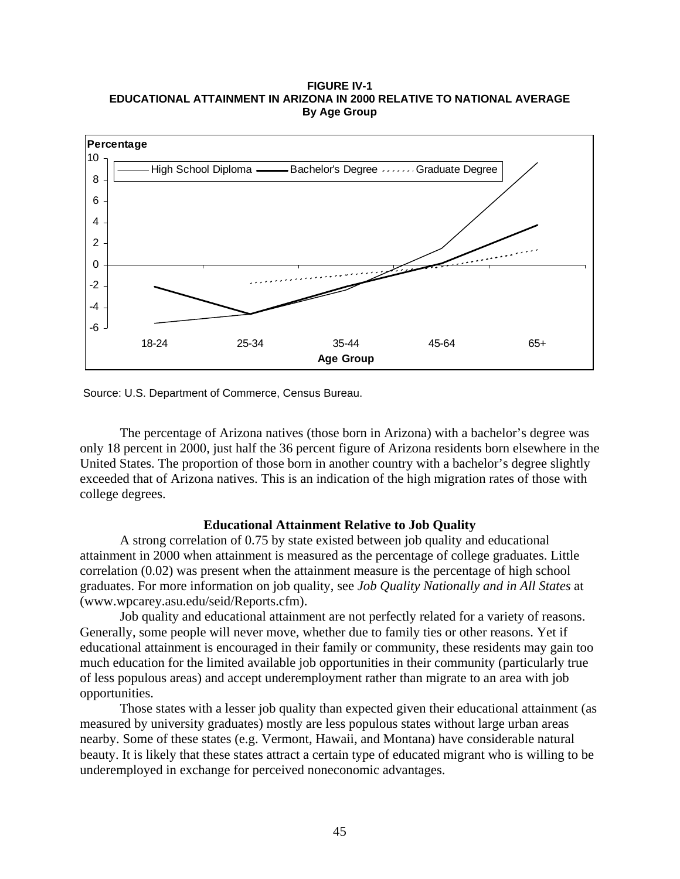**FIGURE IV-1**
**EDUCATIONAL ATTAINMENT IN ARIZONA IN 2000 RELATIVE TO NATIONAL AVERAGE**
**By Age Group**

Source: U.S. Department of Commerce, Census Bureau.

The percentage of Arizona natives (those born in Arizona) with a bachelor's degree was only 18 percent in 2000, just half the 36 percent figure of Arizona residents born elsewhere in the United States. The proportion of those born in another country with a bachelor's degree slightly exceeded that of Arizona natives. This is an indication of the high migration rates of those with college degrees.

### Educational Attainment Relative to Job Quality

A strong correlation of 0.75 by state existed between job quality and educational attainment in 2000 when attainment is measured as the percentage of college graduates. Little correlation (0.02) was present when the attainment measure is the percentage of high school graduates. For more information on job quality, see *Job Quality Nationally and in All States* at (www.wpcarey.asu.edu/seid/Reports.cfm).

Job quality and educational attainment are not perfectly related for a variety of reasons. Generally, some people will never move, whether due to family ties or other reasons. Yet if educational attainment is encouraged in their family or community, these residents may gain too much education for the limited available job opportunities in their community (particularly true of less populous areas) and accept underemployment rather than migrate to an area with job opportunities.

Those states with a lesser job quality than expected given their educational attainment (as measured by university graduates) mostly are less populous states without large urban areas nearby. Some of these states (e.g. Vermont, Hawaii, and Montana) have considerable natural beauty. It is likely that these states attract a certain type of educated migrant who is willing to be underemployed in exchange for perceived noneconomic advantages.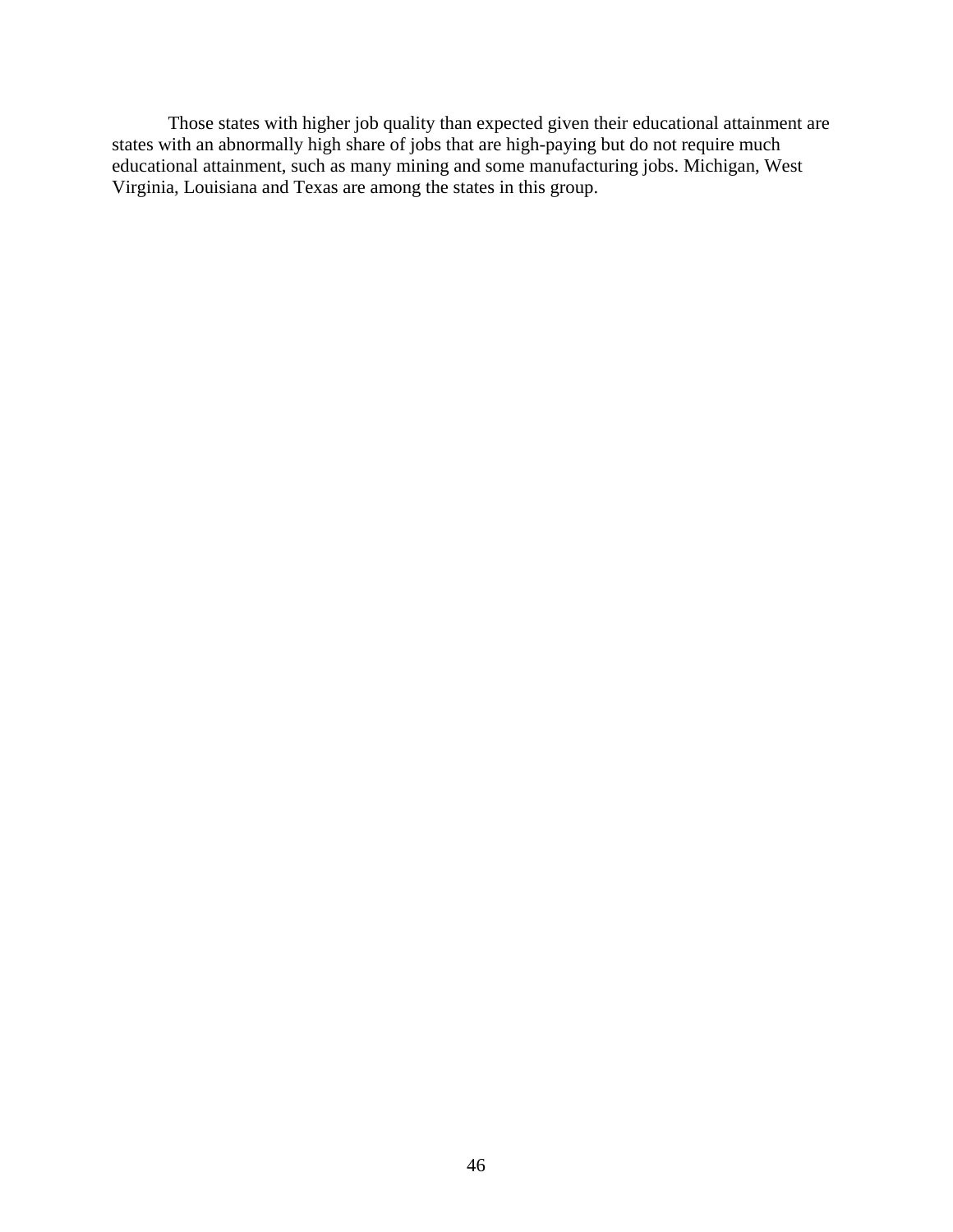Those states with higher job quality than expected given their educational attainment are states with an abnormally high share of jobs that are high-paying but do not require much educational attainment, such as many mining and some manufacturing jobs. Michigan, West Virginia, Louisiana and Texas are among the states in this group.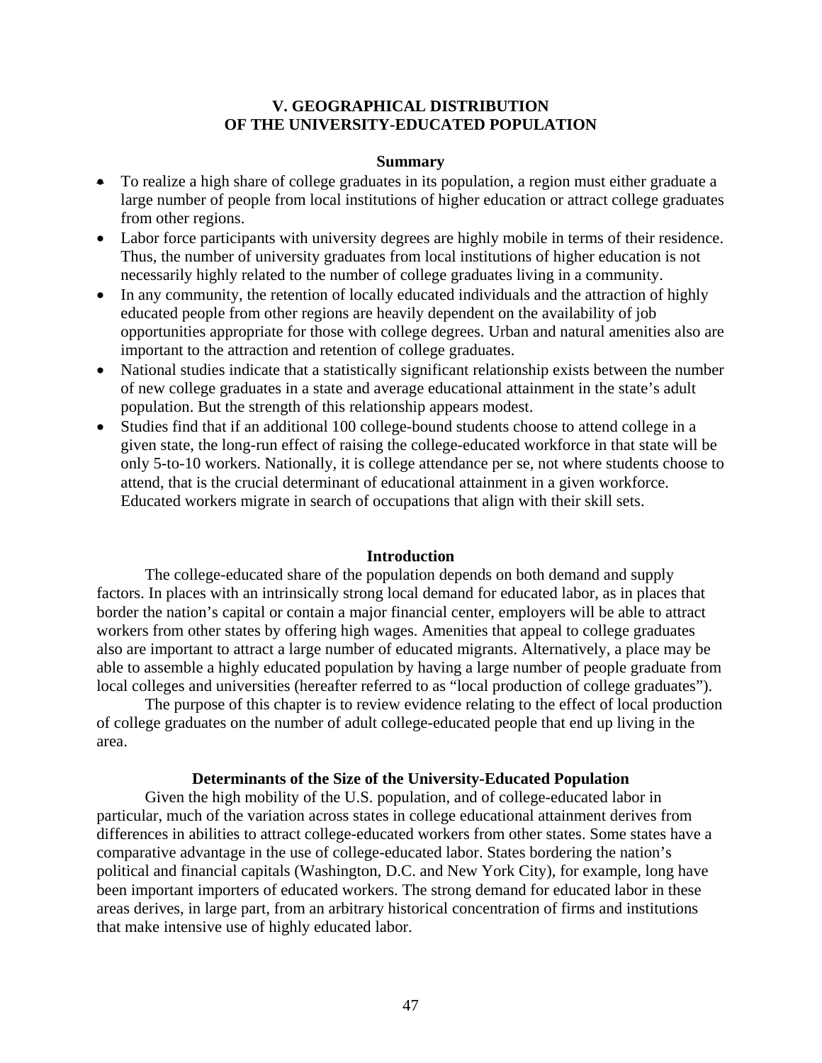## V. GEOGRAPHICAL DISTRIBUTION OF THE UNIVERSITY-EDUCATED POPULATION

### Summary

- To realize a high share of college graduates in its population, a region must either graduate a large number of people from local institutions of higher education or attract college graduates from other regions.
- Labor force participants with university degrees are highly mobile in terms of their residence. Thus, the number of university graduates from local institutions of higher education is not necessarily highly related to the number of college graduates living in a community.
- In any community, the retention of locally educated individuals and the attraction of highly educated people from other regions are heavily dependent on the availability of job opportunities appropriate for those with college degrees. Urban and natural amenities also are important to the attraction and retention of college graduates.
- National studies indicate that a statistically significant relationship exists between the number of new college graduates in a state and average educational attainment in the state's adult population. But the strength of this relationship appears modest.
- Studies find that if an additional 100 college-bound students choose to attend college in a given state, the long-run effect of raising the college-educated workforce in that state will be only 5-to-10 workers. Nationally, it is college attendance per se, not where students choose to attend, that is the crucial determinant of educational attainment in a given workforce. Educated workers migrate in search of occupations that align with their skill sets.

### Introduction

The college-educated share of the population depends on both demand and supply factors. In places with an intrinsically strong local demand for educated labor, as in places that border the nation's capital or contain a major financial center, employers will be able to attract workers from other states by offering high wages. Amenities that appeal to college graduates also are important to attract a large number of educated migrants. Alternatively, a place may be able to assemble a highly educated population by having a large number of people graduate from local colleges and universities (hereafter referred to as "local production of college graduates").

The purpose of this chapter is to review evidence relating to the effect of local production of college graduates on the number of adult college-educated people that end up living in the area.

### Determinants of the Size of the University-Educated Population

Given the high mobility of the U.S. population, and of college-educated labor in particular, much of the variation across states in college educational attainment derives from differences in abilities to attract college-educated workers from other states. Some states have a comparative advantage in the use of college-educated labor. States bordering the nation's political and financial capitals (Washington, D.C. and New York City), for example, long have been important importers of educated workers. The strong demand for educated labor in these areas derives, in large part, from an arbitrary historical concentration of firms and institutions that make intensive use of highly educated labor.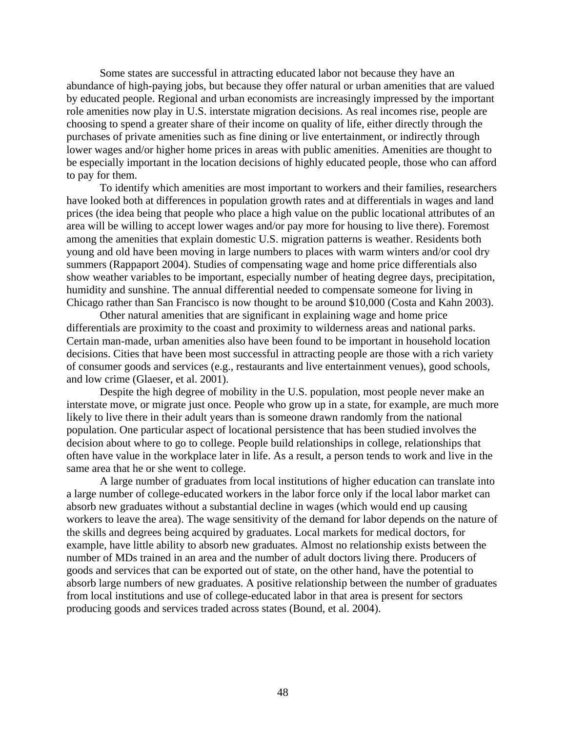Some states are successful in attracting educated labor not because they have an abundance of high-paying jobs, but because they offer natural or urban amenities that are valued by educated people. Regional and urban economists are increasingly impressed by the important role amenities now play in U.S. interstate migration decisions. As real incomes rise, people are choosing to spend a greater share of their income on quality of life, either directly through the purchases of private amenities such as fine dining or live entertainment, or indirectly through lower wages and/or higher home prices in areas with public amenities. Amenities are thought to be especially important in the location decisions of highly educated people, those who can afford to pay for them.

To identify which amenities are most important to workers and their families, researchers have looked both at differences in population growth rates and at differentials in wages and land prices (the idea being that people who place a high value on the public locational attributes of an area will be willing to accept lower wages and/or pay more for housing to live there). Foremost among the amenities that explain domestic U.S. migration patterns is weather. Residents both young and old have been moving in large numbers to places with warm winters and/or cool dry summers (Rappaport 2004). Studies of compensating wage and home price differentials also show weather variables to be important, especially number of heating degree days, precipitation, humidity and sunshine. The annual differential needed to compensate someone for living in Chicago rather than San Francisco is now thought to be around $10,000 (Costa and Kahn 2003).

Other natural amenities that are significant in explaining wage and home price differentials are proximity to the coast and proximity to wilderness areas and national parks. Certain man-made, urban amenities also have been found to be important in household location decisions. Cities that have been most successful in attracting people are those with a rich variety of consumer goods and services (e.g., restaurants and live entertainment venues), good schools, and low crime (Glaeser, et al. 2001).

Despite the high degree of mobility in the U.S. population, most people never make an interstate move, or migrate just once. People who grow up in a state, for example, are much more likely to live there in their adult years than is someone drawn randomly from the national population. One particular aspect of locational persistence that has been studied involves the decision about where to go to college. People build relationships in college, relationships that often have value in the workplace later in life. As a result, a person tends to work and live in the same area that he or she went to college.

A large number of graduates from local institutions of higher education can translate into a large number of college-educated workers in the labor force only if the local labor market can absorb new graduates without a substantial decline in wages (which would end up causing workers to leave the area). The wage sensitivity of the demand for labor depends on the nature of the skills and degrees being acquired by graduates. Local markets for medical doctors, for example, have little ability to absorb new graduates. Almost no relationship exists between the number of MDs trained in an area and the number of adult doctors living there. Producers of goods and services that can be exported out of state, on the other hand, have the potential to absorb large numbers of new graduates. A positive relationship between the number of graduates from local institutions and use of college-educated labor in that area is present for sectors producing goods and services traded across states (Bound, et al. 2004).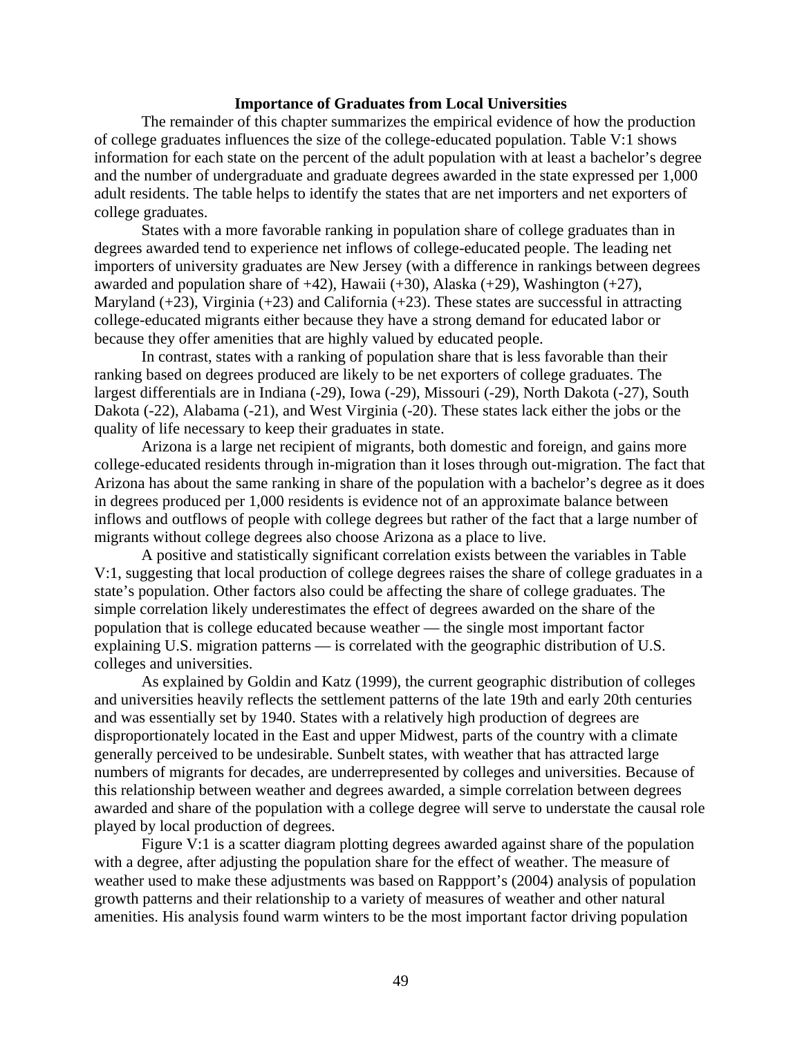### Importance of Graduates from Local Universities

The remainder of this chapter summarizes the empirical evidence of how the production of college graduates influences the size of the college-educated population. Table V:1 shows information for each state on the percent of the adult population with at least a bachelor's degree and the number of undergraduate and graduate degrees awarded in the state expressed per 1,000 adult residents. The table helps to identify the states that are net importers and net exporters of college graduates.

States with a more favorable ranking in population share of college graduates than in degrees awarded tend to experience net inflows of college-educated people. The leading net importers of university graduates are New Jersey (with a difference in rankings between degrees awarded and population share of +42), Hawaii (+30), Alaska (+29), Washington (+27), Maryland (+23), Virginia (+23) and California (+23). These states are successful in attracting college-educated migrants either because they have a strong demand for educated labor or because they offer amenities that are highly valued by educated people.

In contrast, states with a ranking of population share that is less favorable than their ranking based on degrees produced are likely to be net exporters of college graduates. The largest differentials are in Indiana (-29), Iowa (-29), Missouri (-29), North Dakota (-27), South Dakota (-22), Alabama (-21), and West Virginia (-20). These states lack either the jobs or the quality of life necessary to keep their graduates in state.

Arizona is a large net recipient of migrants, both domestic and foreign, and gains more college-educated residents through in-migration than it loses through out-migration. The fact that Arizona has about the same ranking in share of the population with a bachelor's degree as it does in degrees produced per 1,000 residents is evidence not of an approximate balance between inflows and outflows of people with college degrees but rather of the fact that a large number of migrants without college degrees also choose Arizona as a place to live.

A positive and statistically significant correlation exists between the variables in Table V:1, suggesting that local production of college degrees raises the share of college graduates in a state's population. Other factors also could be affecting the share of college graduates. The simple correlation likely underestimates the effect of degrees awarded on the share of the population that is college educated because weather — the single most important factor explaining U.S. migration patterns — is correlated with the geographic distribution of U.S. colleges and universities.

As explained by Goldin and Katz (1999), the current geographic distribution of colleges and universities heavily reflects the settlement patterns of the late 19th and early 20th centuries and was essentially set by 1940. States with a relatively high production of degrees are disproportionately located in the East and upper Midwest, parts of the country with a climate generally perceived to be undesirable. Sunbelt states, with weather that has attracted large numbers of migrants for decades, are underrepresented by colleges and universities. Because of this relationship between weather and degrees awarded, a simple correlation between degrees awarded and share of the population with a college degree will serve to understate the causal role played by local production of degrees.

Figure V:1 is a scatter diagram plotting degrees awarded against share of the population with a degree, after adjusting the population share for the effect of weather. The measure of weather used to make these adjustments was based on Rappport's (2004) analysis of population growth patterns and their relationship to a variety of measures of weather and other natural amenities. His analysis found warm winters to be the most important factor driving population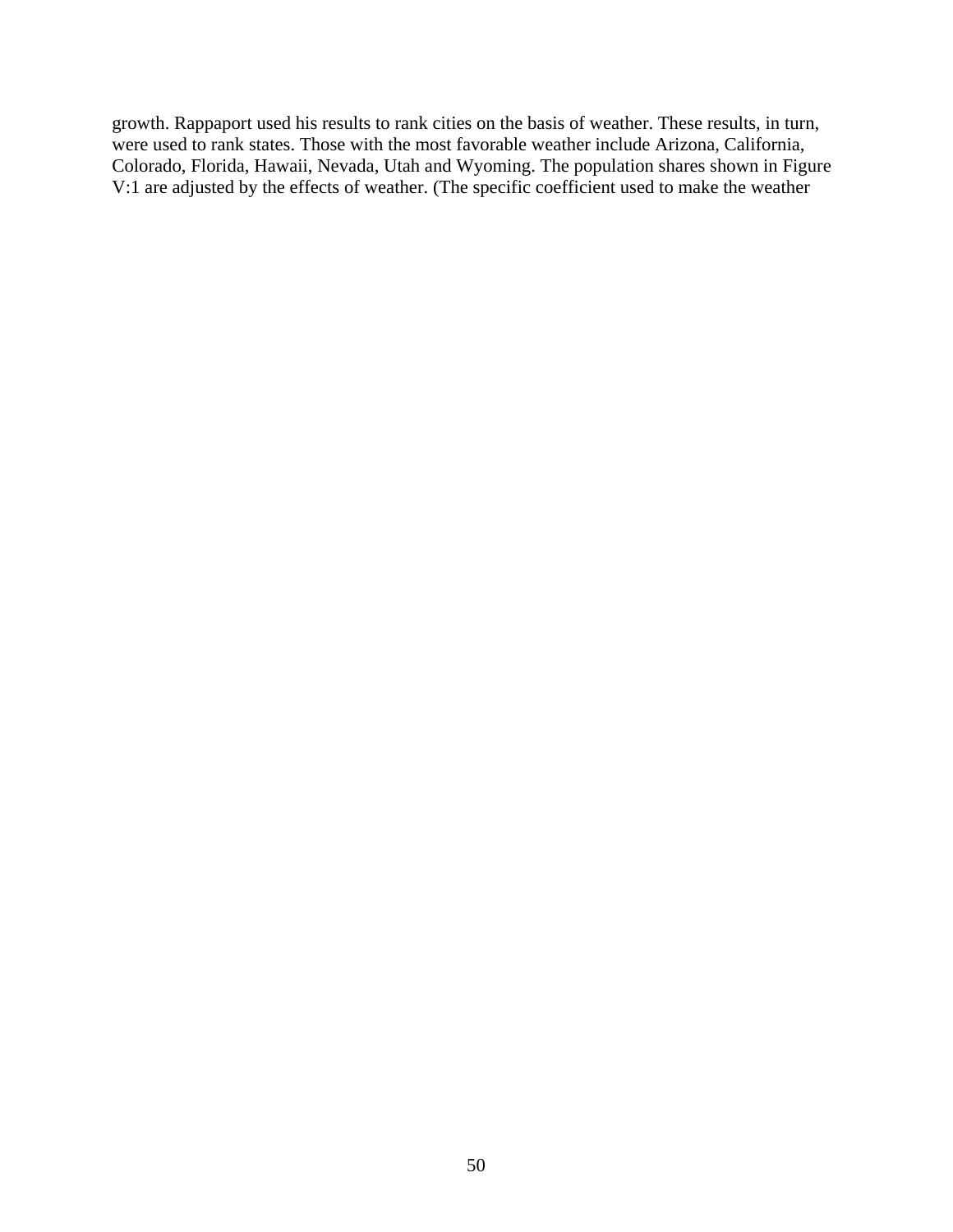growth. Rappaport used his results to rank cities on the basis of weather. These results, in turn, were used to rank states. Those with the most favorable weather include Arizona, California, Colorado, Florida, Hawaii, Nevada, Utah and Wyoming. The population shares shown in Figure V:1 are adjusted by the effects of weather. (The specific coefficient used to make the weather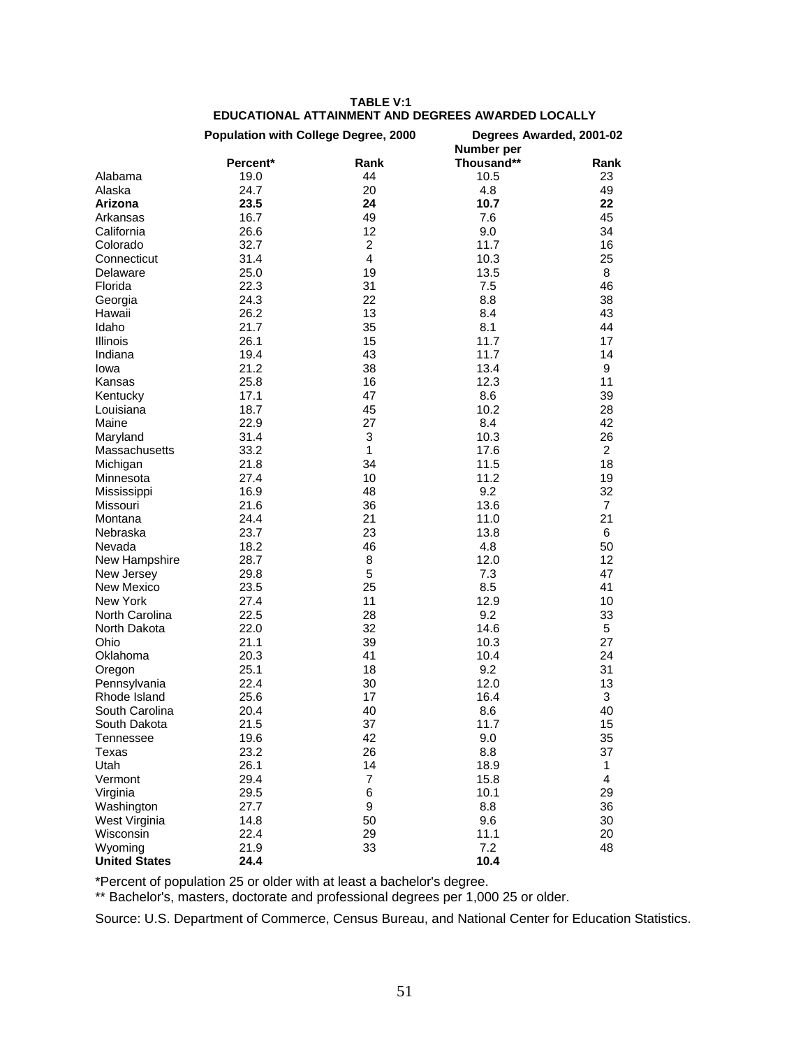**TABLE V:1**
**EDUCATIONAL ATTAINMENT AND DEGREES AWARDED LOCALLY**

| | Population with College Degree, 2000 | | Degrees Awarded, 2001-02 | |
|---|---|---|---|---|
| | Percent* | Rank | Number per Thousand** | Rank |
| Alabama | 19.0 | 44 | 10.5 | 23 |
| Alaska | 24.7 | 20 | 4.8 | 49 |
| **Arizona** | **23.5** | **24** | **10.7** | **22** |
| Arkansas | 16.7 | 49 | 7.6 | 45 |
| California | 26.6 | 12 | 9.0 | 34 |
| Colorado | 32.7 | 2 | 11.7 | 16 |
| Connecticut | 31.4 | 4 | 10.3 | 25 |
| Delaware | 25.0 | 19 | 13.5 | 8 |
| Florida | 22.3 | 31 | 7.5 | 46 |
| Georgia | 24.3 | 22 | 8.8 | 38 |
| Hawaii | 26.2 | 13 | 8.4 | 43 |
| Idaho | 21.7 | 35 | 8.1 | 44 |
| Illinois | 26.1 | 15 | 11.7 | 17 |
| Indiana | 19.4 | 43 | 11.7 | 14 |
| Iowa | 21.2 | 38 | 13.4 | 9 |
| Kansas | 25.8 | 16 | 12.3 | 11 |
| Kentucky | 17.1 | 47 | 8.6 | 39 |
| Louisiana | 18.7 | 45 | 10.2 | 28 |
| Maine | 22.9 | 27 | 8.4 | 42 |
| Maryland | 31.4 | 3 | 10.3 | 26 |
| Massachusetts | 33.2 | 1 | 17.6 | 2 |
| Michigan | 21.8 | 34 | 11.5 | 18 |
| Minnesota | 27.4 | 10 | 11.2 | 19 |
| Mississippi | 16.9 | 48 | 9.2 | 32 |
| Missouri | 21.6 | 36 | 13.6 | 7 |
| Montana | 24.4 | 21 | 11.0 | 21 |
| Nebraska | 23.7 | 23 | 13.8 | 6 |
| Nevada | 18.2 | 46 | 4.8 | 50 |
| New Hampshire | 28.7 | 8 | 12.0 | 12 |
| New Jersey | 29.8 | 5 | 7.3 | 47 |
| New Mexico | 23.5 | 25 | 8.5 | 41 |
| New York | 27.4 | 11 | 12.9 | 10 |
| North Carolina | 22.5 | 28 | 9.2 | 33 |
| North Dakota | 22.0 | 32 | 14.6 | 5 |
| Ohio | 21.1 | 39 | 10.3 | 27 |
| Oklahoma | 20.3 | 41 | 10.4 | 24 |
| Oregon | 25.1 | 18 | 9.2 | 31 |
| Pennsylvania | 22.4 | 30 | 12.0 | 13 |
| Rhode Island | 25.6 | 17 | 16.4 | 3 |
| South Carolina | 20.4 | 40 | 8.6 | 40 |
| South Dakota | 21.5 | 37 | 11.7 | 15 |
| Tennessee | 19.6 | 42 | 9.0 | 35 |
| Texas | 23.2 | 26 | 8.8 | 37 |
| Utah | 26.1 | 14 | 18.9 | 1 |
| Vermont | 29.4 | 7 | 15.8 | 4 |
| Virginia | 29.5 | 6 | 10.1 | 29 |
| Washington | 27.7 | 9 | 8.8 | 36 |
| West Virginia | 14.8 | 50 | 9.6 | 30 |
| Wisconsin | 22.4 | 29 | 11.1 | 20 |
| Wyoming | 21.9 | 33 | 7.2 | 48 |
| **United States** | **24.4** | | **10.4** | |

*Percent of population 25 or older with at least a bachelor's degree.

** Bachelor's, masters, doctorate and professional degrees per 1,000 25 or older.

Source: U.S. Department of Commerce, Census Bureau, and National Center for Education Statistics.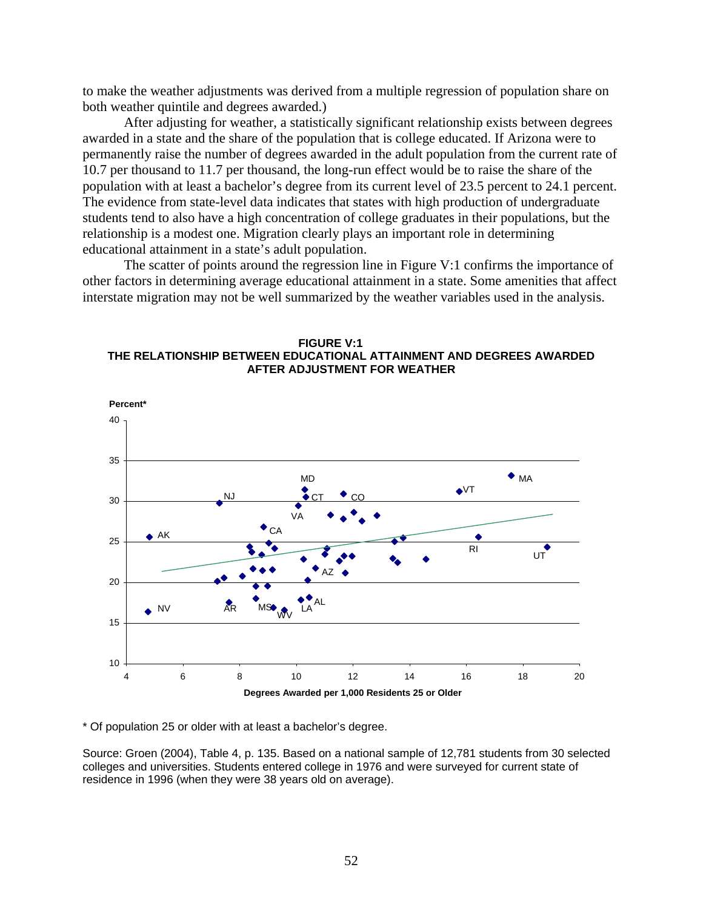to make the weather adjustments was derived from a multiple regression of population share on both weather quintile and degrees awarded.)

After adjusting for weather, a statistically significant relationship exists between degrees awarded in a state and the share of the population that is college educated. If Arizona were to permanently raise the number of degrees awarded in the adult population from the current rate of 10.7 per thousand to 11.7 per thousand, the long-run effect would be to raise the share of the population with at least a bachelor's degree from its current level of 23.5 percent to 24.1 percent. The evidence from state-level data indicates that states with high production of undergraduate students tend to also have a high concentration of college graduates in their populations, but the relationship is a modest one. Migration clearly plays an important role in determining educational attainment in a state's adult population.

The scatter of points around the regression line in Figure V:1 confirms the importance of other factors in determining average educational attainment in a state. Some amenities that affect interstate migration may not be well summarized by the weather variables used in the analysis.

**FIGURE V:1**
**THE RELATIONSHIP BETWEEN EDUCATIONAL ATTAINMENT AND DEGREES AWARDED AFTER ADJUSTMENT FOR WEATHER**

\* Of population 25 or older with at least a bachelor's degree.

Source: Groen (2004), Table 4, p. 135. Based on a national sample of 12,781 students from 30 selected colleges and universities. Students entered college in 1976 and were surveyed for current state of residence in 1996 (when they were 38 years old on average).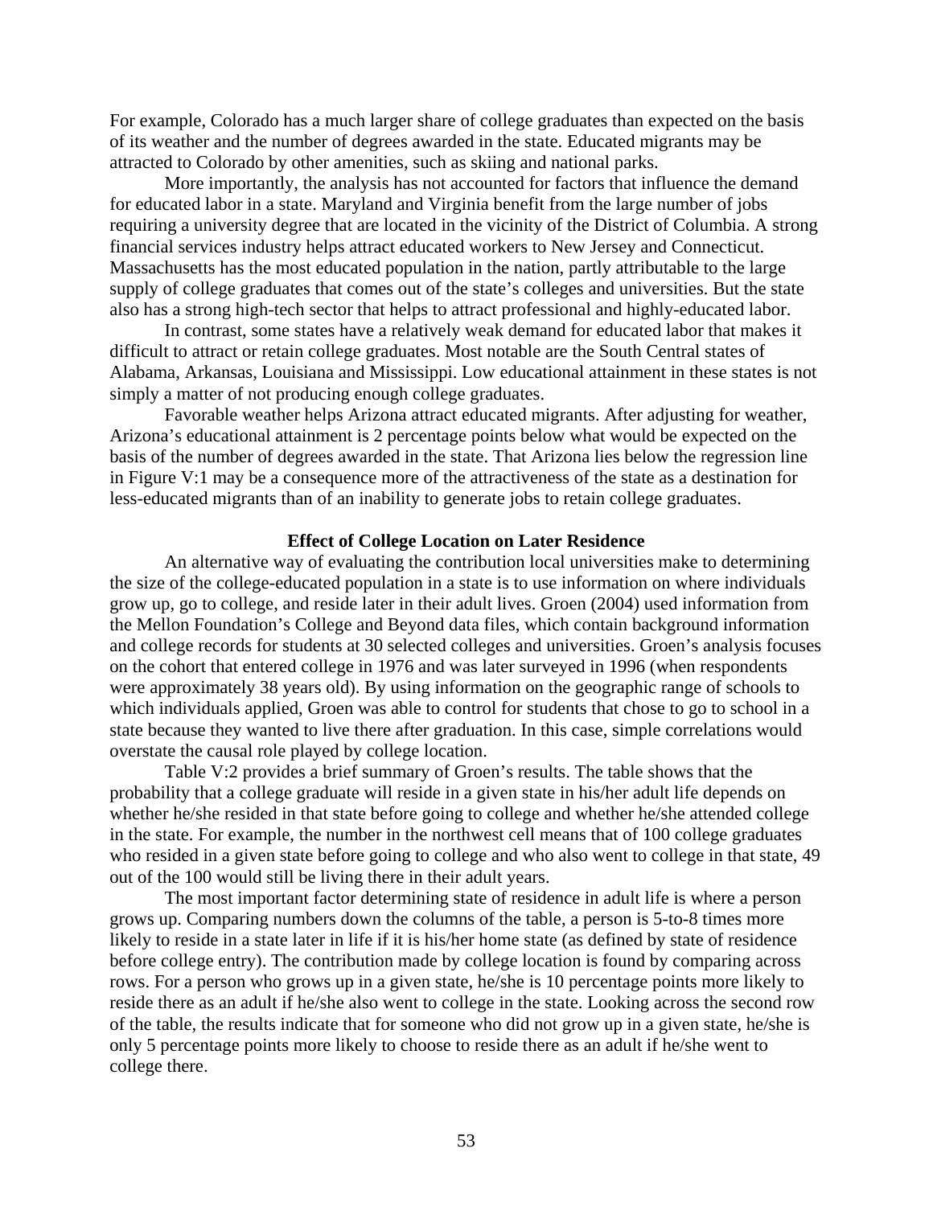For example, Colorado has a much larger share of college graduates than expected on the basis of its weather and the number of degrees awarded in the state. Educated migrants may be attracted to Colorado by other amenities, such as skiing and national parks.

More importantly, the analysis has not accounted for factors that influence the demand for educated labor in a state. Maryland and Virginia benefit from the large number of jobs requiring a university degree that are located in the vicinity of the District of Columbia. A strong financial services industry helps attract educated workers to New Jersey and Connecticut. Massachusetts has the most educated population in the nation, partly attributable to the large supply of college graduates that comes out of the state's colleges and universities. But the state also has a strong high-tech sector that helps to attract professional and highly-educated labor.

In contrast, some states have a relatively weak demand for educated labor that makes it difficult to attract or retain college graduates. Most notable are the South Central states of Alabama, Arkansas, Louisiana and Mississippi. Low educational attainment in these states is not simply a matter of not producing enough college graduates.

Favorable weather helps Arizona attract educated migrants. After adjusting for weather, Arizona's educational attainment is 2 percentage points below what would be expected on the basis of the number of degrees awarded in the state. That Arizona lies below the regression line in Figure V:1 may be a consequence more of the attractiveness of the state as a destination for less-educated migrants than of an inability to generate jobs to retain college graduates.

**Effect of College Location on Later Residence**

An alternative way of evaluating the contribution local universities make to determining the size of the college-educated population in a state is to use information on where individuals grow up, go to college, and reside later in their adult lives. Groen (2004) used information from the Mellon Foundation's College and Beyond data files, which contain background information and college records for students at 30 selected colleges and universities. Groen's analysis focuses on the cohort that entered college in 1976 and was later surveyed in 1996 (when respondents were approximately 38 years old). By using information on the geographic range of schools to which individuals applied, Groen was able to control for students that chose to go to school in a state because they wanted to live there after graduation. In this case, simple correlations would overstate the causal role played by college location.

Table V:2 provides a brief summary of Groen's results. The table shows that the probability that a college graduate will reside in a given state in his/her adult life depends on whether he/she resided in that state before going to college and whether he/she attended college in the state. For example, the number in the northwest cell means that of 100 college graduates who resided in a given state before going to college and who also went to college in that state, 49 out of the 100 would still be living there in their adult years.

The most important factor determining state of residence in adult life is where a person grows up. Comparing numbers down the columns of the table, a person is 5-to-8 times more likely to reside in a state later in life if it is his/her home state (as defined by state of residence before college entry). The contribution made by college location is found by comparing across rows. For a person who grows up in a given state, he/she is 10 percentage points more likely to reside there as an adult if he/she also went to college in the state. Looking across the second row of the table, the results indicate that for someone who did not grow up in a given state, he/she is only 5 percentage points more likely to choose to reside there as an adult if he/she went to college there.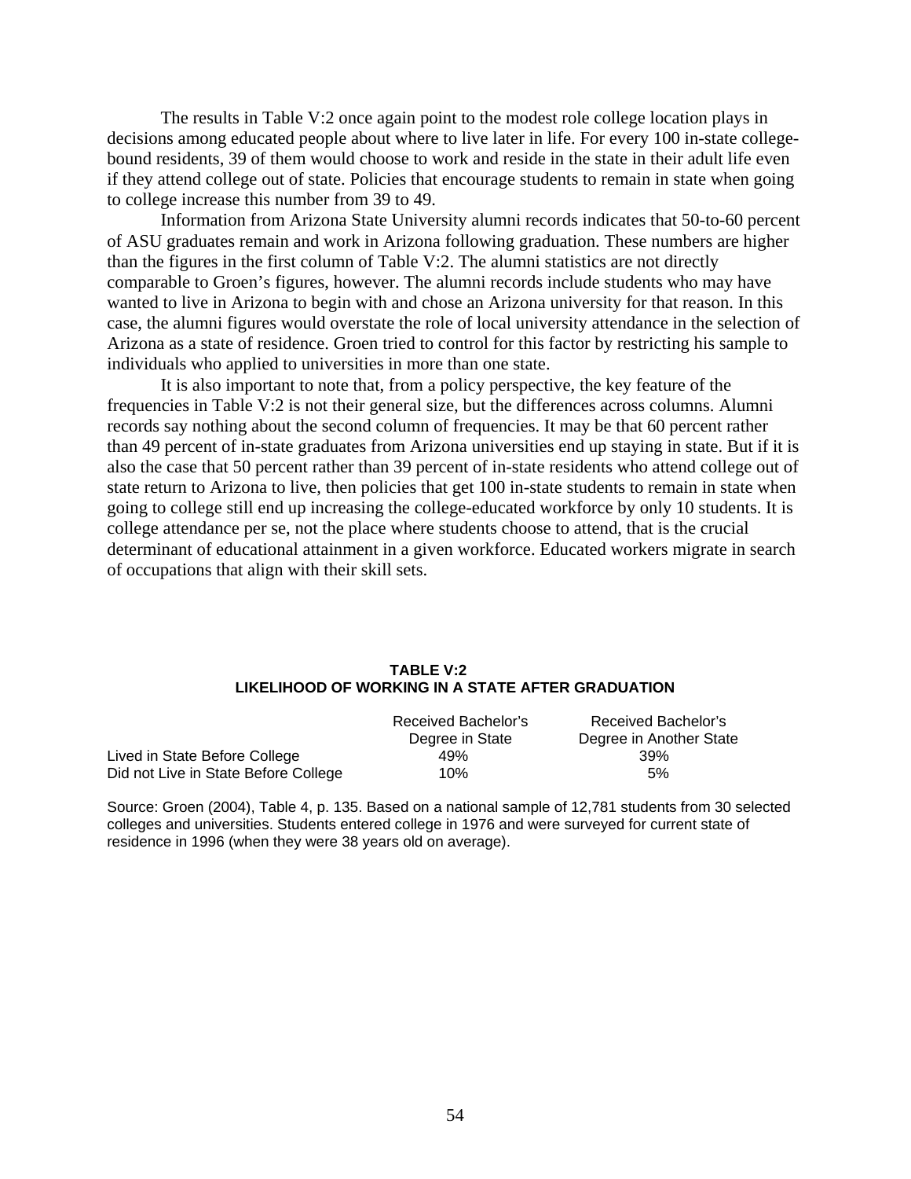The results in Table V:2 once again point to the modest role college location plays in decisions among educated people about where to live later in life. For every 100 in-state college-bound residents, 39 of them would choose to work and reside in the state in their adult life even if they attend college out of state. Policies that encourage students to remain in state when going to college increase this number from 39 to 49.

Information from Arizona State University alumni records indicates that 50-to-60 percent of ASU graduates remain and work in Arizona following graduation. These numbers are higher than the figures in the first column of Table V:2. The alumni statistics are not directly comparable to Groen's figures, however. The alumni records include students who may have wanted to live in Arizona to begin with and chose an Arizona university for that reason. In this case, the alumni figures would overstate the role of local university attendance in the selection of Arizona as a state of residence. Groen tried to control for this factor by restricting his sample to individuals who applied to universities in more than one state.

It is also important to note that, from a policy perspective, the key feature of the frequencies in Table V:2 is not their general size, but the differences across columns. Alumni records say nothing about the second column of frequencies. It may be that 60 percent rather than 49 percent of in-state graduates from Arizona universities end up staying in state. But if it is also the case that 50 percent rather than 39 percent of in-state residents who attend college out of state return to Arizona to live, then policies that get 100 in-state students to remain in state when going to college still end up increasing the college-educated workforce by only 10 students. It is college attendance per se, not the place where students choose to attend, that is the crucial determinant of educational attainment in a given workforce. Educated workers migrate in search of occupations that align with their skill sets.

**TABLE V:2**
**LIKELIHOOD OF WORKING IN A STATE AFTER GRADUATION**

| | Received Bachelor's Degree in State | Received Bachelor's Degree in Another State |
|---|---|---|
| Lived in State Before College | 49% | 39% |
| Did not Live in State Before College | 10% | 5% |

Source: Groen (2004), Table 4, p. 135. Based on a national sample of 12,781 students from 30 selected colleges and universities. Students entered college in 1976 and were surveyed for current state of residence in 1996 (when they were 38 years old on average).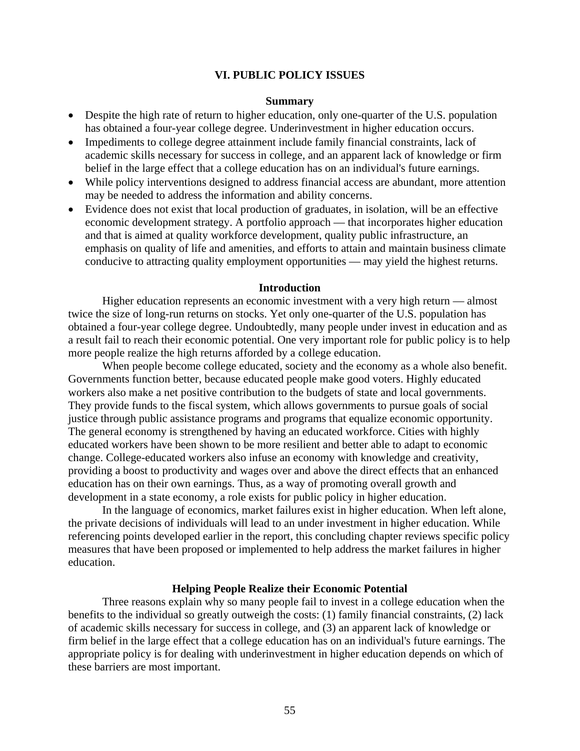## VI. PUBLIC POLICY ISSUES

### Summary

- Despite the high rate of return to higher education, only one-quarter of the U.S. population has obtained a four-year college degree. Underinvestment in higher education occurs.
- Impediments to college degree attainment include family financial constraints, lack of academic skills necessary for success in college, and an apparent lack of knowledge or firm belief in the large effect that a college education has on an individual's future earnings.
- While policy interventions designed to address financial access are abundant, more attention may be needed to address the information and ability concerns.
- Evidence does not exist that local production of graduates, in isolation, will be an effective economic development strategy. A portfolio approach — that incorporates higher education and that is aimed at quality workforce development, quality public infrastructure, an emphasis on quality of life and amenities, and efforts to attain and maintain business climate conducive to attracting quality employment opportunities — may yield the highest returns.

### Introduction

Higher education represents an economic investment with a very high return — almost twice the size of long-run returns on stocks. Yet only one-quarter of the U.S. population has obtained a four-year college degree. Undoubtedly, many people under invest in education and as a result fail to reach their economic potential. One very important role for public policy is to help more people realize the high returns afforded by a college education.

When people become college educated, society and the economy as a whole also benefit. Governments function better, because educated people make good voters. Highly educated workers also make a net positive contribution to the budgets of state and local governments. They provide funds to the fiscal system, which allows governments to pursue goals of social justice through public assistance programs and programs that equalize economic opportunity. The general economy is strengthened by having an educated workforce. Cities with highly educated workers have been shown to be more resilient and better able to adapt to economic change. College-educated workers also infuse an economy with knowledge and creativity, providing a boost to productivity and wages over and above the direct effects that an enhanced education has on their own earnings. Thus, as a way of promoting overall growth and development in a state economy, a role exists for public policy in higher education.

In the language of economics, market failures exist in higher education. When left alone, the private decisions of individuals will lead to an under investment in higher education. While referencing points developed earlier in the report, this concluding chapter reviews specific policy measures that have been proposed or implemented to help address the market failures in higher education.

### Helping People Realize their Economic Potential

Three reasons explain why so many people fail to invest in a college education when the benefits to the individual so greatly outweigh the costs: (1) family financial constraints, (2) lack of academic skills necessary for success in college, and (3) an apparent lack of knowledge or firm belief in the large effect that a college education has on an individual's future earnings. The appropriate policy is for dealing with underinvestment in higher education depends on which of these barriers are most important.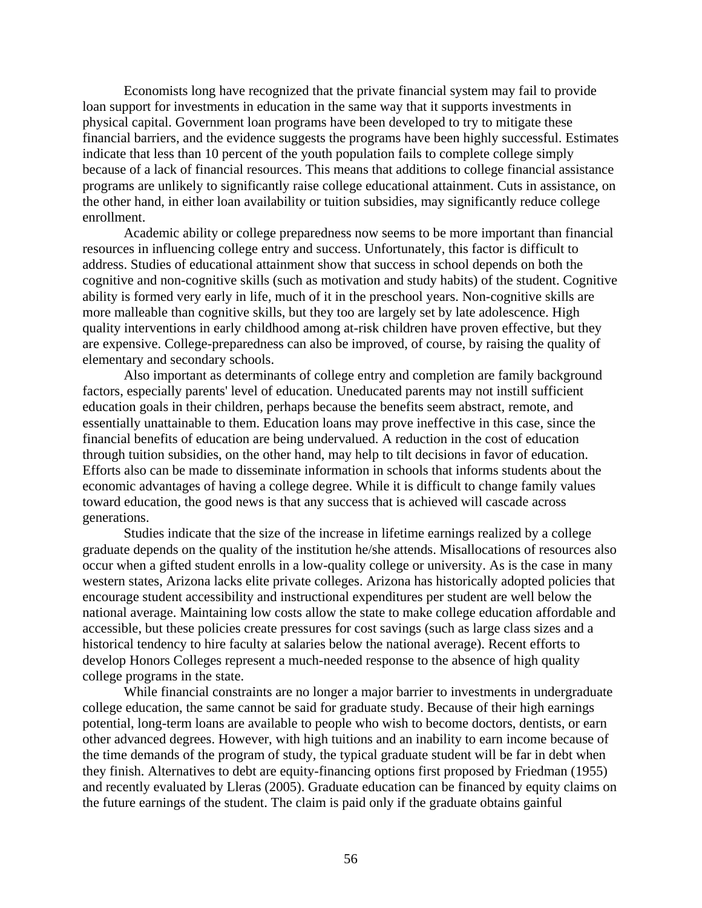Economists long have recognized that the private financial system may fail to provide loan support for investments in education in the same way that it supports investments in physical capital. Government loan programs have been developed to try to mitigate these financial barriers, and the evidence suggests the programs have been highly successful. Estimates indicate that less than 10 percent of the youth population fails to complete college simply because of a lack of financial resources. This means that additions to college financial assistance programs are unlikely to significantly raise college educational attainment. Cuts in assistance, on the other hand, in either loan availability or tuition subsidies, may significantly reduce college enrollment.

Academic ability or college preparedness now seems to be more important than financial resources in influencing college entry and success. Unfortunately, this factor is difficult to address. Studies of educational attainment show that success in school depends on both the cognitive and non-cognitive skills (such as motivation and study habits) of the student. Cognitive ability is formed very early in life, much of it in the preschool years. Non-cognitive skills are more malleable than cognitive skills, but they too are largely set by late adolescence. High quality interventions in early childhood among at-risk children have proven effective, but they are expensive. College-preparedness can also be improved, of course, by raising the quality of elementary and secondary schools.

Also important as determinants of college entry and completion are family background factors, especially parents' level of education. Uneducated parents may not instill sufficient education goals in their children, perhaps because the benefits seem abstract, remote, and essentially unattainable to them. Education loans may prove ineffective in this case, since the financial benefits of education are being undervalued. A reduction in the cost of education through tuition subsidies, on the other hand, may help to tilt decisions in favor of education. Efforts also can be made to disseminate information in schools that informs students about the economic advantages of having a college degree. While it is difficult to change family values toward education, the good news is that any success that is achieved will cascade across generations.

Studies indicate that the size of the increase in lifetime earnings realized by a college graduate depends on the quality of the institution he/she attends. Misallocations of resources also occur when a gifted student enrolls in a low-quality college or university. As is the case in many western states, Arizona lacks elite private colleges. Arizona has historically adopted policies that encourage student accessibility and instructional expenditures per student are well below the national average. Maintaining low costs allow the state to make college education affordable and accessible, but these policies create pressures for cost savings (such as large class sizes and a historical tendency to hire faculty at salaries below the national average). Recent efforts to develop Honors Colleges represent a much-needed response to the absence of high quality college programs in the state.

While financial constraints are no longer a major barrier to investments in undergraduate college education, the same cannot be said for graduate study. Because of their high earnings potential, long-term loans are available to people who wish to become doctors, dentists, or earn other advanced degrees. However, with high tuitions and an inability to earn income because of the time demands of the program of study, the typical graduate student will be far in debt when they finish. Alternatives to debt are equity-financing options first proposed by Friedman (1955) and recently evaluated by Lleras (2005). Graduate education can be financed by equity claims on the future earnings of the student. The claim is paid only if the graduate obtains gainful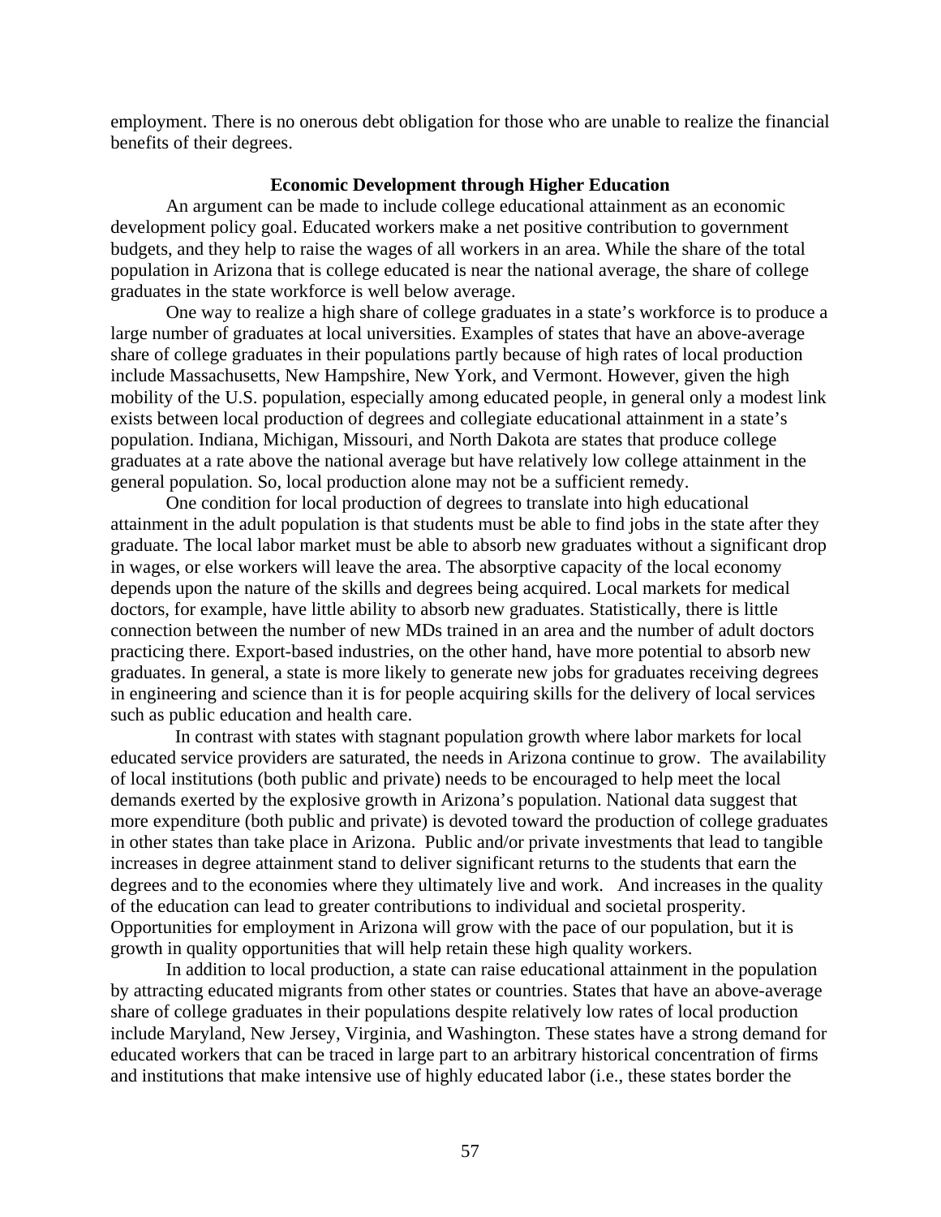employment. There is no onerous debt obligation for those who are unable to realize the financial benefits of their degrees.

## Economic Development through Higher Education

An argument can be made to include college educational attainment as an economic development policy goal. Educated workers make a net positive contribution to government budgets, and they help to raise the wages of all workers in an area. While the share of the total population in Arizona that is college educated is near the national average, the share of college graduates in the state workforce is well below average.

One way to realize a high share of college graduates in a state's workforce is to produce a large number of graduates at local universities. Examples of states that have an above-average share of college graduates in their populations partly because of high rates of local production include Massachusetts, New Hampshire, New York, and Vermont. However, given the high mobility of the U.S. population, especially among educated people, in general only a modest link exists between local production of degrees and collegiate educational attainment in a state's population. Indiana, Michigan, Missouri, and North Dakota are states that produce college graduates at a rate above the national average but have relatively low college attainment in the general population. So, local production alone may not be a sufficient remedy.

One condition for local production of degrees to translate into high educational attainment in the adult population is that students must be able to find jobs in the state after they graduate. The local labor market must be able to absorb new graduates without a significant drop in wages, or else workers will leave the area. The absorptive capacity of the local economy depends upon the nature of the skills and degrees being acquired. Local markets for medical doctors, for example, have little ability to absorb new graduates. Statistically, there is little connection between the number of new MDs trained in an area and the number of adult doctors practicing there. Export-based industries, on the other hand, have more potential to absorb new graduates. In general, a state is more likely to generate new jobs for graduates receiving degrees in engineering and science than it is for people acquiring skills for the delivery of local services such as public education and health care.

In contrast with states with stagnant population growth where labor markets for local educated service providers are saturated, the needs in Arizona continue to grow. The availability of local institutions (both public and private) needs to be encouraged to help meet the local demands exerted by the explosive growth in Arizona's population. National data suggest that more expenditure (both public and private) is devoted toward the production of college graduates in other states than take place in Arizona. Public and/or private investments that lead to tangible increases in degree attainment stand to deliver significant returns to the students that earn the degrees and to the economies where they ultimately live and work. And increases in the quality of the education can lead to greater contributions to individual and societal prosperity. Opportunities for employment in Arizona will grow with the pace of our population, but it is growth in quality opportunities that will help retain these high quality workers.

In addition to local production, a state can raise educational attainment in the population by attracting educated migrants from other states or countries. States that have an above-average share of college graduates in their populations despite relatively low rates of local production include Maryland, New Jersey, Virginia, and Washington. These states have a strong demand for educated workers that can be traced in large part to an arbitrary historical concentration of firms and institutions that make intensive use of highly educated labor (i.e., these states border the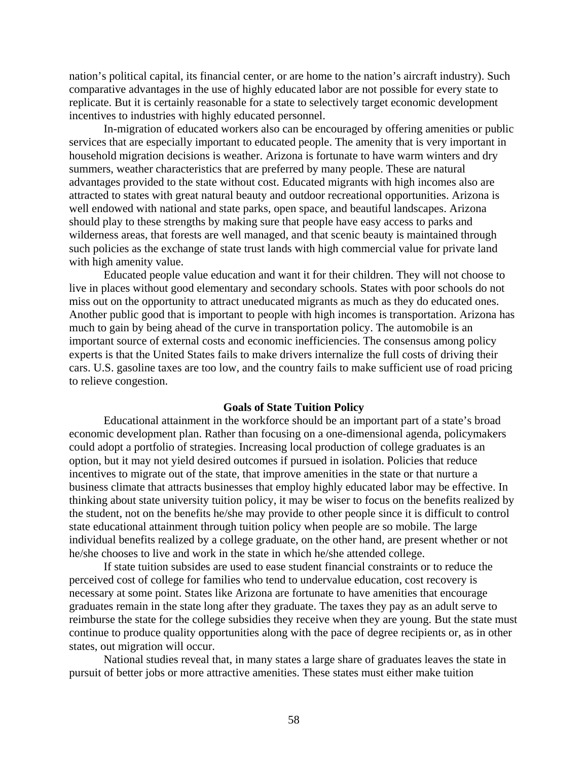nation's political capital, its financial center, or are home to the nation's aircraft industry). Such comparative advantages in the use of highly educated labor are not possible for every state to replicate. But it is certainly reasonable for a state to selectively target economic development incentives to industries with highly educated personnel.

In-migration of educated workers also can be encouraged by offering amenities or public services that are especially important to educated people. The amenity that is very important in household migration decisions is weather. Arizona is fortunate to have warm winters and dry summers, weather characteristics that are preferred by many people. These are natural advantages provided to the state without cost. Educated migrants with high incomes also are attracted to states with great natural beauty and outdoor recreational opportunities. Arizona is well endowed with national and state parks, open space, and beautiful landscapes. Arizona should play to these strengths by making sure that people have easy access to parks and wilderness areas, that forests are well managed, and that scenic beauty is maintained through such policies as the exchange of state trust lands with high commercial value for private land with high amenity value.

Educated people value education and want it for their children. They will not choose to live in places without good elementary and secondary schools. States with poor schools do not miss out on the opportunity to attract uneducated migrants as much as they do educated ones. Another public good that is important to people with high incomes is transportation. Arizona has much to gain by being ahead of the curve in transportation policy. The automobile is an important source of external costs and economic inefficiencies. The consensus among policy experts is that the United States fails to make drivers internalize the full costs of driving their cars. U.S. gasoline taxes are too low, and the country fails to make sufficient use of road pricing to relieve congestion.

## Goals of State Tuition Policy

Educational attainment in the workforce should be an important part of a state's broad economic development plan. Rather than focusing on a one-dimensional agenda, policymakers could adopt a portfolio of strategies. Increasing local production of college graduates is an option, but it may not yield desired outcomes if pursued in isolation. Policies that reduce incentives to migrate out of the state, that improve amenities in the state or that nurture a business climate that attracts businesses that employ highly educated labor may be effective. In thinking about state university tuition policy, it may be wiser to focus on the benefits realized by the student, not on the benefits he/she may provide to other people since it is difficult to control state educational attainment through tuition policy when people are so mobile. The large individual benefits realized by a college graduate, on the other hand, are present whether or not he/she chooses to live and work in the state in which he/she attended college.

If state tuition subsides are used to ease student financial constraints or to reduce the perceived cost of college for families who tend to undervalue education, cost recovery is necessary at some point. States like Arizona are fortunate to have amenities that encourage graduates remain in the state long after they graduate. The taxes they pay as an adult serve to reimburse the state for the college subsidies they receive when they are young. But the state must continue to produce quality opportunities along with the pace of degree recipients or, as in other states, out migration will occur.

National studies reveal that, in many states a large share of graduates leaves the state in pursuit of better jobs or more attractive amenities. These states must either make tuition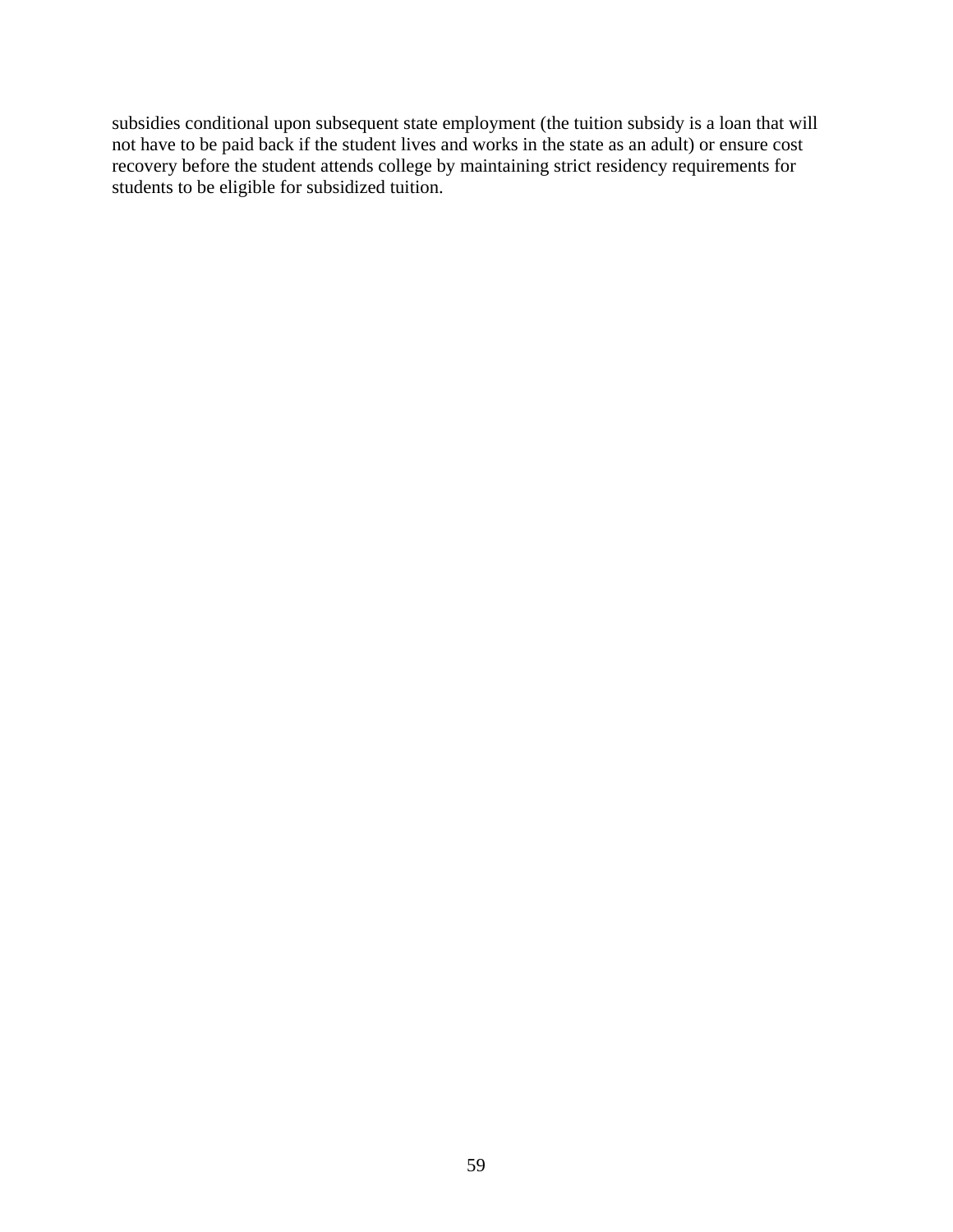subsidies conditional upon subsequent state employment (the tuition subsidy is a loan that will not have to be paid back if the student lives and works in the state as an adult) or ensure cost recovery before the student attends college by maintaining strict residency requirements for students to be eligible for subsidized tuition.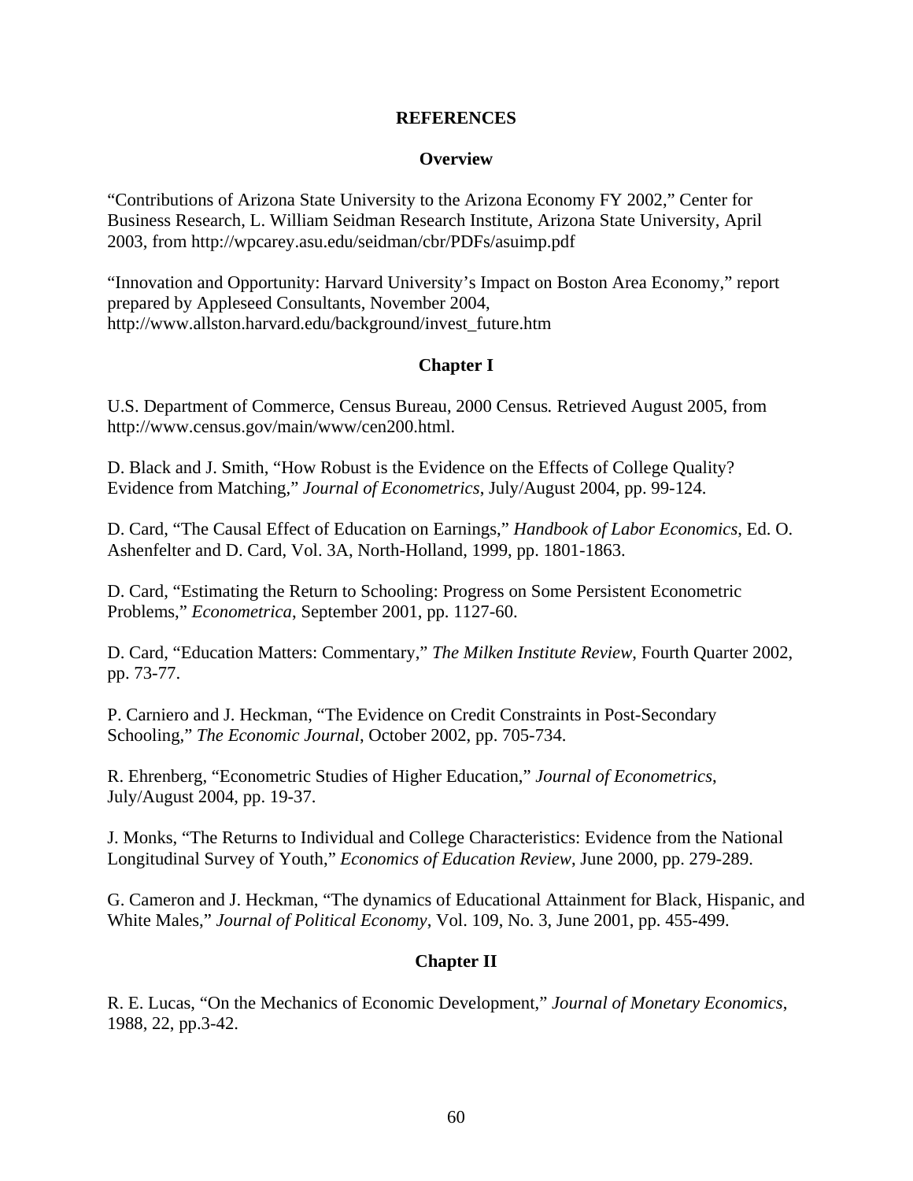# REFERENCES

## Overview

"Contributions of Arizona State University to the Arizona Economy FY 2002," Center for Business Research, L. William Seidman Research Institute, Arizona State University, April 2003, from http://wpcarey.asu.edu/seidman/cbr/PDFs/asuimp.pdf

"Innovation and Opportunity: Harvard University's Impact on Boston Area Economy," report prepared by Appleseed Consultants, November 2004, http://www.allston.harvard.edu/background/invest_future.htm

## Chapter I

U.S. Department of Commerce, Census Bureau, 2000 Census*.* Retrieved August 2005, from http://www.census.gov/main/www/cen200.html.

D. Black and J. Smith, "How Robust is the Evidence on the Effects of College Quality? Evidence from Matching," *Journal of Econometrics*, July/August 2004, pp. 99-124.

D. Card, "The Causal Effect of Education on Earnings," *Handbook of Labor Economics*, Ed. O. Ashenfelter and D. Card, Vol. 3A, North-Holland, 1999, pp. 1801-1863.

D. Card, "Estimating the Return to Schooling: Progress on Some Persistent Econometric Problems," *Econometrica,* September 2001, pp. 1127-60.

D. Card, "Education Matters: Commentary," *The Milken Institute Review*, Fourth Quarter 2002, pp. 73-77.

P. Carniero and J. Heckman, "The Evidence on Credit Constraints in Post-Secondary Schooling," *The Economic Journal*, October 2002, pp. 705-734.

R. Ehrenberg, "Econometric Studies of Higher Education," *Journal of Econometrics*, July/August 2004, pp. 19-37.

J. Monks, "The Returns to Individual and College Characteristics: Evidence from the National Longitudinal Survey of Youth," *Economics of Education Review*, June 2000, pp. 279-289.

G. Cameron and J. Heckman, "The dynamics of Educational Attainment for Black, Hispanic, and White Males," *Journal of Political Economy*, Vol. 109, No. 3, June 2001, pp. 455-499.

## Chapter II

R. E. Lucas, "On the Mechanics of Economic Development," *Journal of Monetary Economics*, 1988, 22, pp.3-42.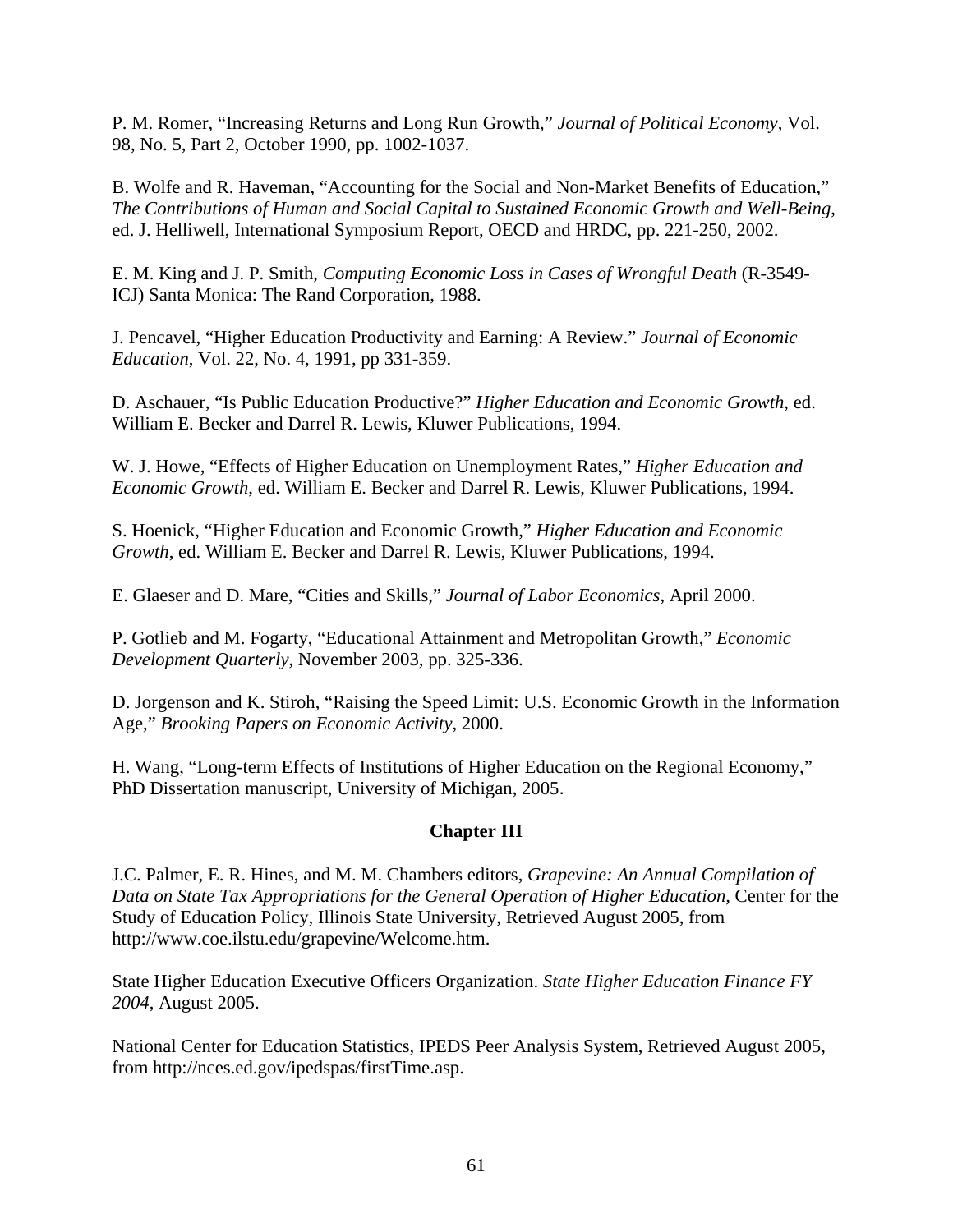P. M. Romer, “Increasing Returns and Long Run Growth,” *Journal of Political Economy*, Vol. 98, No. 5, Part 2, October 1990, pp. 1002-1037.

B. Wolfe and R. Haveman, “Accounting for the Social and Non-Market Benefits of Education,” *The Contributions of Human and Social Capital to Sustained Economic Growth and Well-Being*, ed. J. Helliwell, International Symposium Report, OECD and HRDC, pp. 221-250, 2002.

E. M. King and J. P. Smith, *Computing Economic Loss in Cases of Wrongful Death* (R-3549-ICJ) Santa Monica: The Rand Corporation, 1988.

J. Pencavel, “Higher Education Productivity and Earning: A Review.” *Journal of Economic Education*, Vol. 22, No. 4, 1991, pp 331-359.

D. Aschauer, “Is Public Education Productive?” *Higher Education and Economic Growth*, ed. William E. Becker and Darrel R. Lewis, Kluwer Publications, 1994.

W. J. Howe, “Effects of Higher Education on Unemployment Rates,” *Higher Education and Economic Growth*, ed. William E. Becker and Darrel R. Lewis, Kluwer Publications, 1994.

S. Hoenick, “Higher Education and Economic Growth,” *Higher Education and Economic Growth*, ed. William E. Becker and Darrel R. Lewis, Kluwer Publications, 1994.

E. Glaeser and D. Mare, “Cities and Skills,” *Journal of Labor Economics*, April 2000.

P. Gotlieb and M. Fogarty, “Educational Attainment and Metropolitan Growth,” *Economic Development Quarterly*, November 2003, pp. 325-336.

D. Jorgenson and K. Stiroh, “Raising the Speed Limit: U.S. Economic Growth in the Information Age,” *Brooking Papers on Economic Activity*, 2000.

H. Wang, “Long-term Effects of Institutions of Higher Education on the Regional Economy,” PhD Dissertation manuscript, University of Michigan, 2005.

## Chapter III

J.C. Palmer, E. R. Hines, and M. M. Chambers editors, *Grapevine: An Annual Compilation of Data on State Tax Appropriations for the General Operation of Higher Education*, Center for the Study of Education Policy, Illinois State University, Retrieved August 2005, from http://www.coe.ilstu.edu/grapevine/Welcome.htm.

State Higher Education Executive Officers Organization. *State Higher Education Finance FY 2004*, August 2005.

National Center for Education Statistics, IPEDS Peer Analysis System, Retrieved August 2005, from http://nces.ed.gov/ipedspas/firstTime.asp.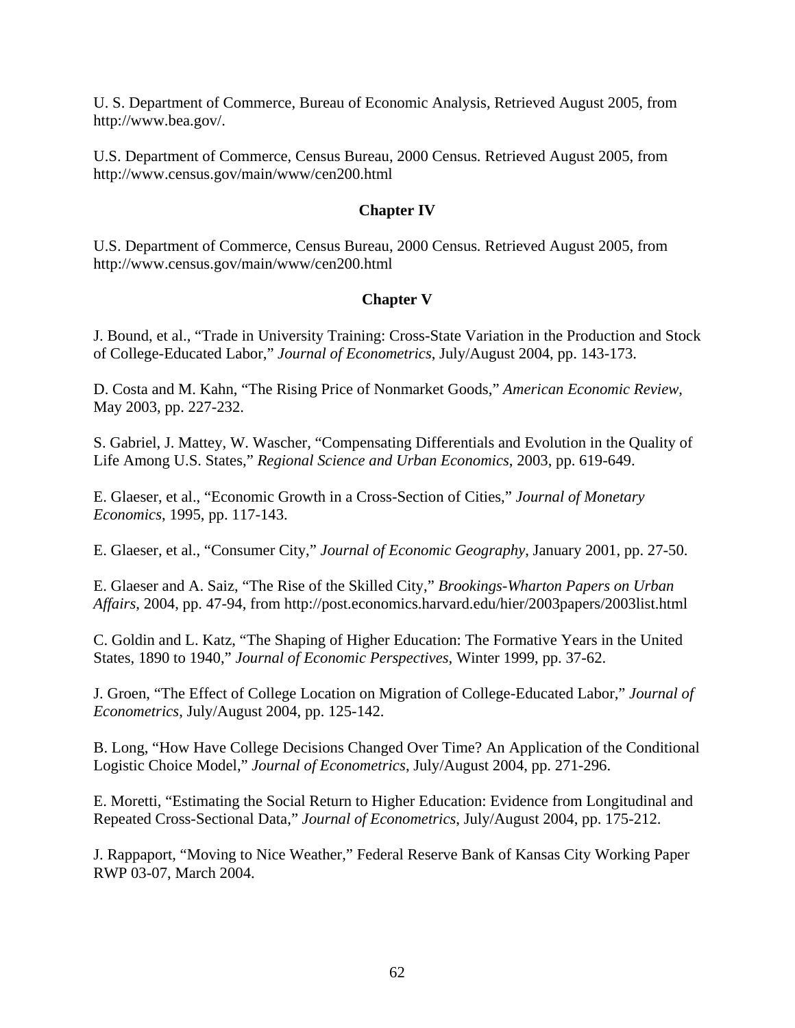U. S. Department of Commerce, Bureau of Economic Analysis, Retrieved August 2005, from http://www.bea.gov/.

U.S. Department of Commerce, Census Bureau, 2000 Census. Retrieved August 2005, from http://www.census.gov/main/www/cen200.html

## Chapter IV

U.S. Department of Commerce, Census Bureau, 2000 Census. Retrieved August 2005, from http://www.census.gov/main/www/cen200.html

## Chapter V

J. Bound, et al., "Trade in University Training: Cross-State Variation in the Production and Stock of College-Educated Labor," *Journal of Econometrics*, July/August 2004, pp. 143-173.

D. Costa and M. Kahn, "The Rising Price of Nonmarket Goods," *American Economic Review*, May 2003, pp. 227-232.

S. Gabriel, J. Mattey, W. Wascher, "Compensating Differentials and Evolution in the Quality of Life Among U.S. States," *Regional Science and Urban Economics*, 2003, pp. 619-649.

E. Glaeser, et al., "Economic Growth in a Cross-Section of Cities," *Journal of Monetary Economics*, 1995, pp. 117-143.

E. Glaeser, et al., "Consumer City," *Journal of Economic Geography*, January 2001, pp. 27-50.

E. Glaeser and A. Saiz, "The Rise of the Skilled City," *Brookings-Wharton Papers on Urban Affairs*, 2004, pp. 47-94, from http://post.economics.harvard.edu/hier/2003papers/2003list.html

C. Goldin and L. Katz, "The Shaping of Higher Education: The Formative Years in the United States, 1890 to 1940," *Journal of Economic Perspectives*, Winter 1999, pp. 37-62.

J. Groen, "The Effect of College Location on Migration of College-Educated Labor," *Journal of Econometrics*, July/August 2004, pp. 125-142.

B. Long, "How Have College Decisions Changed Over Time? An Application of the Conditional Logistic Choice Model," *Journal of Econometrics*, July/August 2004, pp. 271-296.

E. Moretti, "Estimating the Social Return to Higher Education: Evidence from Longitudinal and Repeated Cross-Sectional Data," *Journal of Econometrics*, July/August 2004, pp. 175-212.

J. Rappaport, "Moving to Nice Weather," Federal Reserve Bank of Kansas City Working Paper RWP 03-07, March 2004.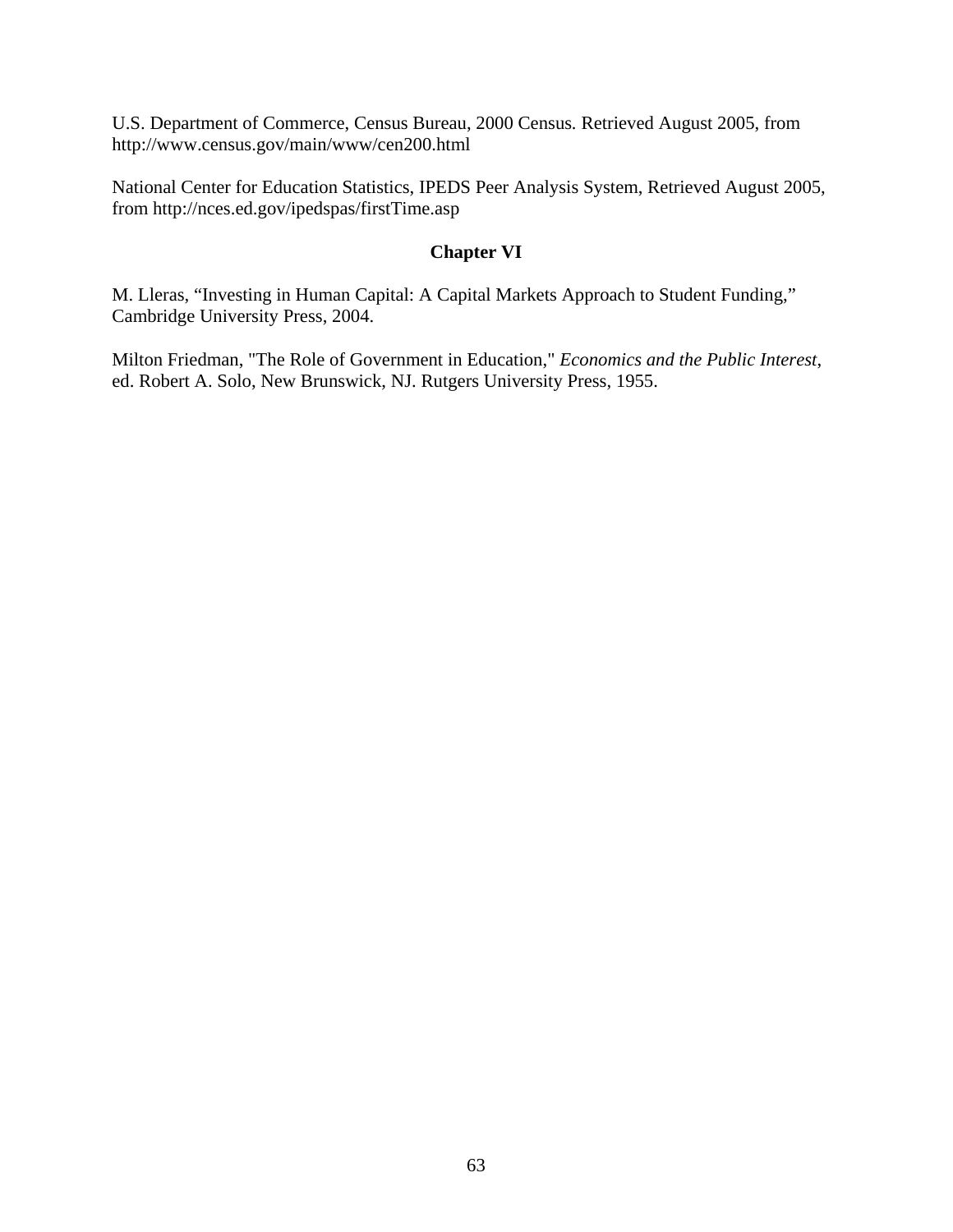U.S. Department of Commerce, Census Bureau, 2000 Census. Retrieved August 2005, from http://www.census.gov/main/www/cen200.html

National Center for Education Statistics, IPEDS Peer Analysis System, Retrieved August 2005, from http://nces.ed.gov/ipedspas/firstTime.asp

### Chapter VI

M. Lleras, "Investing in Human Capital: A Capital Markets Approach to Student Funding," Cambridge University Press, 2004.

Milton Friedman, "The Role of Government in Education," *Economics and the Public Interest*, ed. Robert A. Solo, New Brunswick, NJ. Rutgers University Press, 1955.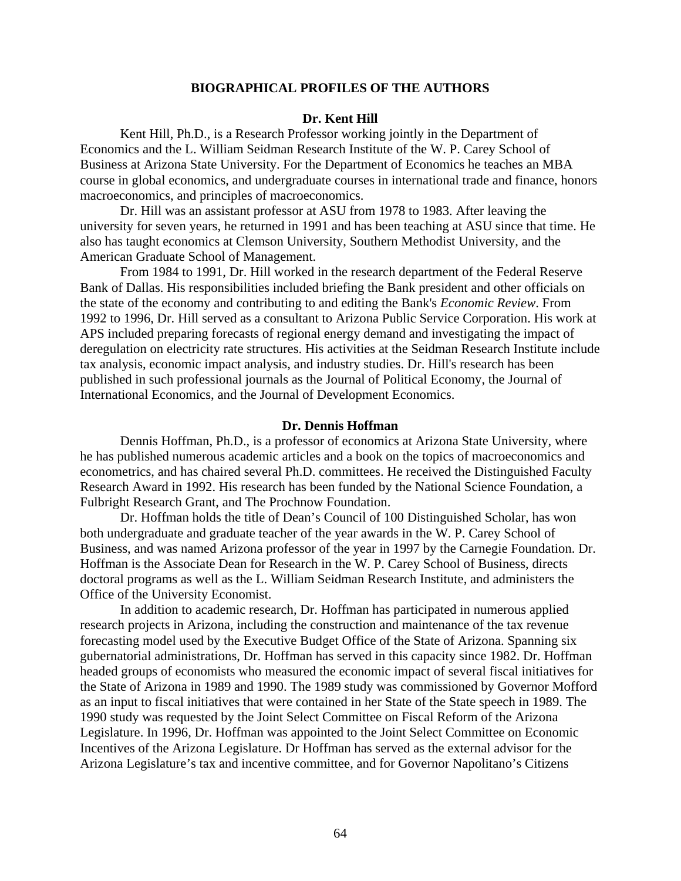## BIOGRAPHICAL PROFILES OF THE AUTHORS

### Dr. Kent Hill

Kent Hill, Ph.D., is a Research Professor working jointly in the Department of Economics and the L. William Seidman Research Institute of the W. P. Carey School of Business at Arizona State University. For the Department of Economics he teaches an MBA course in global economics, and undergraduate courses in international trade and finance, honors macroeconomics, and principles of macroeconomics.

Dr. Hill was an assistant professor at ASU from 1978 to 1983. After leaving the university for seven years, he returned in 1991 and has been teaching at ASU since that time. He also has taught economics at Clemson University, Southern Methodist University, and the American Graduate School of Management.

From 1984 to 1991, Dr. Hill worked in the research department of the Federal Reserve Bank of Dallas. His responsibilities included briefing the Bank president and other officials on the state of the economy and contributing to and editing the Bank's *Economic Review*. From 1992 to 1996, Dr. Hill served as a consultant to Arizona Public Service Corporation. His work at APS included preparing forecasts of regional energy demand and investigating the impact of deregulation on electricity rate structures. His activities at the Seidman Research Institute include tax analysis, economic impact analysis, and industry studies. Dr. Hill's research has been published in such professional journals as the Journal of Political Economy, the Journal of International Economics, and the Journal of Development Economics.

### Dr. Dennis Hoffman

Dennis Hoffman, Ph.D., is a professor of economics at Arizona State University, where he has published numerous academic articles and a book on the topics of macroeconomics and econometrics, and has chaired several Ph.D. committees. He received the Distinguished Faculty Research Award in 1992. His research has been funded by the National Science Foundation, a Fulbright Research Grant, and The Prochnow Foundation.

Dr. Hoffman holds the title of Dean's Council of 100 Distinguished Scholar, has won both undergraduate and graduate teacher of the year awards in the W. P. Carey School of Business, and was named Arizona professor of the year in 1997 by the Carnegie Foundation. Dr. Hoffman is the Associate Dean for Research in the W. P. Carey School of Business, directs doctoral programs as well as the L. William Seidman Research Institute, and administers the Office of the University Economist.

In addition to academic research, Dr. Hoffman has participated in numerous applied research projects in Arizona, including the construction and maintenance of the tax revenue forecasting model used by the Executive Budget Office of the State of Arizona. Spanning six gubernatorial administrations, Dr. Hoffman has served in this capacity since 1982. Dr. Hoffman headed groups of economists who measured the economic impact of several fiscal initiatives for the State of Arizona in 1989 and 1990. The 1989 study was commissioned by Governor Mofford as an input to fiscal initiatives that were contained in her State of the State speech in 1989. The 1990 study was requested by the Joint Select Committee on Fiscal Reform of the Arizona Legislature. In 1996, Dr. Hoffman was appointed to the Joint Select Committee on Economic Incentives of the Arizona Legislature. Dr Hoffman has served as the external advisor for the Arizona Legislature's tax and incentive committee, and for Governor Napolitano's Citizens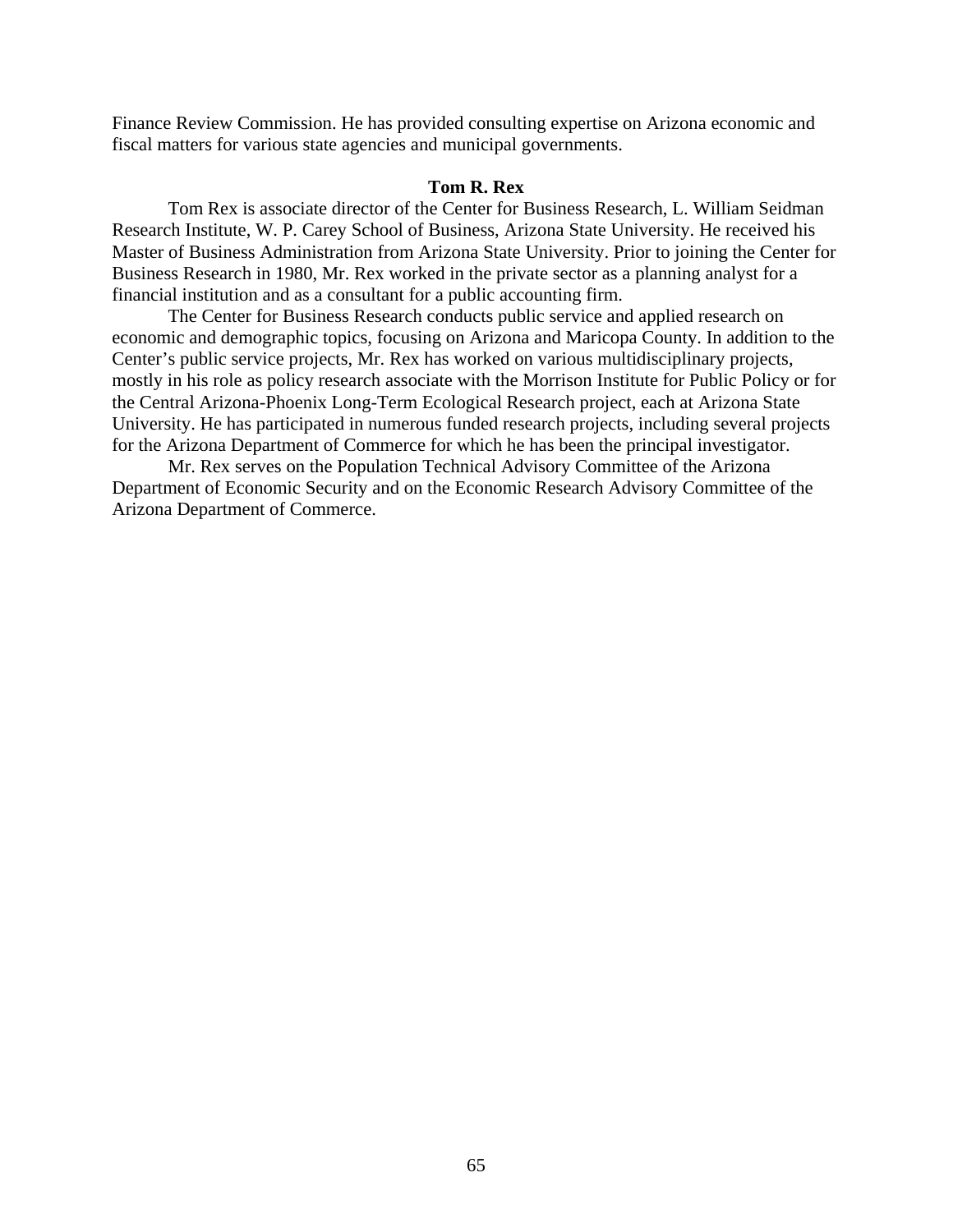Finance Review Commission. He has provided consulting expertise on Arizona economic and fiscal matters for various state agencies and municipal governments.

**Tom R. Rex**

Tom Rex is associate director of the Center for Business Research, L. William Seidman Research Institute, W. P. Carey School of Business, Arizona State University. He received his Master of Business Administration from Arizona State University. Prior to joining the Center for Business Research in 1980, Mr. Rex worked in the private sector as a planning analyst for a financial institution and as a consultant for a public accounting firm.

The Center for Business Research conducts public service and applied research on economic and demographic topics, focusing on Arizona and Maricopa County. In addition to the Center's public service projects, Mr. Rex has worked on various multidisciplinary projects, mostly in his role as policy research associate with the Morrison Institute for Public Policy or for the Central Arizona-Phoenix Long-Term Ecological Research project, each at Arizona State University. He has participated in numerous funded research projects, including several projects for the Arizona Department of Commerce for which he has been the principal investigator.

Mr. Rex serves on the Population Technical Advisory Committee of the Arizona Department of Economic Security and on the Economic Research Advisory Committee of the Arizona Department of Commerce.